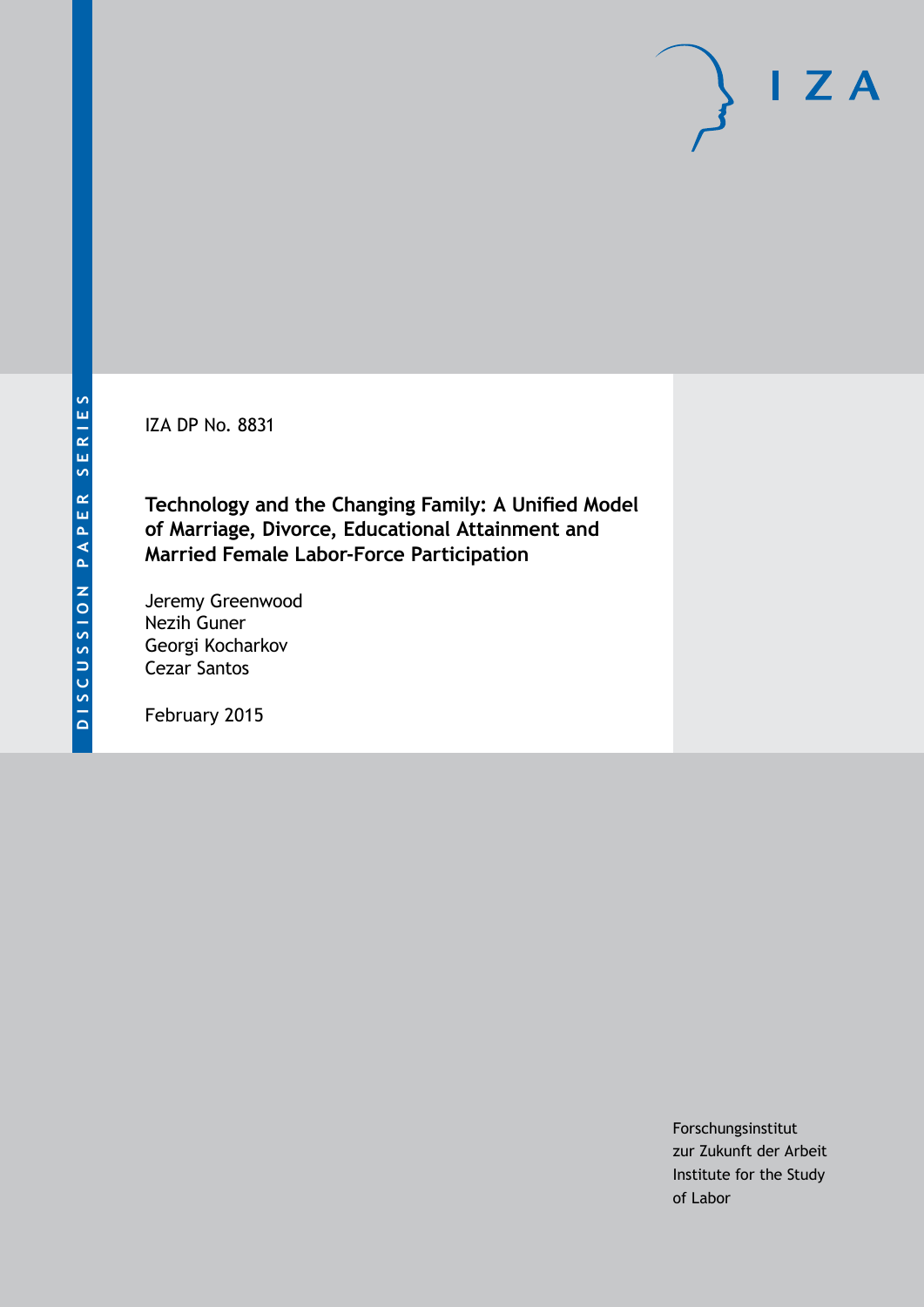DISCUSSION PAPER SERIES

IZA DP No. 8831

# Technology and the Changing Family: A Unified Model of Marriage, Divorce, Educational Attainment and Married Female Labor-Force Participation

Jeremy Greenwood
Nezih Guner
Georgi Kocharkov
Cezar Santos

February 2015

Forschungsinstitut
zur Zukunft der Arbeit
Institute for the Study
of Labor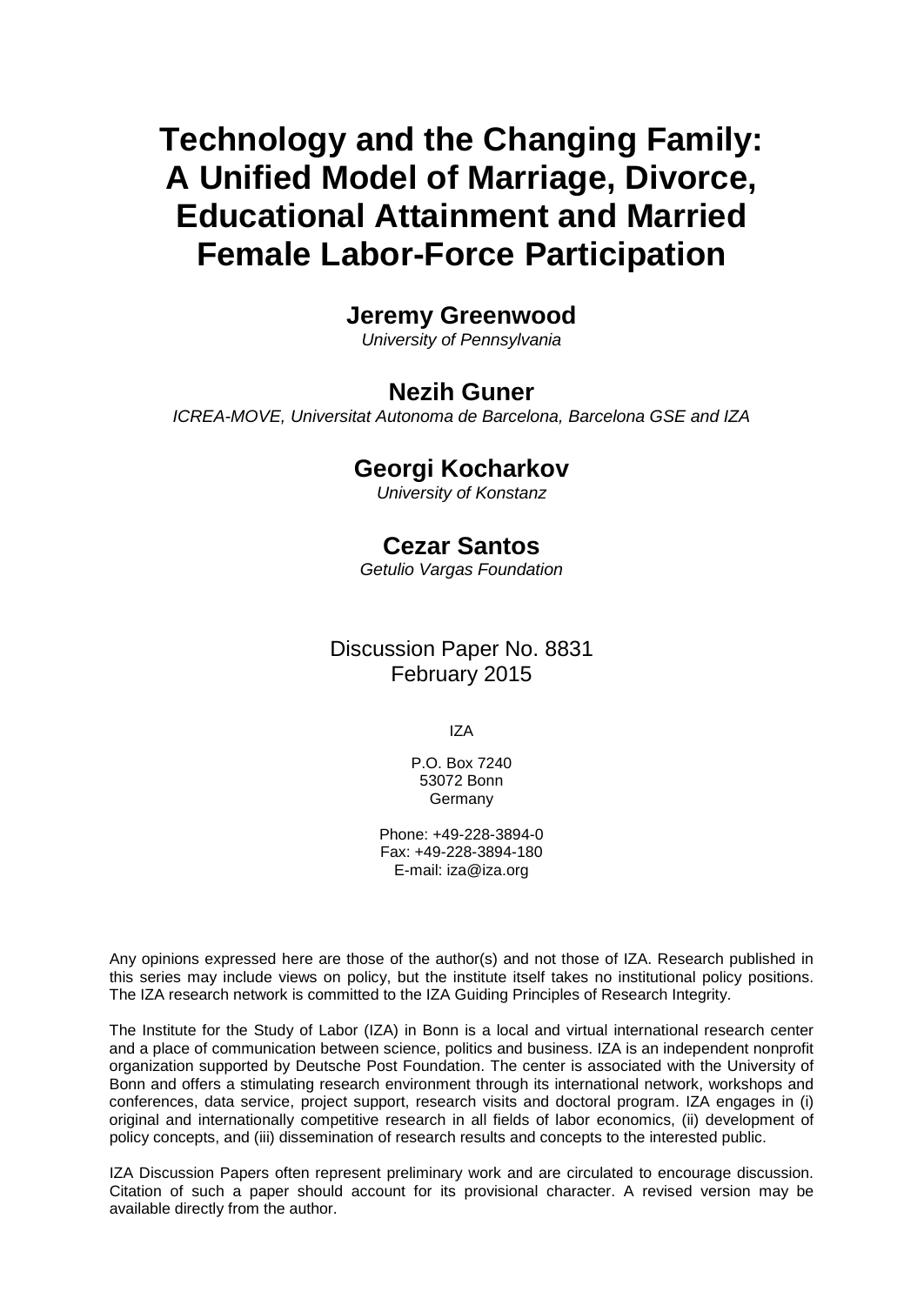# Technology and the Changing Family: A Unified Model of Marriage, Divorce, Educational Attainment and Married Female Labor-Force Participation

**Jeremy Greenwood**
*University of Pennsylvania*

**Nezih Guner**
*ICREA-MOVE, Universitat Autonoma de Barcelona, Barcelona GSE and IZA*

**Georgi Kocharkov**
*University of Konstanz*

**Cezar Santos**
*Getulio Vargas Foundation*

Discussion Paper No. 8831
February 2015

IZA

P.O. Box 7240
53072 Bonn
Germany

Phone: +49-228-3894-0
Fax: +49-228-3894-180
E-mail: iza@iza.org

Any opinions expressed here are those of the author(s) and not those of IZA. Research published in this series may include views on policy, but the institute itself takes no institutional policy positions. The IZA research network is committed to the IZA Guiding Principles of Research Integrity.

The Institute for the Study of Labor (IZA) in Bonn is a local and virtual international research center and a place of communication between science, politics and business. IZA is an independent nonprofit organization supported by Deutsche Post Foundation. The center is associated with the University of Bonn and offers a stimulating research environment through its international network, workshops and conferences, data service, project support, research visits and doctoral program. IZA engages in (i) original and internationally competitive research in all fields of labor economics, (ii) development of policy concepts, and (iii) dissemination of research results and concepts to the interested public.

IZA Discussion Papers often represent preliminary work and are circulated to encourage discussion. Citation of such a paper should account for its provisional character. A revised version may be available directly from the author.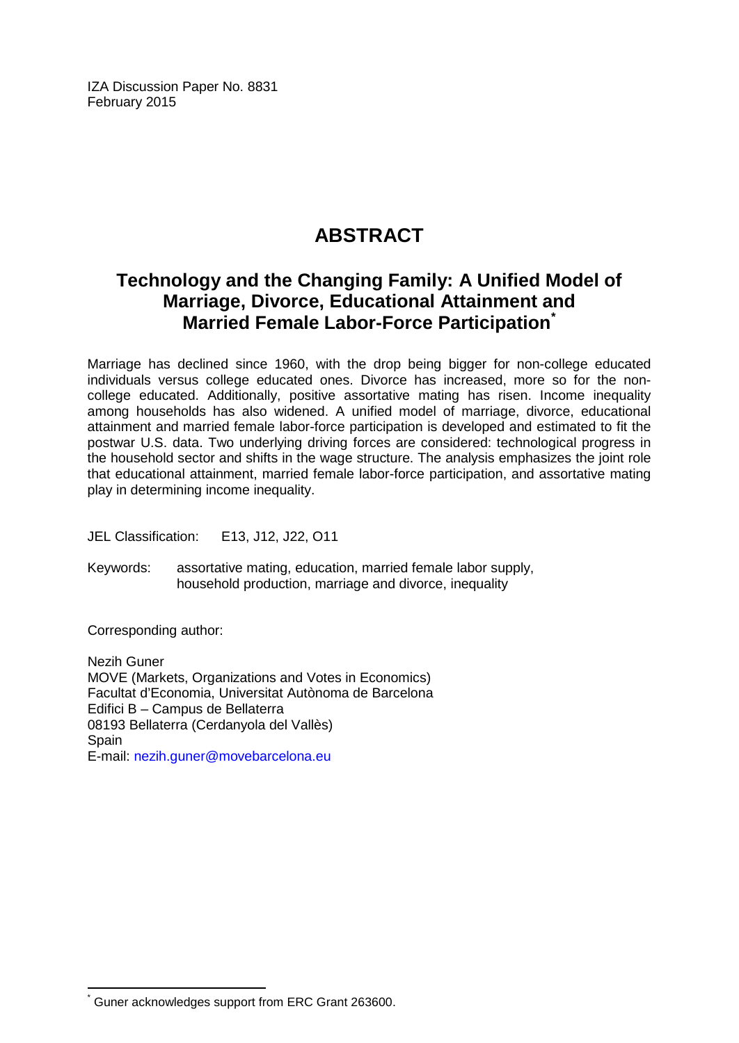IZA Discussion Paper No. 8831
February 2015

# ABSTRACT

## Technology and the Changing Family: A Unified Model of Marriage, Divorce, Educational Attainment and Married Female Labor-Force Participation*

Marriage has declined since 1960, with the drop being bigger for non-college educated individuals versus college educated ones. Divorce has increased, more so for the non-college educated. Additionally, positive assortative mating has risen. Income inequality among households has also widened. A unified model of marriage, divorce, educational attainment and married female labor-force participation is developed and estimated to fit the postwar U.S. data. Two underlying driving forces are considered: technological progress in the household sector and shifts in the wage structure. The analysis emphasizes the joint role that educational attainment, married female labor-force participation, and assortative mating play in determining income inequality.

JEL Classification: E13, J12, J22, O11

Keywords: assortative mating, education, married female labor supply, household production, marriage and divorce, inequality

Corresponding author:

Nezih Guner
MOVE (Markets, Organizations and Votes in Economics)
Facultat d'Economia, Universitat Autònoma de Barcelona
Edifici B – Campus de Bellaterra
08193 Bellaterra (Cerdanyola del Vallès)
Spain
E-mail: nezih.guner@movebarcelona.eu

---

* Guner acknowledges support from ERC Grant 263600.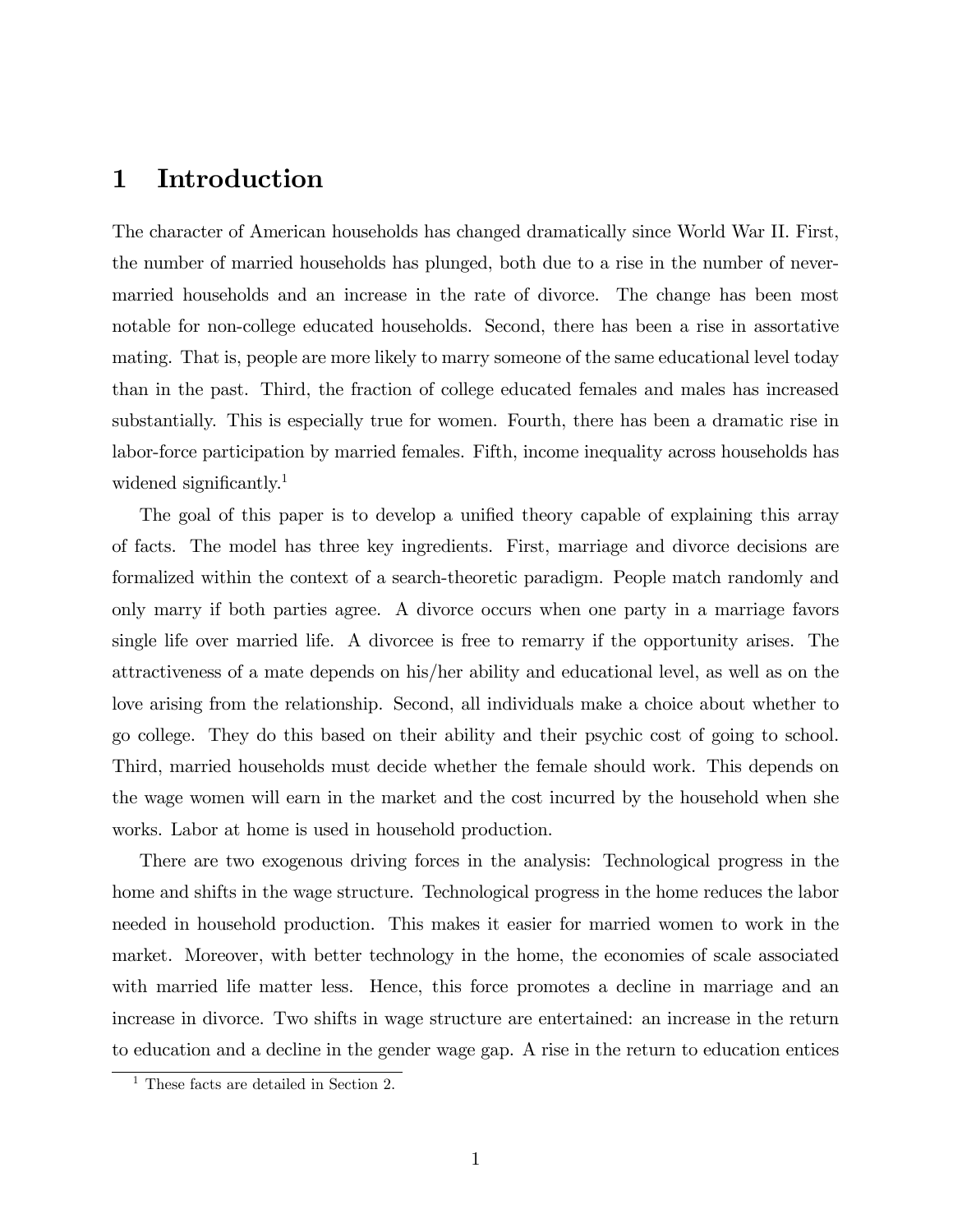# 1 Introduction

The character of American households has changed dramatically since World War II. First, the number of married households has plunged, both due to a rise in the number of never-married households and an increase in the rate of divorce. The change has been most notable for non-college educated households. Second, there has been a rise in assortative mating. That is, people are more likely to marry someone of the same educational level today than in the past. Third, the fraction of college educated females and males has increased substantially. This is especially true for women. Fourth, there has been a dramatic rise in labor-force participation by married females. Fifth, income inequality across households has widened significantly.[1]

The goal of this paper is to develop a unified theory capable of explaining this array of facts. The model has three key ingredients. First, marriage and divorce decisions are formalized within the context of a search-theoretic paradigm. People match randomly and only marry if both parties agree. A divorce occurs when one party in a marriage favors single life over married life. A divorcee is free to remarry if the opportunity arises. The attractiveness of a mate depends on his/her ability and educational level, as well as on the love arising from the relationship. Second, all individuals make a choice about whether to go college. They do this based on their ability and their psychic cost of going to school. Third, married households must decide whether the female should work. This depends on the wage women will earn in the market and the cost incurred by the household when she works. Labor at home is used in household production.

There are two exogenous driving forces in the analysis: Technological progress in the home and shifts in the wage structure. Technological progress in the home reduces the labor needed in household production. This makes it easier for married women to work in the market. Moreover, with better technology in the home, the economies of scale associated with married life matter less. Hence, this force promotes a decline in marriage and an increase in divorce. Two shifts in wage structure are entertained: an increase in the return to education and a decline in the gender wage gap. A rise in the return to education entices

[1] These facts are detailed in Section 2.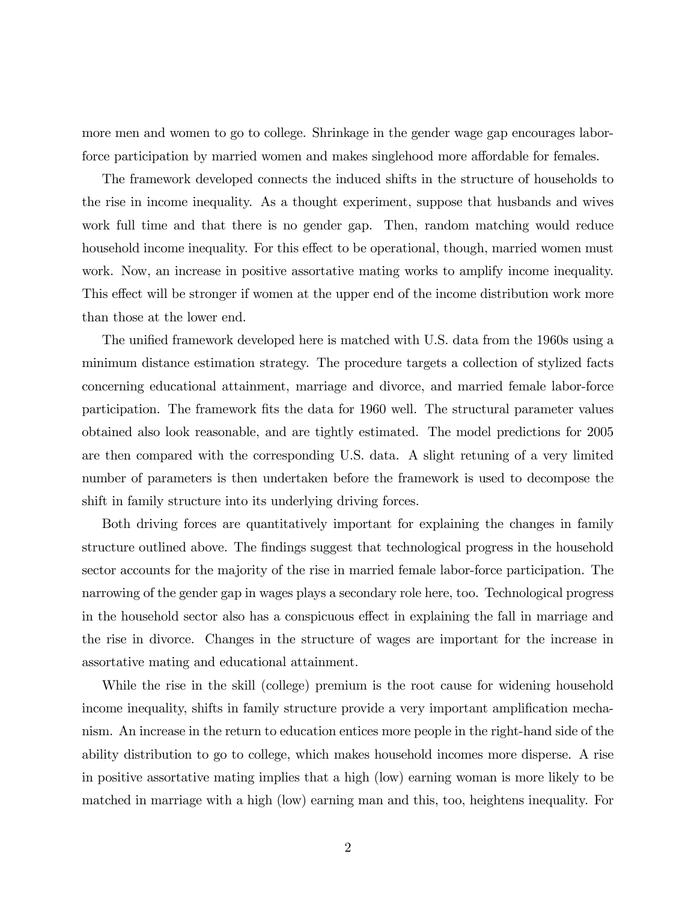more men and women to go to college. Shrinkage in the gender wage gap encourages labor-force participation by married women and makes singlehood more affordable for females.

The framework developed connects the induced shifts in the structure of households to the rise in income inequality. As a thought experiment, suppose that husbands and wives work full time and that there is no gender gap. Then, random matching would reduce household income inequality. For this effect to be operational, though, married women must work. Now, an increase in positive assortative mating works to amplify income inequality. This effect will be stronger if women at the upper end of the income distribution work more than those at the lower end.

The unified framework developed here is matched with U.S. data from the 1960s using a minimum distance estimation strategy. The procedure targets a collection of stylized facts concerning educational attainment, marriage and divorce, and married female labor-force participation. The framework fits the data for 1960 well. The structural parameter values obtained also look reasonable, and are tightly estimated. The model predictions for 2005 are then compared with the corresponding U.S. data. A slight retuning of a very limited number of parameters is then undertaken before the framework is used to decompose the shift in family structure into its underlying driving forces.

Both driving forces are quantitatively important for explaining the changes in family structure outlined above. The findings suggest that technological progress in the household sector accounts for the majority of the rise in married female labor-force participation. The narrowing of the gender gap in wages plays a secondary role here, too. Technological progress in the household sector also has a conspicuous effect in explaining the fall in marriage and the rise in divorce. Changes in the structure of wages are important for the increase in assortative mating and educational attainment.

While the rise in the skill (college) premium is the root cause for widening household income inequality, shifts in family structure provide a very important amplification mechanism. An increase in the return to education entices more people in the right-hand side of the ability distribution to go to college, which makes household incomes more disperse. A rise in positive assortative mating implies that a high (low) earning woman is more likely to be matched in marriage with a high (low) earning man and this, too, heightens inequality. For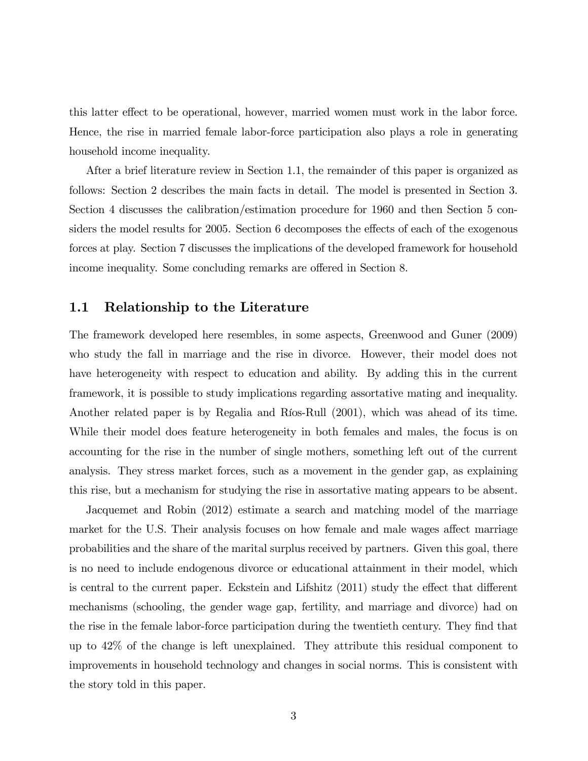this latter effect to be operational, however, married women must work in the labor force. Hence, the rise in married female labor-force participation also plays a role in generating household income inequality.

After a brief literature review in Section 1.1, the remainder of this paper is organized as follows: Section 2 describes the main facts in detail. The model is presented in Section 3. Section 4 discusses the calibration/estimation procedure for 1960 and then Section 5 considers the model results for 2005. Section 6 decomposes the effects of each of the exogenous forces at play. Section 7 discusses the implications of the developed framework for household income inequality. Some concluding remarks are offered in Section 8.

## 1.1 Relationship to the Literature

The framework developed here resembles, in some aspects, Greenwood and Guner (2009) who study the fall in marriage and the rise in divorce. However, their model does not have heterogeneity with respect to education and ability. By adding this in the current framework, it is possible to study implications regarding assortative mating and inequality. Another related paper is by Regalia and Ríos-Rull (2001), which was ahead of its time. While their model does feature heterogeneity in both females and males, the focus is on accounting for the rise in the number of single mothers, something left out of the current analysis. They stress market forces, such as a movement in the gender gap, as explaining this rise, but a mechanism for studying the rise in assortative mating appears to be absent.

Jacquemet and Robin (2012) estimate a search and matching model of the marriage market for the U.S. Their analysis focuses on how female and male wages affect marriage probabilities and the share of the marital surplus received by partners. Given this goal, there is no need to include endogenous divorce or educational attainment in their model, which is central to the current paper. Eckstein and Lifshitz (2011) study the effect that different mechanisms (schooling, the gender wage gap, fertility, and marriage and divorce) had on the rise in the female labor-force participation during the twentieth century. They find that up to 42% of the change is left unexplained. They attribute this residual component to improvements in household technology and changes in social norms. This is consistent with the story told in this paper.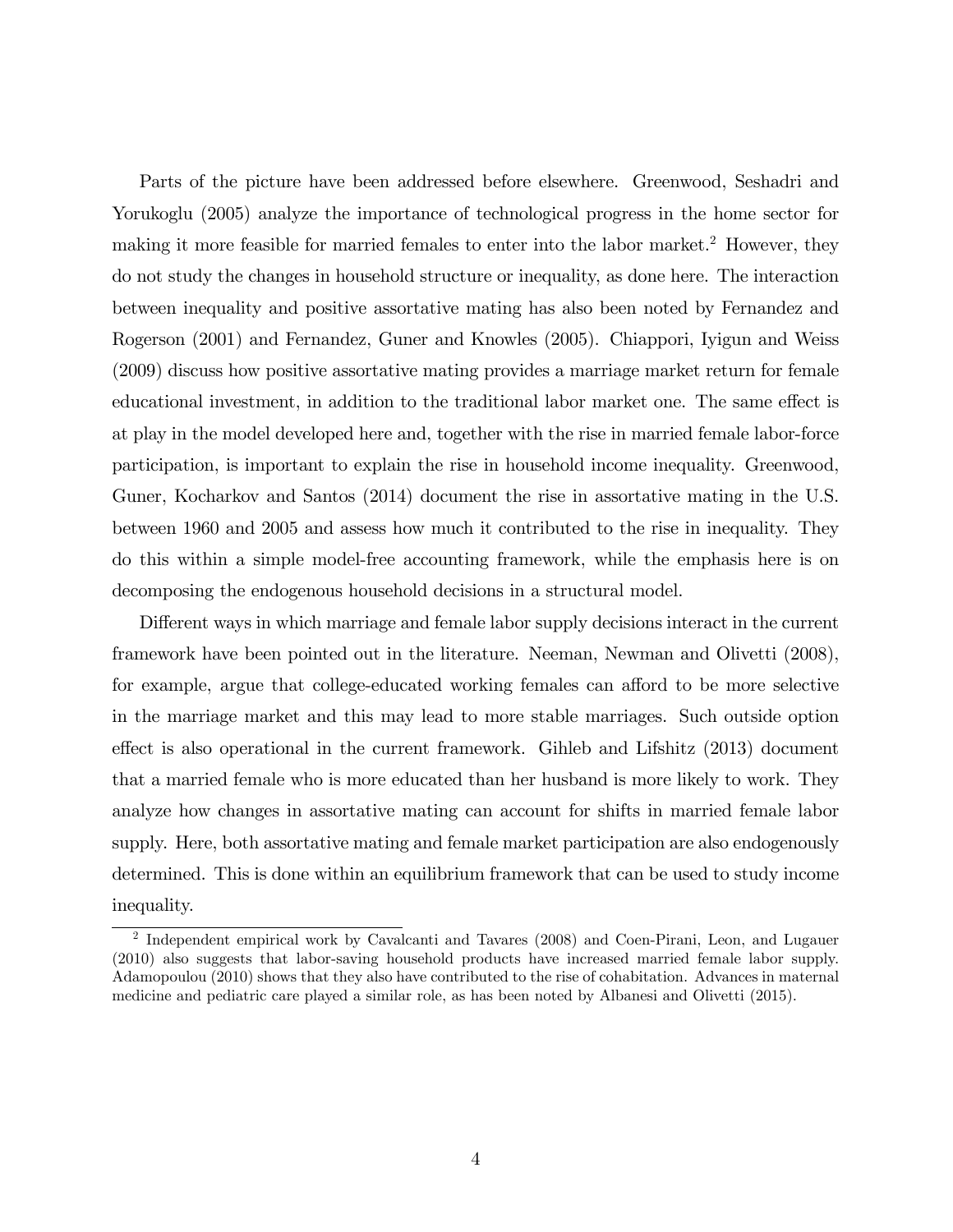Parts of the picture have been addressed before elsewhere. Greenwood, Seshadri and Yorukoglu (2005) analyze the importance of technological progress in the home sector for making it more feasible for married females to enter into the labor market.[2] However, they do not study the changes in household structure or inequality, as done here. The interaction between inequality and positive assortative mating has also been noted by Fernandez and Rogerson (2001) and Fernandez, Guner and Knowles (2005). Chiappori, Iyigun and Weiss (2009) discuss how positive assortative mating provides a marriage market return for female educational investment, in addition to the traditional labor market one. The same effect is at play in the model developed here and, together with the rise in married female labor-force participation, is important to explain the rise in household income inequality. Greenwood, Guner, Kocharkov and Santos (2014) document the rise in assortative mating in the U.S. between 1960 and 2005 and assess how much it contributed to the rise in inequality. They do this within a simple model-free accounting framework, while the emphasis here is on decomposing the endogenous household decisions in a structural model.

Different ways in which marriage and female labor supply decisions interact in the current framework have been pointed out in the literature. Neeman, Newman and Olivetti (2008), for example, argue that college-educated working females can afford to be more selective in the marriage market and this may lead to more stable marriages. Such outside option effect is also operational in the current framework. Gihleb and Lifshitz (2013) document that a married female who is more educated than her husband is more likely to work. They analyze how changes in assortative mating can account for shifts in married female labor supply. Here, both assortative mating and female market participation are also endogenously determined. This is done within an equilibrium framework that can be used to study income inequality.

[2] Independent empirical work by Cavalcanti and Tavares (2008) and Coen-Pirani, Leon, and Lugauer (2010) also suggests that labor-saving household products have increased married female labor supply. Adamopoulou (2010) shows that they also have contributed to the rise of cohabitation. Advances in maternal medicine and pediatric care played a similar role, as has been noted by Albanesi and Olivetti (2015).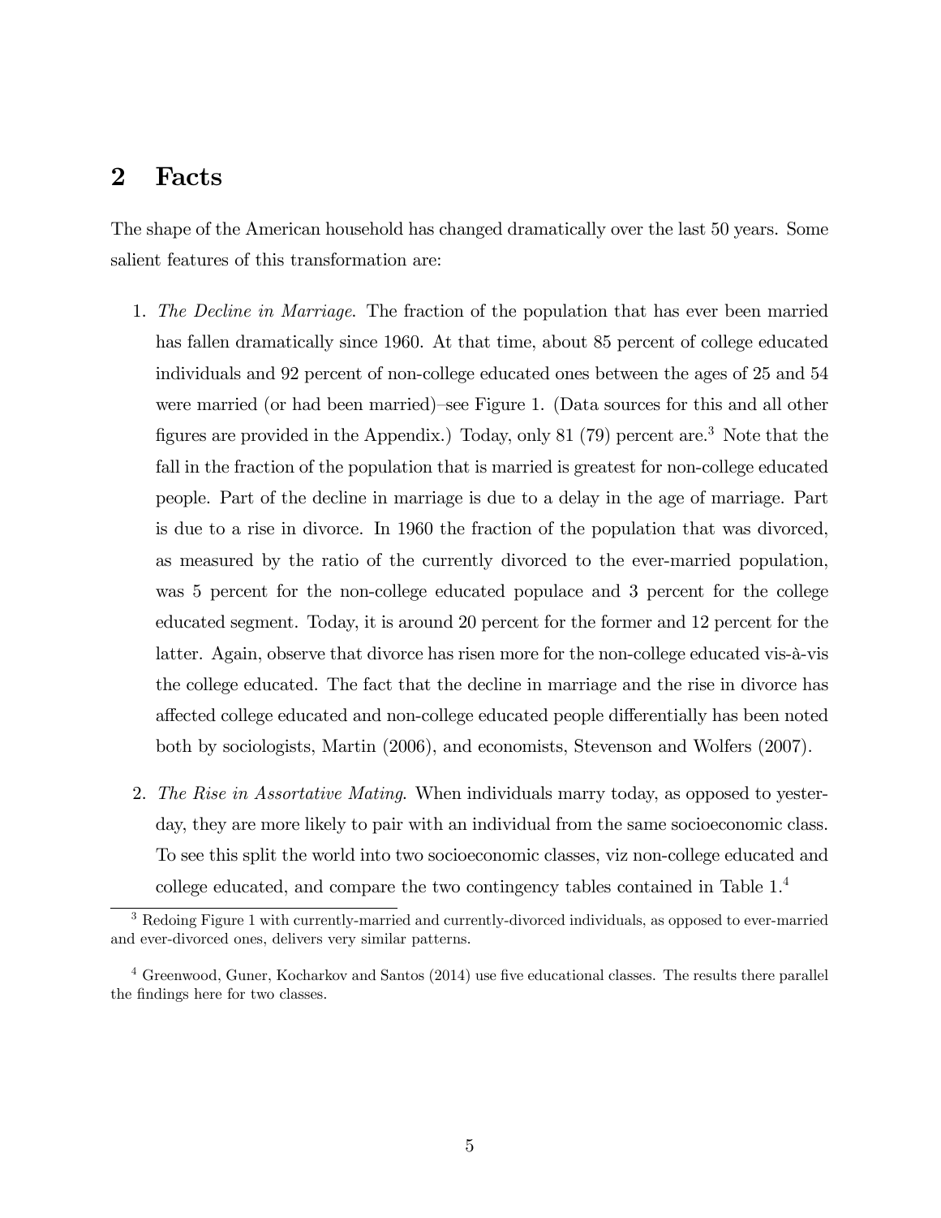## 2 Facts

The shape of the American household has changed dramatically over the last 50 years. Some salient features of this transformation are:

1. *The Decline in Marriage*. The fraction of the population that has ever been married has fallen dramatically since 1960. At that time, about 85 percent of college educated individuals and 92 percent of non-college educated ones between the ages of 25 and 54 were married (or had been married)–see Figure 1. (Data sources for this and all other figures are provided in the Appendix.) Today, only 81 (79) percent are.[3] Note that the fall in the fraction of the population that is married is greatest for non-college educated people. Part of the decline in marriage is due to a delay in the age of marriage. Part is due to a rise in divorce. In 1960 the fraction of the population that was divorced, as measured by the ratio of the currently divorced to the ever-married population, was 5 percent for the non-college educated populace and 3 percent for the college educated segment. Today, it is around 20 percent for the former and 12 percent for the latter. Again, observe that divorce has risen more for the non-college educated vis-à-vis the college educated. The fact that the decline in marriage and the rise in divorce has affected college educated and non-college educated people differentially has been noted both by sociologists, Martin (2006), and economists, Stevenson and Wolfers (2007).

2. *The Rise in Assortative Mating*. When individuals marry today, as opposed to yesterday, they are more likely to pair with an individual from the same socioeconomic class. To see this split the world into two socioeconomic classes, viz non-college educated and college educated, and compare the two contingency tables contained in Table 1.[4]

[3] Redoing Figure 1 with currently-married and currently-divorced individuals, as opposed to ever-married and ever-divorced ones, delivers very similar patterns.

[4] Greenwood, Guner, Kocharkov and Santos (2014) use five educational classes. The results there parallel the findings here for two classes.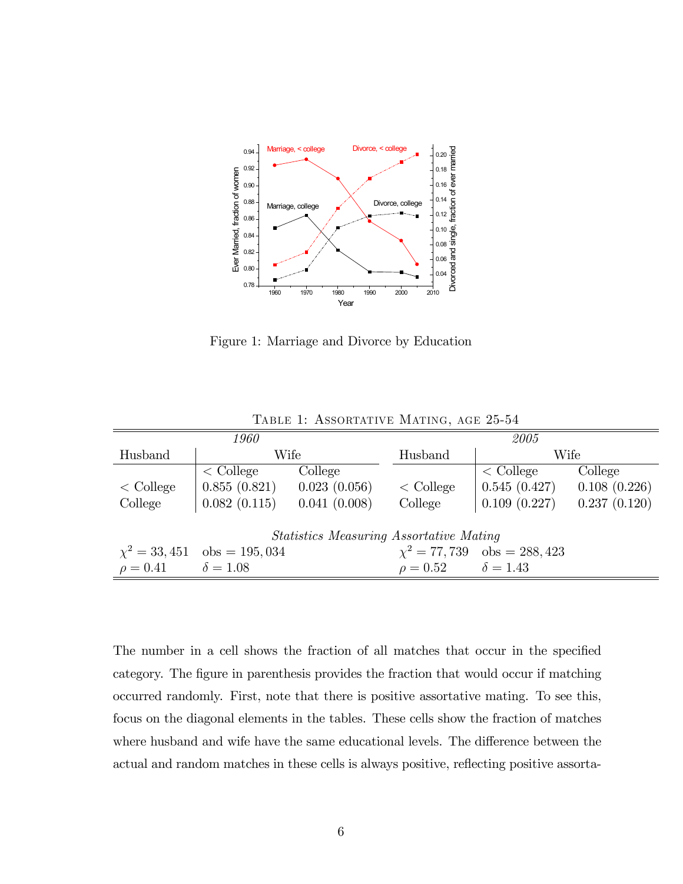Figure 1: Marriage and Divorce by Education

Table 1: Assortative Mating, age 25-54

| *1960* | | | | *2005* | | |
|---|---|---|---|---|---|---|
| Husband | Wife | | | Husband | Wife | |
| | < College | College | | | < College | College |
| < College | 0.855 (0.821) | 0.023 (0.056) | | < College | 0.545 (0.427) | 0.108 (0.226) |
| College | 0.082 (0.115) | 0.041 (0.008) | | College | 0.109 (0.227) | 0.237 (0.120) |
| | | *Statistics Measuring Assortative Mating* | | | | |
| $\chi^2 = 33,451$ | obs $= 195,034$ | | | $\chi^2 = 77,739$ | obs $= 288,423$ | |
| $\rho = 0.41$ | $\delta = 1.08$ | | | $\rho = 0.52$ | $\delta = 1.43$ | |

The number in a cell shows the fraction of all matches that occur in the specified category. The figure in parenthesis provides the fraction that would occur if matching occurred randomly. First, note that there is positive assortative mating. To see this, focus on the diagonal elements in the tables. These cells show the fraction of matches where husband and wife have the same educational levels. The difference between the actual and random matches in these cells is always positive, reflecting positive assorta-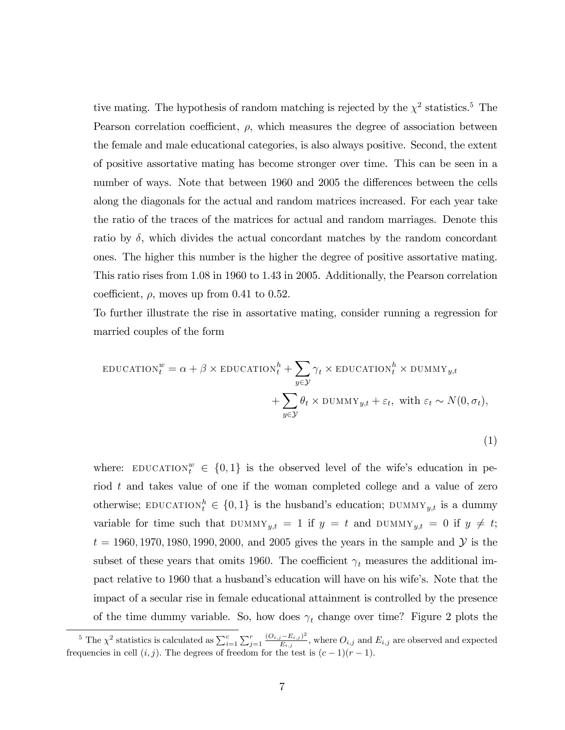tive mating. The hypothesis of random matching is rejected by the $\chi^2$ statistics.[5] The Pearson correlation coefficient, $\rho$, which measures the degree of association between the female and male educational categories, is also always positive. Second, the extent of positive assortative mating has become stronger over time. This can be seen in a number of ways. Note that between 1960 and 2005 the differences between the cells along the diagonals for the actual and random matrices increased. For each year take the ratio of the traces of the matrices for actual and random marriages. Denote this ratio by $\delta$, which divides the actual concordant matches by the random concordant ones. The higher this number is the higher the degree of positive assortative mating. This ratio rises from 1.08 in 1960 to 1.43 in 2005. Additionally, the Pearson correlation coefficient, $\rho$, moves up from 0.41 to 0.52.

To further illustrate the rise in assortative mating, consider running a regression for married couples of the form

$$
\begin{aligned}
\text{EDUCATION}_t^w = \alpha + \beta \times \text{EDUCATION}_t^h + \sum_{y \in \mathcal{Y}} \gamma_t \times \text{EDUCATION}_t^h \times \text{DUMMY}_{y,t} \\
+ \sum_{y \in \mathcal{Y}} \theta_t \times \text{DUMMY}_{y,t} + \varepsilon_t, \text{ with } \varepsilon_t \sim N(0, \sigma_t),
\end{aligned}
\tag{1}
$$

where: $\text{EDUCATION}_t^w \in \{0, 1\}$ is the observed level of the wife's education in period $t$ and takes value of one if the woman completed college and a value of zero otherwise; $\text{EDUCATION}_t^h \in \{0, 1\}$ is the husband's education; $\text{DUMMY}_{y,t}$ is a dummy variable for time such that $\text{DUMMY}_{y,t} = 1$ if $y = t$ and $\text{DUMMY}_{y,t} = 0$ if $y \neq t$; $t = 1960, 1970, 1980, 1990, 2000$, and 2005 gives the years in the sample and $\mathcal{Y}$ is the subset of these years that omits 1960. The coefficient $\gamma_t$ measures the additional impact relative to 1960 that a husband's education will have on his wife's. Note that the impact of a secular rise in female educational attainment is controlled by the presence of the time dummy variable. So, how does $\gamma_t$ change over time? Figure 2 plots the

[5] The $\chi^2$ statistics is calculated as $\sum_{i=1}^{c} \sum_{j=1}^{r} \frac{(O_{i,j} - E_{i,j})^2}{E_{i,j}}$, where $O_{i,j}$ and $E_{i,j}$ are observed and expected frequencies in cell $(i, j)$. The degrees of freedom for the test is $(c - 1)(r - 1)$.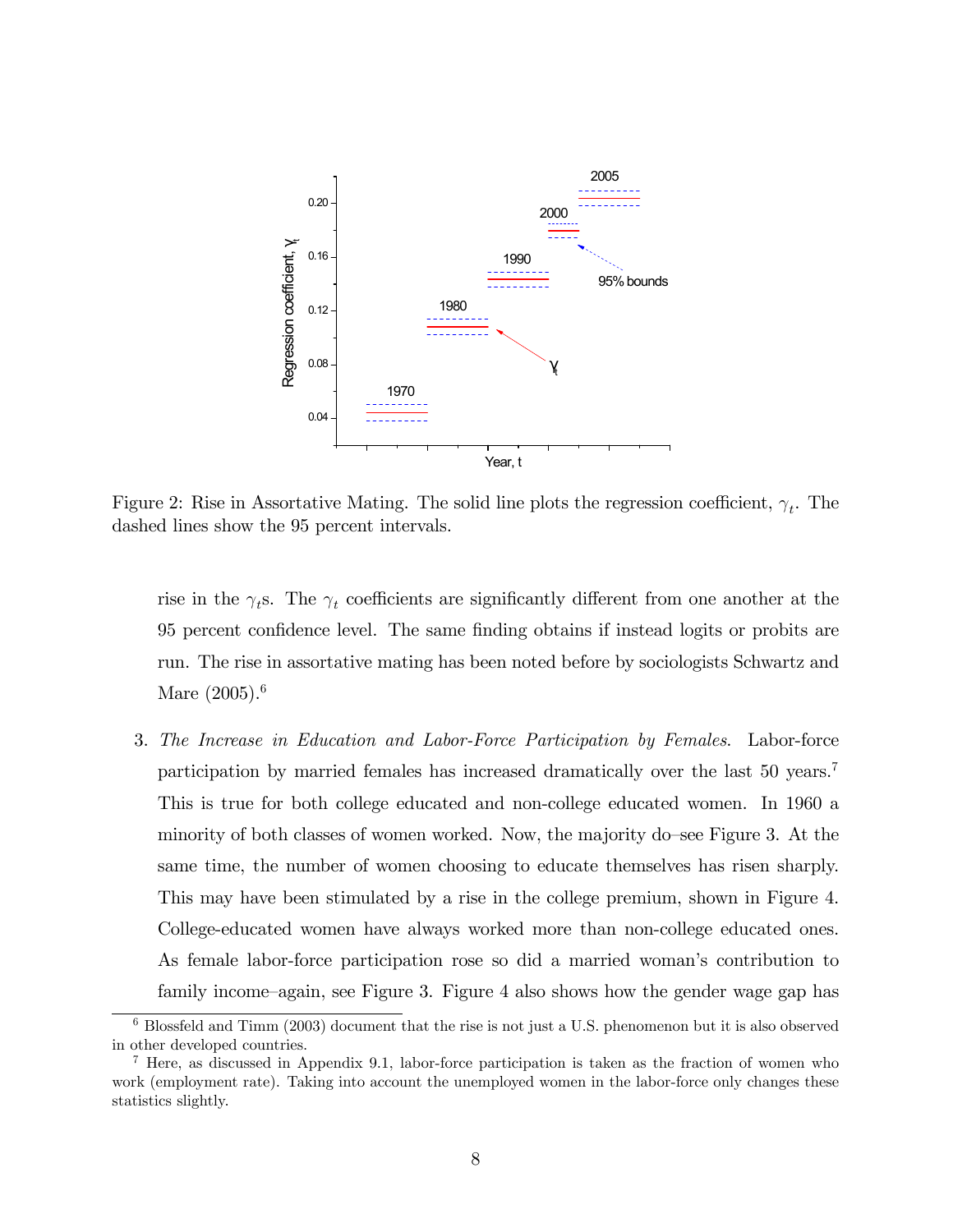Figure 2: Rise in Assortative Mating. The solid line plots the regression coefficient, $\gamma_t$. The dashed lines show the 95 percent intervals.

rise in the $\gamma_t$s. The $\gamma_t$ coefficients are significantly different from one another at the 95 percent confidence level. The same finding obtains if instead logits or probits are run. The rise in assortative mating has been noted before by sociologists Schwartz and Mare (2005).[6]

3. *The Increase in Education and Labor-Force Participation by Females.* Labor-force participation by married females has increased dramatically over the last 50 years.[7] This is true for both college educated and non-college educated women. In 1960 a minority of both classes of women worked. Now, the majority do–see Figure 3. At the same time, the number of women choosing to educate themselves has risen sharply. This may have been stimulated by a rise in the college premium, shown in Figure 4. College-educated women have always worked more than non-college educated ones. As female labor-force participation rose so did a married woman's contribution to family income–again, see Figure 3. Figure 4 also shows how the gender wage gap has

---

[6] Blossfeld and Timm (2003) document that the rise is not just a U.S. phenomenon but it is also observed in other developed countries.

[7] Here, as discussed in Appendix 9.1, labor-force participation is taken as the fraction of women who work (employment rate). Taking into account the unemployed women in the labor-force only changes these statistics slightly.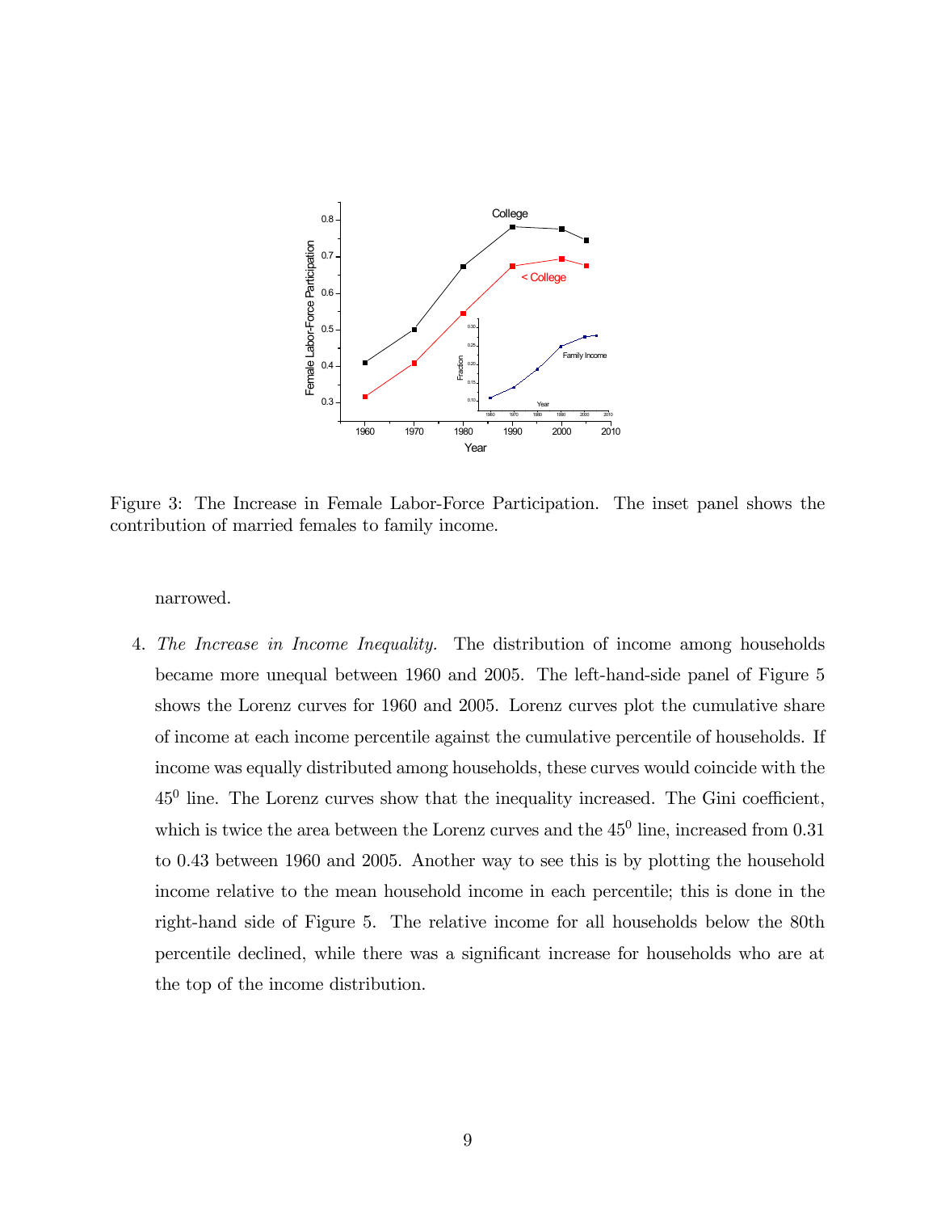Figure 3: The Increase in Female Labor-Force Participation. The inset panel shows the contribution of married females to family income.

narrowed.

4. *The Increase in Income Inequality.* The distribution of income among households became more unequal between 1960 and 2005. The left-hand-side panel of Figure 5 shows the Lorenz curves for 1960 and 2005. Lorenz curves plot the cumulative share of income at each income percentile against the cumulative percentile of households. If income was equally distributed among households, these curves would coincide with the $45^0$ line. The Lorenz curves show that the inequality increased. The Gini coefficient, which is twice the area between the Lorenz curves and the $45^0$ line, increased from 0.31 to 0.43 between 1960 and 2005. Another way to see this is by plotting the household income relative to the mean household income in each percentile; this is done in the right-hand side of Figure 5. The relative income for all households below the 80th percentile declined, while there was a significant increase for households who are at the top of the income distribution.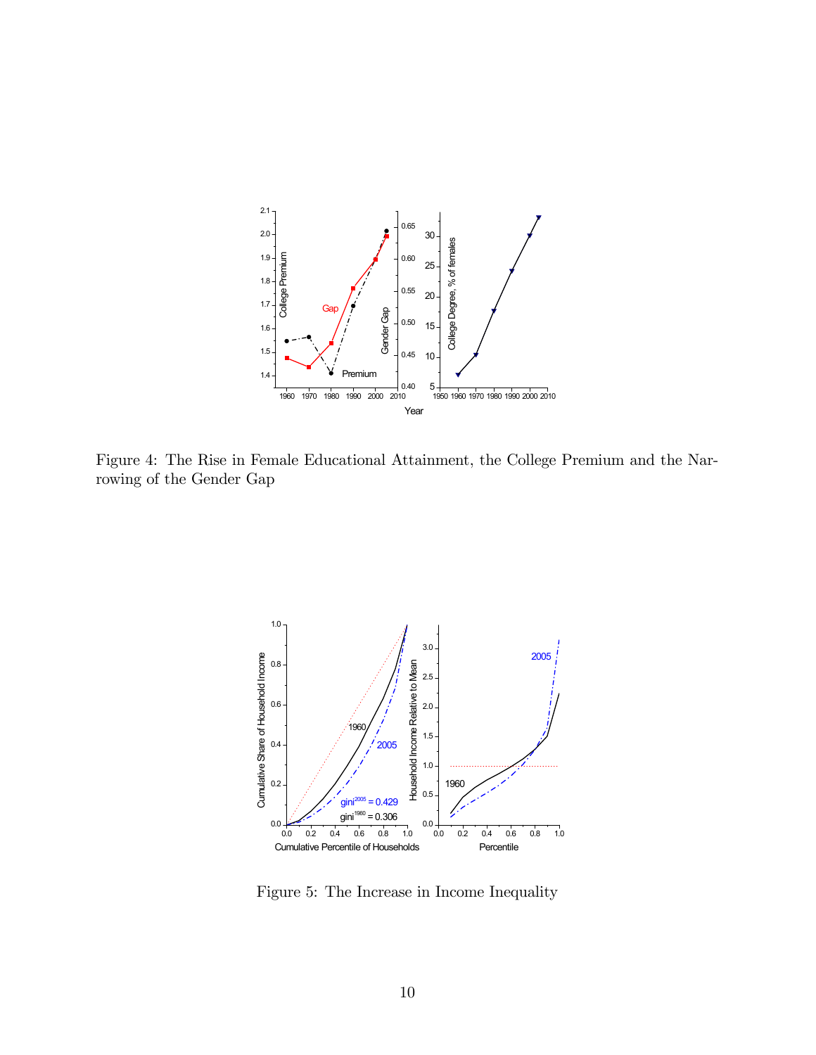Figure 4: The Rise in Female Educational Attainment, the College Premium and the Narrowing of the Gender Gap

Figure 5: The Increase in Income Inequality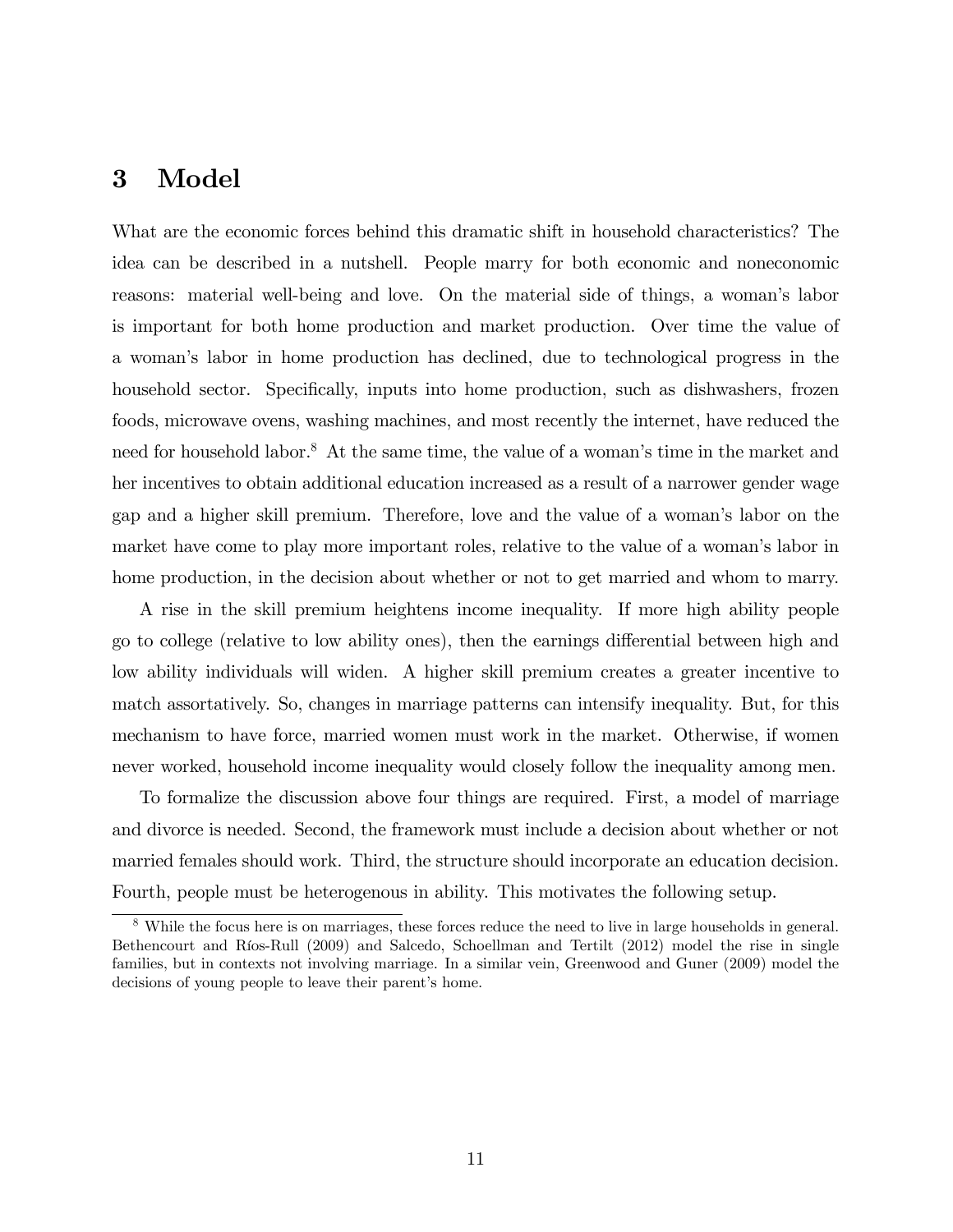# 3 Model

What are the economic forces behind this dramatic shift in household characteristics? The idea can be described in a nutshell. People marry for both economic and noneconomic reasons: material well-being and love. On the material side of things, a woman's labor is important for both home production and market production. Over time the value of a woman's labor in home production has declined, due to technological progress in the household sector. Specifically, inputs into home production, such as dishwashers, frozen foods, microwave ovens, washing machines, and most recently the internet, have reduced the need for household labor.[8] At the same time, the value of a woman's time in the market and her incentives to obtain additional education increased as a result of a narrower gender wage gap and a higher skill premium. Therefore, love and the value of a woman's labor on the market have come to play more important roles, relative to the value of a woman's labor in home production, in the decision about whether or not to get married and whom to marry.

A rise in the skill premium heightens income inequality. If more high ability people go to college (relative to low ability ones), then the earnings differential between high and low ability individuals will widen. A higher skill premium creates a greater incentive to match assortatively. So, changes in marriage patterns can intensify inequality. But, for this mechanism to have force, married women must work in the market. Otherwise, if women never worked, household income inequality would closely follow the inequality among men.

To formalize the discussion above four things are required. First, a model of marriage and divorce is needed. Second, the framework must include a decision about whether or not married females should work. Third, the structure should incorporate an education decision. Fourth, people must be heterogenous in ability. This motivates the following setup.

[8] While the focus here is on marriages, these forces reduce the need to live in large households in general. Bethencourt and Ríos-Rull (2009) and Salcedo, Schoellman and Tertilt (2012) model the rise in single families, but in contexts not involving marriage. In a similar vein, Greenwood and Guner (2009) model the decisions of young people to leave their parent's home.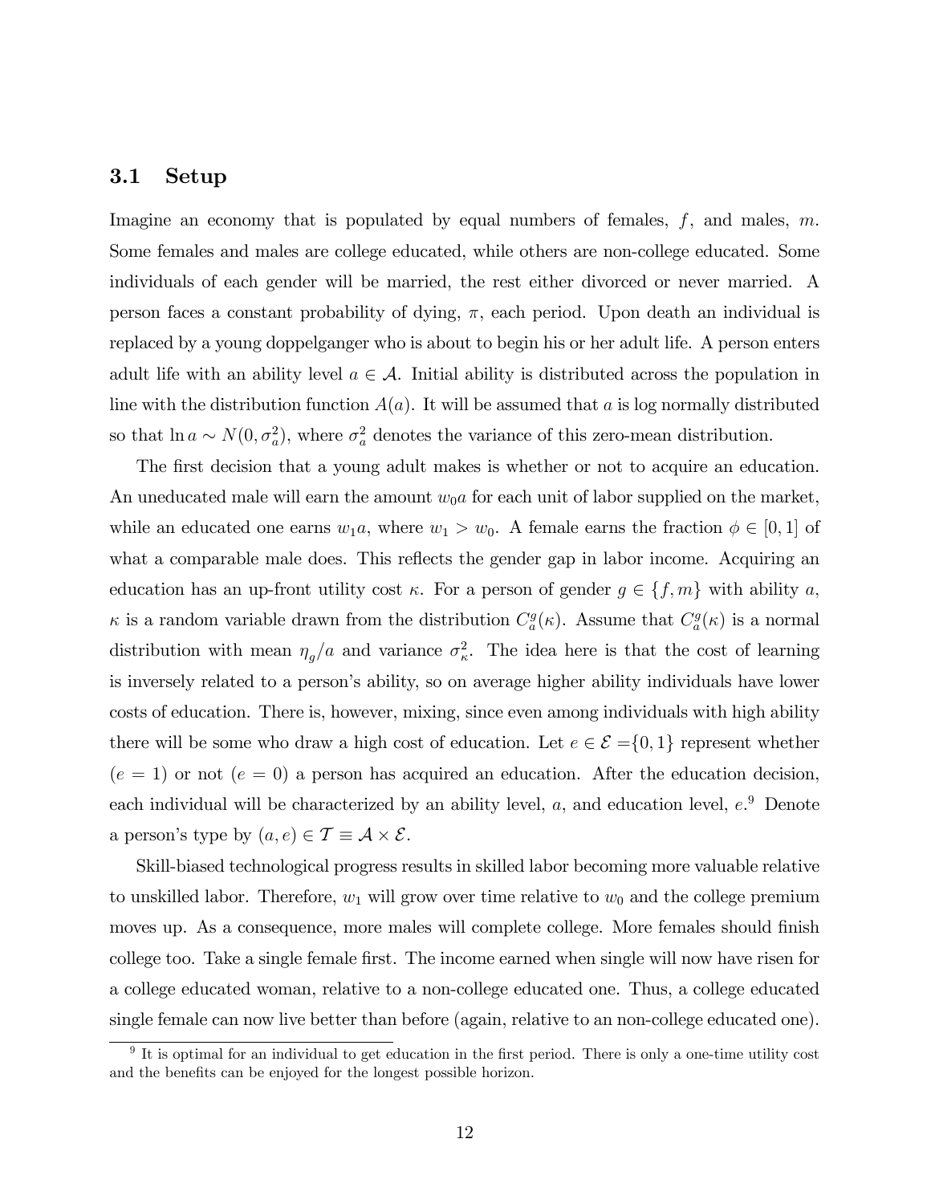### 3.1 Setup

Imagine an economy that is populated by equal numbers of females, $f$, and males, $m$. Some females and males are college educated, while others are non-college educated. Some individuals of each gender will be married, the rest either divorced or never married. A person faces a constant probability of dying, $\pi$, each period. Upon death an individual is replaced by a young doppelganger who is about to begin his or her adult life. A person enters adult life with an ability level $a \in \mathcal{A}$. Initial ability is distributed across the population in line with the distribution function $A(a)$. It will be assumed that $a$ is log normally distributed so that $\ln a \sim N(0, \sigma_a^2)$, where $\sigma_a^2$ denotes the variance of this zero-mean distribution.

The first decision that a young adult makes is whether or not to acquire an education. An uneducated male will earn the amount $w_0 a$ for each unit of labor supplied on the market, while an educated one earns $w_1 a$, where $w_1 > w_0$. A female earns the fraction $\phi \in [0, 1]$ of what a comparable male does. This reflects the gender gap in labor income. Acquiring an education has an up-front utility cost $\kappa$. For a person of gender $g \in \{f, m\}$ with ability $a$, $\kappa$ is a random variable drawn from the distribution $C_a^g(\kappa)$. Assume that $C_a^g(\kappa)$ is a normal distribution with mean $\eta_g/a$ and variance $\sigma_\kappa^2$. The idea here is that the cost of learning is inversely related to a person's ability, so on average higher ability individuals have lower costs of education. There is, however, mixing, since even among individuals with high ability there will be some who draw a high cost of education. Let $e \in \mathcal{E} = \{0, 1\}$ represent whether ($e = 1$) or not ($e = 0$) a person has acquired an education. After the education decision, each individual will be characterized by an ability level, $a$, and education level, $e$.[9] Denote a person's type by $(a, e) \in \mathcal{T} \equiv \mathcal{A} \times \mathcal{E}$.

Skill-biased technological progress results in skilled labor becoming more valuable relative to unskilled labor. Therefore, $w_1$ will grow over time relative to $w_0$ and the college premium moves up. As a consequence, more males will complete college. More females should finish college too. Take a single female first. The income earned when single will now have risen for a college educated woman, relative to a non-college educated one. Thus, a college educated single female can now live better than before (again, relative to an non-college educated one).

[9] It is optimal for an individual to get education in the first period. There is only a one-time utility cost and the benefits can be enjoyed for the longest possible horizon.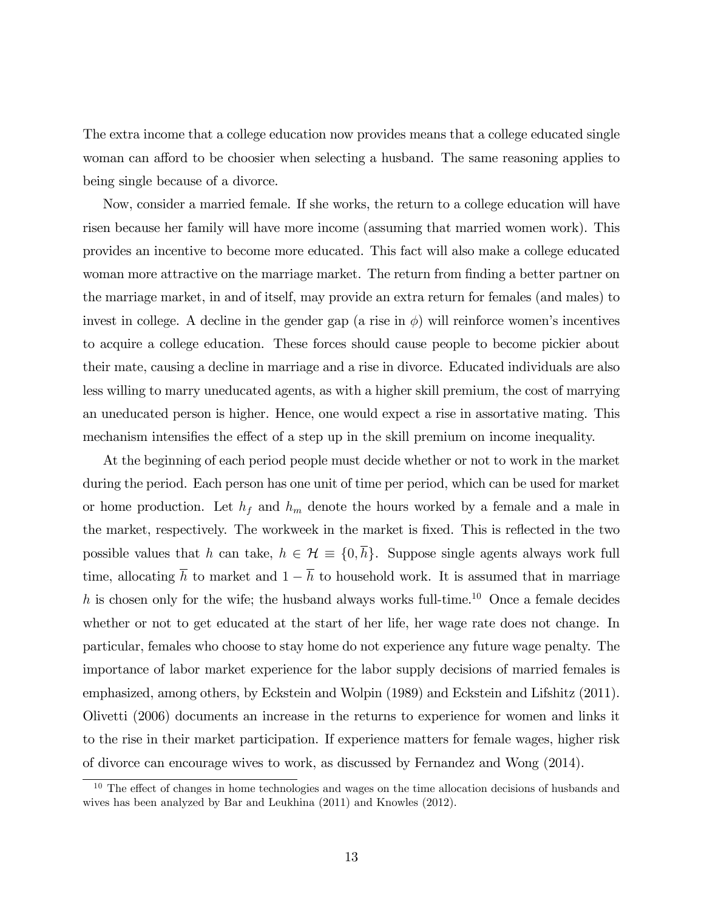The extra income that a college education now provides means that a college educated single woman can afford to be choosier when selecting a husband. The same reasoning applies to being single because of a divorce.

Now, consider a married female. If she works, the return to a college education will have risen because her family will have more income (assuming that married women work). This provides an incentive to become more educated. This fact will also make a college educated woman more attractive on the marriage market. The return from finding a better partner on the marriage market, in and of itself, may provide an extra return for females (and males) to invest in college. A decline in the gender gap (a rise in $\phi$) will reinforce women's incentives to acquire a college education. These forces should cause people to become pickier about their mate, causing a decline in marriage and a rise in divorce. Educated individuals are also less willing to marry uneducated agents, as with a higher skill premium, the cost of marrying an uneducated person is higher. Hence, one would expect a rise in assortative mating. This mechanism intensifies the effect of a step up in the skill premium on income inequality.

At the beginning of each period people must decide whether or not to work in the market during the period. Each person has one unit of time per period, which can be used for market or home production. Let $h_f$ and $h_m$ denote the hours worked by a female and a male in the market, respectively. The workweek in the market is fixed. This is reflected in the two possible values that $h$ can take, $h \in \mathcal{H} \equiv \{0, \overline{h}\}$. Suppose single agents always work full time, allocating $\overline{h}$ to market and $1 - \overline{h}$ to household work. It is assumed that in marriage $h$ is chosen only for the wife; the husband always works full-time.[10] Once a female decides whether or not to get educated at the start of her life, her wage rate does not change. In particular, females who choose to stay home do not experience any future wage penalty. The importance of labor market experience for the labor supply decisions of married females is emphasized, among others, by Eckstein and Wolpin (1989) and Eckstein and Lifshitz (2011). Olivetti (2006) documents an increase in the returns to experience for women and links it to the rise in their market participation. If experience matters for female wages, higher risk of divorce can encourage wives to work, as discussed by Fernandez and Wong (2014).

[10] The effect of changes in home technologies and wages on the time allocation decisions of husbands and wives has been analyzed by Bar and Leukhina (2011) and Knowles (2012).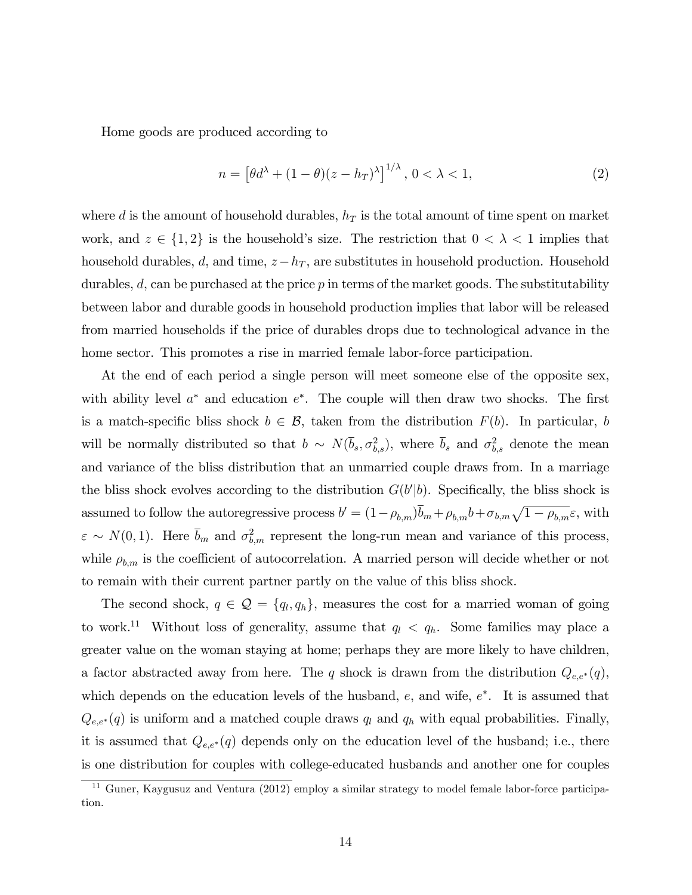Home goods are produced according to

$$n = \left[\theta d^{\lambda} + (1-\theta)(z - h_T)^{\lambda}\right]^{1/\lambda}, \; 0 < \lambda < 1, \tag{2}$$

where $d$ is the amount of household durables, $h_T$ is the total amount of time spent on market work, and $z \in \{1, 2\}$ is the household's size. The restriction that $0 < \lambda < 1$ implies that household durables, $d$, and time, $z - h_T$, are substitutes in household production. Household durables, $d$, can be purchased at the price $p$ in terms of the market goods. The substitutability between labor and durable goods in household production implies that labor will be released from married households if the price of durables drops due to technological advance in the home sector. This promotes a rise in married female labor-force participation.

At the end of each period a single person will meet someone else of the opposite sex, with ability level $a^*$ and education $e^*$. The couple will then draw two shocks. The first is a match-specific bliss shock $b \in \mathcal{B}$, taken from the distribution $F(b)$. In particular, $b$ will be normally distributed so that $b \sim N(\overline{b}_s, \sigma^2_{b,s})$, where $\overline{b}_s$ and $\sigma^2_{b,s}$ denote the mean and variance of the bliss distribution that an unmarried couple draws from. In a marriage the bliss shock evolves according to the distribution $G(b'|b)$. Specifically, the bliss shock is assumed to follow the autoregressive process $b' = (1-\rho_{b,m})\overline{b}_m + \rho_{b,m} b + \sigma_{b,m}\sqrt{1-\rho_{b,m}}\varepsilon$, with $\varepsilon \sim N(0, 1)$. Here $\overline{b}_m$ and $\sigma^2_{b,m}$ represent the long-run mean and variance of this process, while $\rho_{b,m}$ is the coefficient of autocorrelation. A married person will decide whether or not to remain with their current partner partly on the value of this bliss shock.

The second shock, $q \in \mathcal{Q} = \{q_l, q_h\}$, measures the cost for a married woman of going to work.[11] Without loss of generality, assume that $q_l < q_h$. Some families may place a greater value on the woman staying at home; perhaps they are more likely to have children, a factor abstracted away from here. The $q$ shock is drawn from the distribution $Q_{e,e^*}(q)$, which depends on the education levels of the husband, $e$, and wife, $e^*$. It is assumed that $Q_{e,e^*}(q)$ is uniform and a matched couple draws $q_l$ and $q_h$ with equal probabilities. Finally, it is assumed that $Q_{e,e^*}(q)$ depends only on the education level of the husband; i.e., there is one distribution for couples with college-educated husbands and another one for couples

[11] Guner, Kaygusuz and Ventura (2012) employ a similar strategy to model female labor-force participation.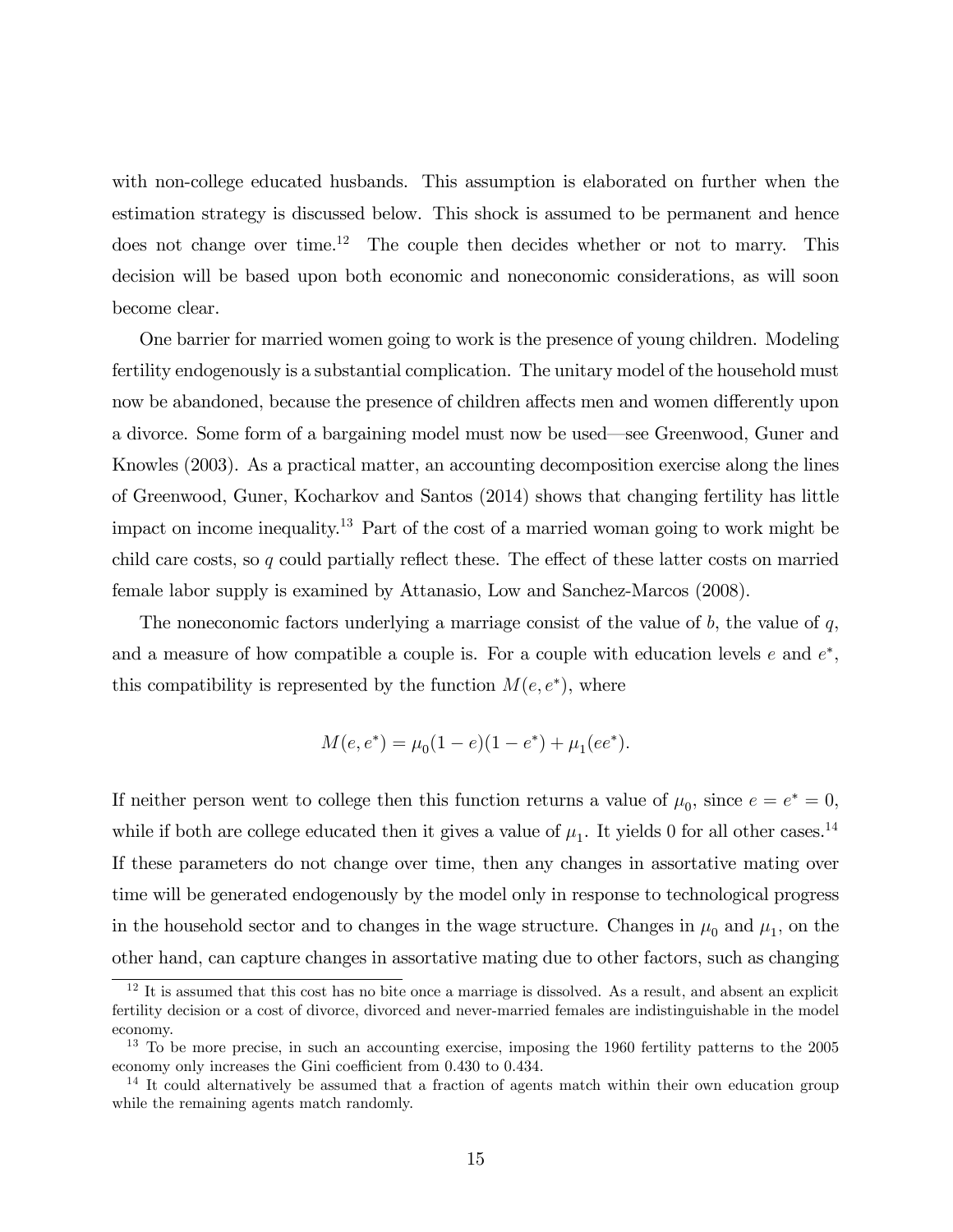with non-college educated husbands. This assumption is elaborated on further when the estimation strategy is discussed below. This shock is assumed to be permanent and hence does not change over time.[12] The couple then decides whether or not to marry. This decision will be based upon both economic and noneconomic considerations, as will soon become clear.

One barrier for married women going to work is the presence of young children. Modeling fertility endogenously is a substantial complication. The unitary model of the household must now be abandoned, because the presence of children affects men and women differently upon a divorce. Some form of a bargaining model must now be used—see Greenwood, Guner and Knowles (2003). As a practical matter, an accounting decomposition exercise along the lines of Greenwood, Guner, Kocharkov and Santos (2014) shows that changing fertility has little impact on income inequality.[13] Part of the cost of a married woman going to work might be child care costs, so $q$ could partially reflect these. The effect of these latter costs on married female labor supply is examined by Attanasio, Low and Sanchez-Marcos (2008).

The noneconomic factors underlying a marriage consist of the value of $b$, the value of $q$, and a measure of how compatible a couple is. For a couple with education levels $e$ and $e^*$, this compatibility is represented by the function $M(e, e^*)$, where

$$M(e, e^*) = \mu_0(1 - e)(1 - e^*) + \mu_1(ee^*).$$

If neither person went to college then this function returns a value of $\mu_0$, since $e = e^* = 0$, while if both are college educated then it gives a value of $\mu_1$. It yields 0 for all other cases.[14] If these parameters do not change over time, then any changes in assortative mating over time will be generated endogenously by the model only in response to technological progress in the household sector and to changes in the wage structure. Changes in $\mu_0$ and $\mu_1$, on the other hand, can capture changes in assortative mating due to other factors, such as changing

[12] It is assumed that this cost has no bite once a marriage is dissolved. As a result, and absent an explicit fertility decision or a cost of divorce, divorced and never-married females are indistinguishable in the model economy.

[13] To be more precise, in such an accounting exercise, imposing the 1960 fertility patterns to the 2005 economy only increases the Gini coefficient from 0.430 to 0.434.

[14] It could alternatively be assumed that a fraction of agents match within their own education group while the remaining agents match randomly.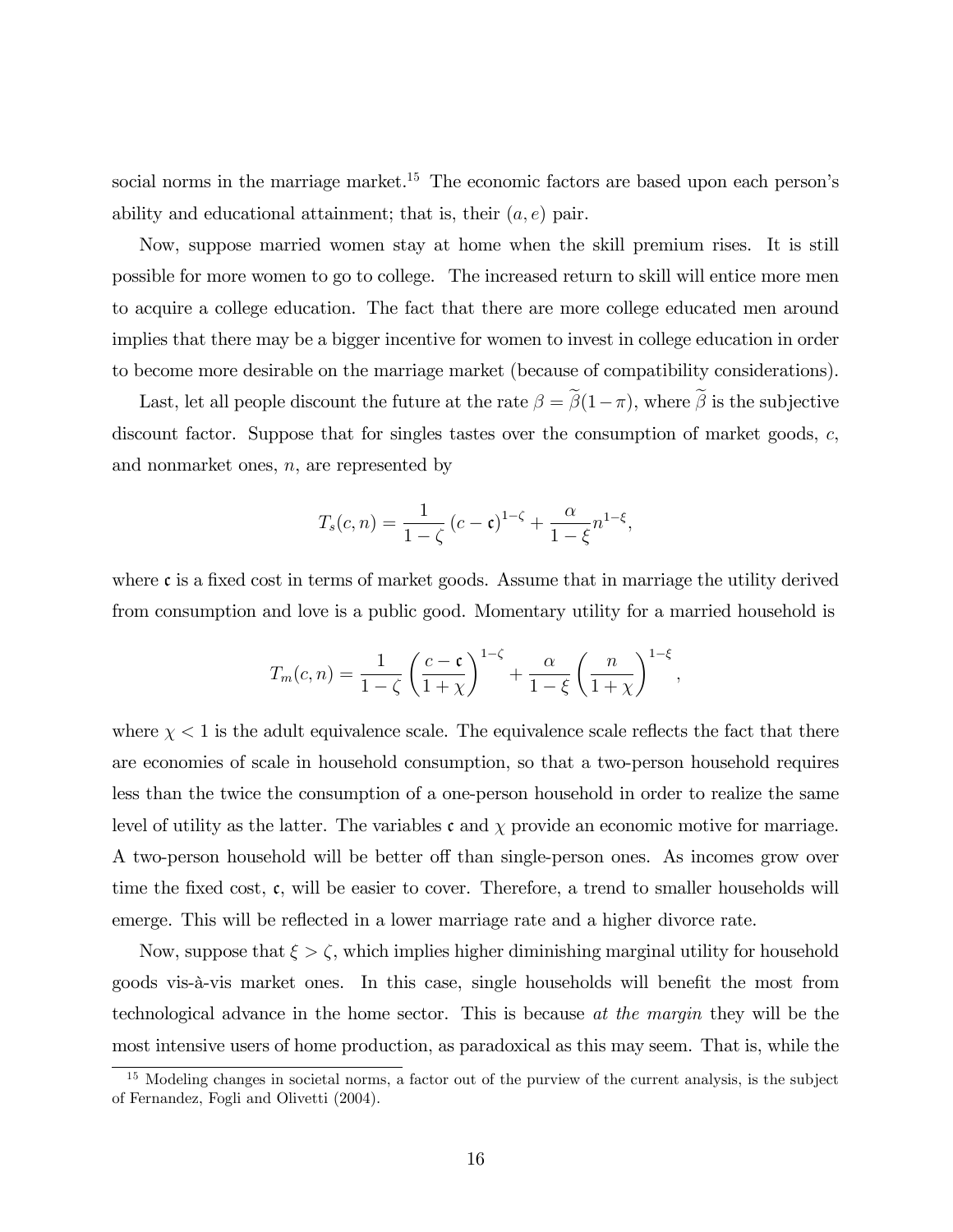social norms in the marriage market.[15] The economic factors are based upon each person's ability and educational attainment; that is, their $(a, e)$ pair.

Now, suppose married women stay at home when the skill premium rises. It is still possible for more women to go to college. The increased return to skill will entice more men to acquire a college education. The fact that there are more college educated men around implies that there may be a bigger incentive for women to invest in college education in order to become more desirable on the marriage market (because of compatibility considerations).

Last, let all people discount the future at the rate $\beta = \widetilde{\beta}(1-\pi)$, where $\widetilde{\beta}$ is the subjective discount factor. Suppose that for singles tastes over the consumption of market goods, $c$, and nonmarket ones, $n$, are represented by

$$T_s(c, n) = \frac{1}{1-\zeta}(c - \mathfrak{c})^{1-\zeta} + \frac{\alpha}{1-\xi} n^{1-\xi},$$

where $\mathfrak{c}$ is a fixed cost in terms of market goods. Assume that in marriage the utility derived from consumption and love is a public good. Momentary utility for a married household is

$$T_m(c, n) = \frac{1}{1-\zeta}\left(\frac{c - \mathfrak{c}}{1+\chi}\right)^{1-\zeta} + \frac{\alpha}{1-\xi}\left(\frac{n}{1+\chi}\right)^{1-\xi},$$

where $\chi < 1$ is the adult equivalence scale. The equivalence scale reflects the fact that there are economies of scale in household consumption, so that a two-person household requires less than the twice the consumption of a one-person household in order to realize the same level of utility as the latter. The variables $\mathfrak{c}$ and $\chi$ provide an economic motive for marriage. A two-person household will be better off than single-person ones. As incomes grow over time the fixed cost, $\mathfrak{c}$, will be easier to cover. Therefore, a trend to smaller households will emerge. This will be reflected in a lower marriage rate and a higher divorce rate.

Now, suppose that $\xi > \zeta$, which implies higher diminishing marginal utility for household goods vis-à-vis market ones. In this case, single households will benefit the most from technological advance in the home sector. This is because *at the margin* they will be the most intensive users of home production, as paradoxical as this may seem. That is, while the

[15] Modeling changes in societal norms, a factor out of the purview of the current analysis, is the subject of Fernandez, Fogli and Olivetti (2004).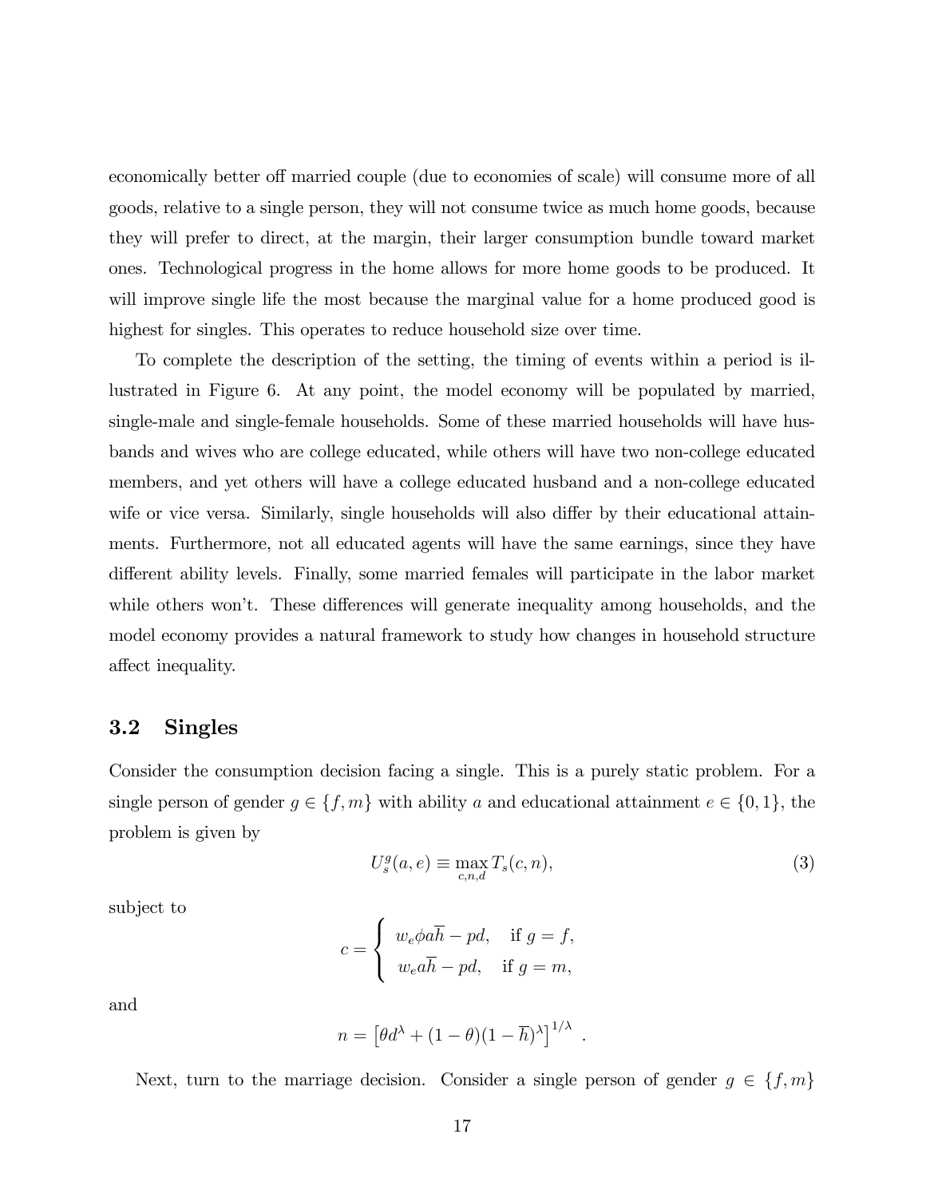economically better off married couple (due to economies of scale) will consume more of all goods, relative to a single person, they will not consume twice as much home goods, because they will prefer to direct, at the margin, their larger consumption bundle toward market ones. Technological progress in the home allows for more home goods to be produced. It will improve single life the most because the marginal value for a home produced good is highest for singles. This operates to reduce household size over time.

To complete the description of the setting, the timing of events within a period is illustrated in Figure 6. At any point, the model economy will be populated by married, single-male and single-female households. Some of these married households will have husbands and wives who are college educated, while others will have two non-college educated members, and yet others will have a college educated husband and a non-college educated wife or vice versa. Similarly, single households will also differ by their educational attainments. Furthermore, not all educated agents will have the same earnings, since they have different ability levels. Finally, some married females will participate in the labor market while others won't. These differences will generate inequality among households, and the model economy provides a natural framework to study how changes in household structure affect inequality.

## 3.2 Singles

Consider the consumption decision facing a single. This is a purely static problem. For a single person of gender $g \in \{f, m\}$ with ability $a$ and educational attainment $e \in \{0, 1\}$, the problem is given by

$$U_s^g(a, e) \equiv \max_{c,n,d} T_s(c, n), \tag{3}$$

subject to

$$c = \begin{cases} w_e \phi a \overline{h} - pd, & \text{if } g = f, \\ w_e a \overline{h} - pd, & \text{if } g = m, \end{cases}$$

and

$$n = \left[\theta d^{\lambda} + (1 - \theta)(1 - \overline{h})^{\lambda}\right]^{1/\lambda} .$$

Next, turn to the marriage decision. Consider a single person of gender $g \in \{f, m\}$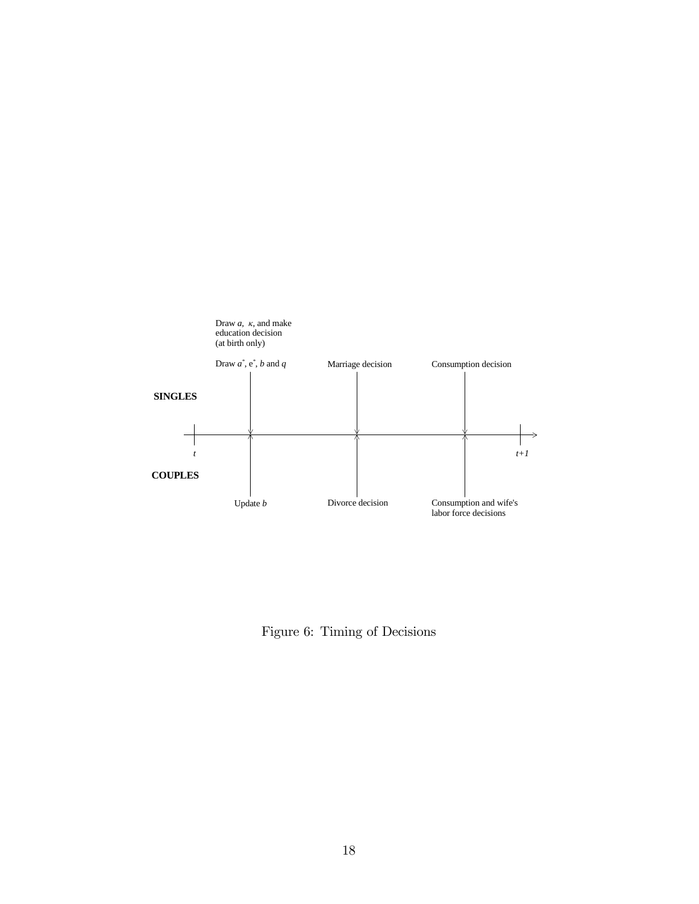Draw $a$, $\kappa$, and make education decision (at birth only)

Draw $a^*$, $e^*$, $b$ and $q$ | Marriage decision | Consumption decision

**SINGLES**

$t$ | $t+1$

**COUPLES**

Update $b$ | Divorce decision | Consumption and wife's labor force decisions

Figure 6: Timing of Decisions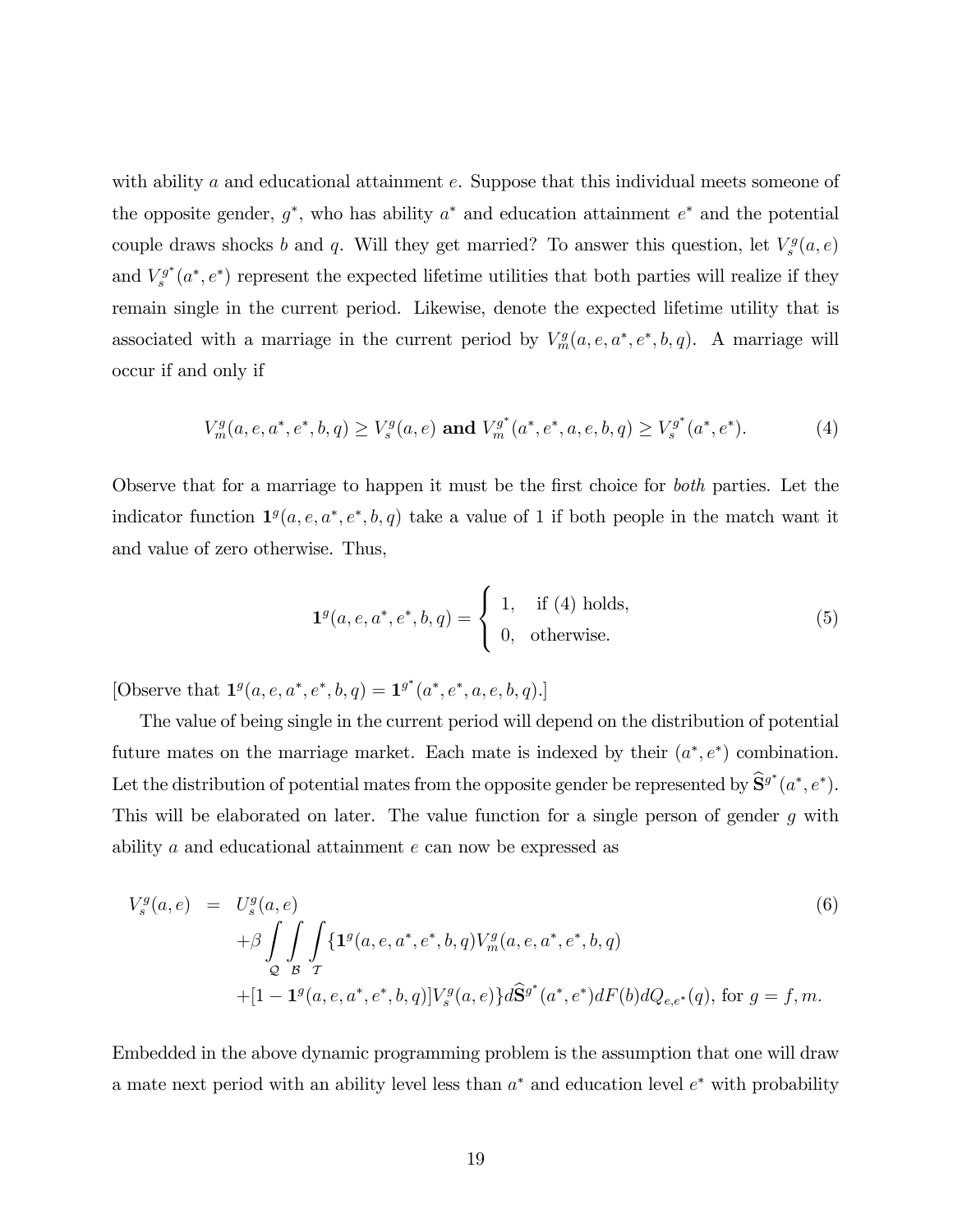with ability $a$ and educational attainment $e$. Suppose that this individual meets someone of the opposite gender, $g^*$, who has ability $a^*$ and education attainment $e^*$ and the potential couple draws shocks $b$ and $q$. Will they get married? To answer this question, let $V_s^g(a,e)$ and $V_s^{g^*}(a^*,e^*)$ represent the expected lifetime utilities that both parties will realize if they remain single in the current period. Likewise, denote the expected lifetime utility that is associated with a marriage in the current period by $V_m^g(a,e,a^*,e^*,b,q)$. A marriage will occur if and only if

$$V_m^g(a,e,a^*,e^*,b,q) \geq V_s^g(a,e) \textbf{ and } V_m^{g^*}(a^*,e^*,a,e,b,q) \geq V_s^{g^*}(a^*,e^*). \tag{4}$$

Observe that for a marriage to happen it must be the first choice for *both* parties. Let the indicator function $\mathbf{1}^g(a,e,a^*,e^*,b,q)$ take a value of 1 if both people in the match want it and value of zero otherwise. Thus,

$$\mathbf{1}^g(a,e,a^*,e^*,b,q) = \begin{cases} 1, & \text{if (4) holds,} \\ 0, & \text{otherwise.} \end{cases} \tag{5}$$

[Observe that $\mathbf{1}^g(a,e,a^*,e^*,b,q) = \mathbf{1}^{g^*}(a^*,e^*,a,e,b,q)$.]

The value of being single in the current period will depend on the distribution of potential future mates on the marriage market. Each mate is indexed by their $(a^*,e^*)$ combination. Let the distribution of potential mates from the opposite gender be represented by $\widehat{\mathbf{S}}^{g^*}(a^*,e^*)$. This will be elaborated on later. The value function for a single person of gender $g$ with ability $a$ and educational attainment $e$ can now be expressed as

$$\begin{aligned} V_s^g(a,e) &= U_s^g(a,e) \\ &\quad + \beta \int_{\mathcal{Q}} \int_{\mathcal{B}} \int_{\mathcal{T}} \{ \mathbf{1}^g(a,e,a^*,e^*,b,q) V_m^g(a,e,a^*,e^*,b,q) \\ &\quad + [1 - \mathbf{1}^g(a,e,a^*,e^*,b,q)] V_s^g(a,e) \} d\widehat{\mathbf{S}}^{g^*}(a^*,e^*) dF(b) dQ_{e,e^*}(q), \text{ for } g = f, m. \end{aligned} \tag{6}$$

Embedded in the above dynamic programming problem is the assumption that one will draw a mate next period with an ability level less than $a^*$ and education level $e^*$ with probability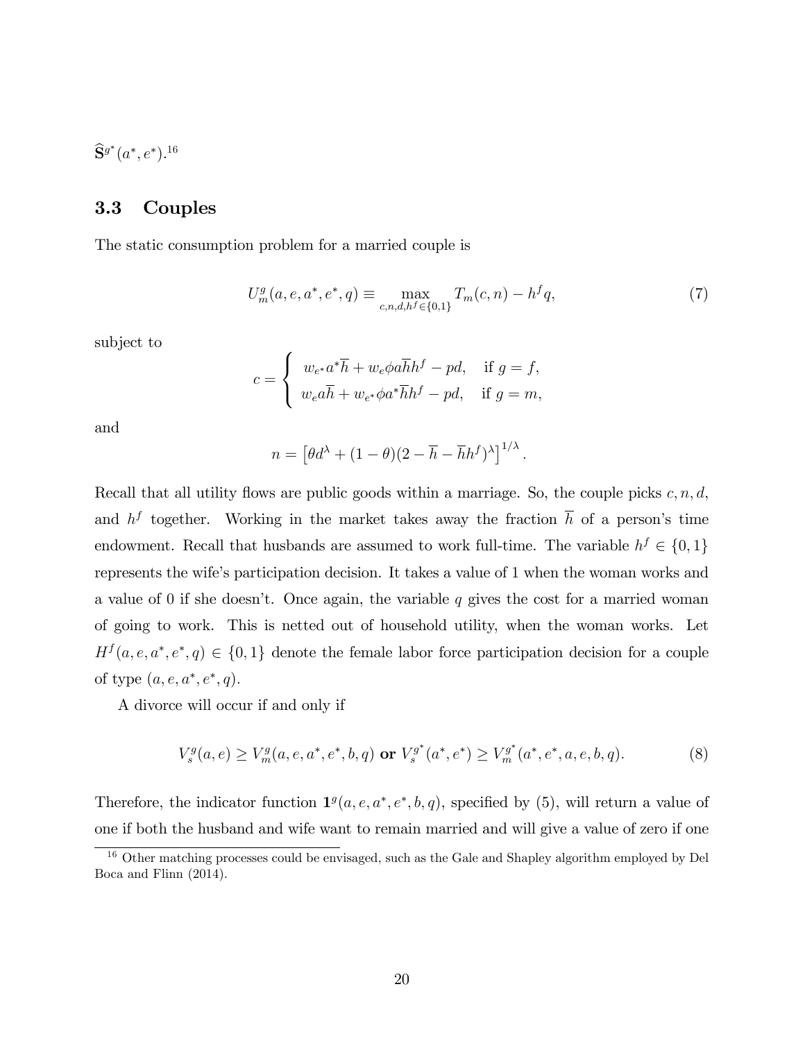$\widehat{\mathbf{S}}^{g^*}(a^*, e^*)$.[16]

### 3.3 Couples

The static consumption problem for a married couple is

$$U_m^g(a, e, a^*, e^*, q) \equiv \max_{c, n, d, h^f \in \{0,1\}} T_m(c, n) - h^f q, \tag{7}$$

subject to

$$c = \begin{cases} w_{e^*} a^* \overline{h} + w_e \phi a \overline{h} h^f - pd, & \text{if } g = f, \\ w_e a \overline{h} + w_{e^*} \phi a^* \overline{h} h^f - pd, & \text{if } g = m, \end{cases}$$

and

$$n = \left[\theta d^\lambda + (1-\theta)(2 - \overline{h} - \overline{h} h^f)^\lambda\right]^{1/\lambda}.$$

Recall that all utility flows are public goods within a marriage. So, the couple picks $c, n, d$, and $h^f$ together. Working in the market takes away the fraction $\overline{h}$ of a person's time endowment. Recall that husbands are assumed to work full-time. The variable $h^f \in \{0, 1\}$ represents the wife's participation decision. It takes a value of 1 when the woman works and a value of 0 if she doesn't. Once again, the variable $q$ gives the cost for a married woman of going to work. This is netted out of household utility, when the woman works. Let $H^f(a, e, a^*, e^*, q) \in \{0, 1\}$ denote the female labor force participation decision for a couple of type $(a, e, a^*, e^*, q)$.

A divorce will occur if and only if

$$V_s^g(a, e) \geq V_m^g(a, e, a^*, e^*, b, q) \textbf{ or } V_s^{g^*}(a^*, e^*) \geq V_m^{g^*}(a^*, e^*, a, e, b, q). \tag{8}$$

Therefore, the indicator function $\mathbf{1}^g(a, e, a^*, e^*, b, q)$, specified by (5), will return a value of one if both the husband and wife want to remain married and will give a value of zero if one

[16] Other matching processes could be envisaged, such as the Gale and Shapley algorithm employed by Del Boca and Flinn (2014).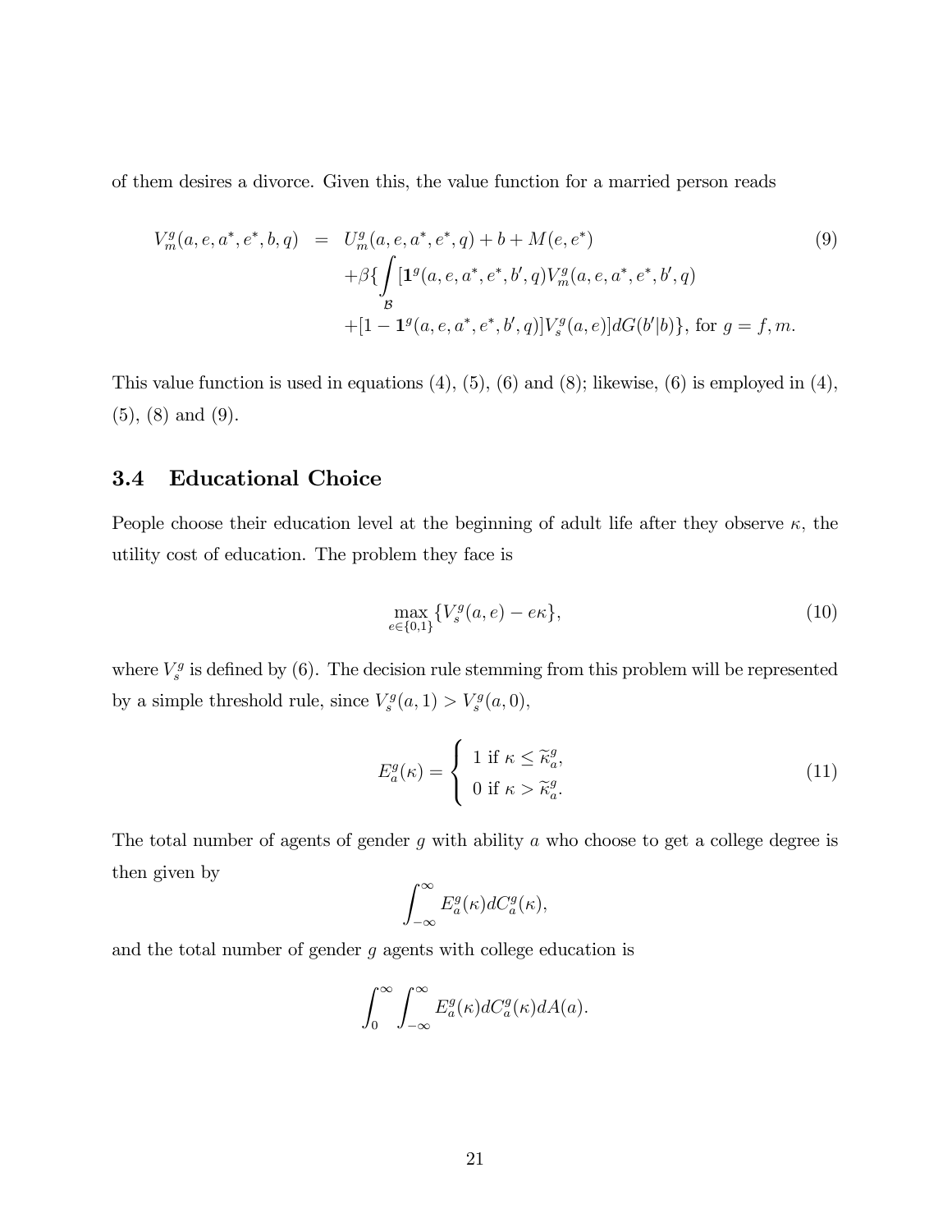of them desires a divorce. Given this, the value function for a married person reads

$$
\begin{aligned}
V_m^g(a,e,a^*,e^*,b,q) &= U_m^g(a,e,a^*,e^*,q)+b+M(e,e^*) \\
&\quad +\beta\{\int_{\mathcal{B}}[\mathbf{1}^g(a,e,a^*,e^*,b',q)V_m^g(a,e,a^*,e^*,b',q) \\
&\quad +[1-\mathbf{1}^g(a,e,a^*,e^*,b',q)]V_s^g(a,e)]dG(b'|b)\}, \text{ for } g=f,m.
\end{aligned} \tag{9}
$$

This value function is used in equations (4), (5), (6) and (8); likewise, (6) is employed in (4), (5), (8) and (9).

### 3.4 Educational Choice

People choose their education level at the beginning of adult life after they observe $\kappa$, the utility cost of education. The problem they face is

$$
\max_{e\in\{0,1\}}\{V_s^g(a,e)-e\kappa\}, \tag{10}
$$

where $V_s^g$ is defined by (6). The decision rule stemming from this problem will be represented by a simple threshold rule, since $V_s^g(a,1) > V_s^g(a,0)$,

$$
E_a^g(\kappa)=\begin{cases} 1 \text{ if } \kappa\leq\widetilde{\kappa}_a^g, \\ 0 \text{ if } \kappa>\widetilde{\kappa}_a^g. \end{cases} \tag{11}
$$

The total number of agents of gender $g$ with ability $a$ who choose to get a college degree is then given by

$$
\int_{-\infty}^{\infty}E_a^g(\kappa)dC_a^g(\kappa),
$$

and the total number of gender $g$ agents with college education is

$$
\int_0^{\infty}\int_{-\infty}^{\infty}E_a^g(\kappa)dC_a^g(\kappa)dA(a).
$$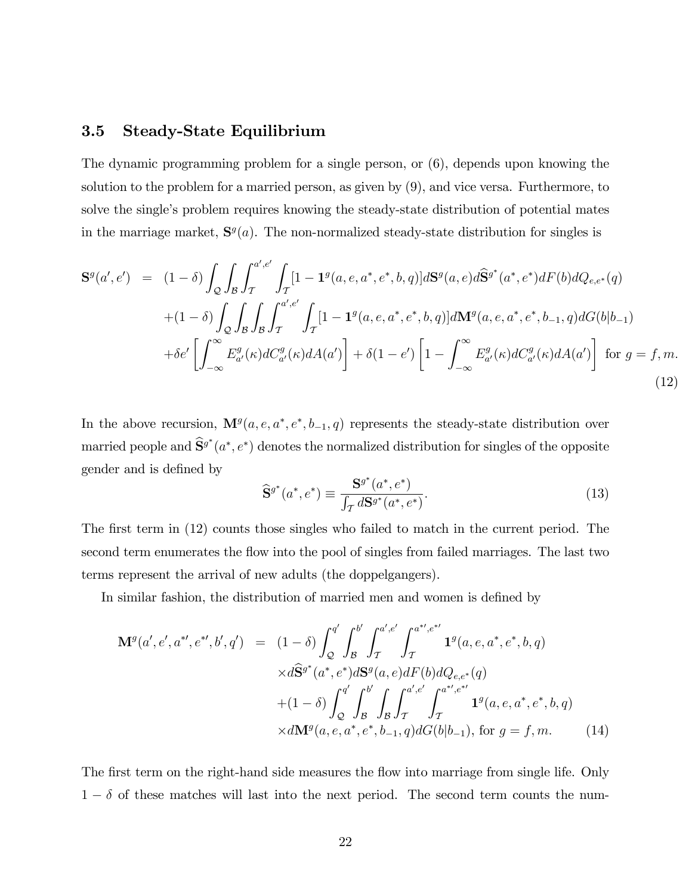### 3.5 Steady-State Equilibrium

The dynamic programming problem for a single person, or (6), depends upon knowing the solution to the problem for a married person, as given by (9), and vice versa. Furthermore, to solve the single's problem requires knowing the steady-state distribution of potential mates in the marriage market, $\mathbf{S}^g(a)$. The non-normalized steady-state distribution for singles is

$$
\begin{aligned}
\mathbf{S}^g(a', e') \quad = \quad & (1-\delta) \int_{\mathcal{Q}} \int_{\mathcal{B}} \int_{\mathcal{T}}^{a',e'} \int_{\mathcal{T}} [1 - \mathbf{1}^g(a, e, a^*, e^*, b, q)] d\mathbf{S}^g(a, e) d\widehat{\mathbf{S}}^{g^*}(a^*, e^*) dF(b) dQ_{e,e^*}(q) \\
& + (1-\delta) \int_{\mathcal{Q}} \int_{\mathcal{B}} \int_{\mathcal{B}} \int_{\mathcal{T}}^{a',e'} \int_{\mathcal{T}} [1 - \mathbf{1}^g(a, e, a^*, e^*, b, q)] d\mathbf{M}^g(a, e, a^*, e^*, b_{-1}, q) dG(b|b_{-1}) \\
& + \delta e' \left[ \int_{-\infty}^{\infty} E^g_{a'}(\kappa) dC^g_{a'}(\kappa) dA(a') \right] + \delta(1 - e') \left[ 1 - \int_{-\infty}^{\infty} E^g_{a'}(\kappa) dC^g_{a'}(\kappa) dA(a') \right] \text{ for } g = f, m.
\end{aligned} \tag{12}
$$

In the above recursion, $\mathbf{M}^g(a, e, a^*, e^*, b_{-1}, q)$ represents the steady-state distribution over married people and $\widehat{\mathbf{S}}^{g^*}(a^*, e^*)$ denotes the normalized distribution for singles of the opposite gender and is defined by

$$
\widehat{\mathbf{S}}^{g^*}(a^*, e^*) \equiv \frac{\mathbf{S}^{g^*}(a^*, e^*)}{\int_{\mathcal{T}} d\mathbf{S}^{g^*}(a^*, e^*)}. \tag{13}
$$

The first term in (12) counts those singles who failed to match in the current period. The second term enumerates the flow into the pool of singles from failed marriages. The last two terms represent the arrival of new adults (the doppelgangers).

In similar fashion, the distribution of married men and women is defined by

$$
\begin{aligned}
\mathbf{M}^g(a', e', a^{*\prime}, e^{*\prime}, b', q') \quad = \quad & (1-\delta) \int_{\mathcal{Q}}^{q'} \int_{\mathcal{B}}^{b'} \int_{\mathcal{T}}^{a',e'} \int_{\mathcal{T}}^{a^{*\prime},e^{*\prime}} \mathbf{1}^g(a, e, a^*, e^*, b, q) \\
& \times d\widehat{\mathbf{S}}^{g^*}(a^*, e^*) d\mathbf{S}^g(a, e) dF(b) dQ_{e,e^*}(q) \\
& + (1-\delta) \int_{\mathcal{Q}}^{q'} \int_{\mathcal{B}}^{b'} \int_{\mathcal{B}} \int_{\mathcal{T}}^{a',e'} \int_{\mathcal{T}}^{a^{*\prime},e^{*\prime}} \mathbf{1}^g(a, e, a^*, e^*, b, q) \\
& \times d\mathbf{M}^g(a, e, a^*, e^*, b_{-1}, q) dG(b|b_{-1}), \text{ for } g = f, m.
\end{aligned} \tag{14}
$$

The first term on the right-hand side measures the flow into marriage from single life. Only $1 - \delta$ of these matches will last into the next period. The second term counts the num-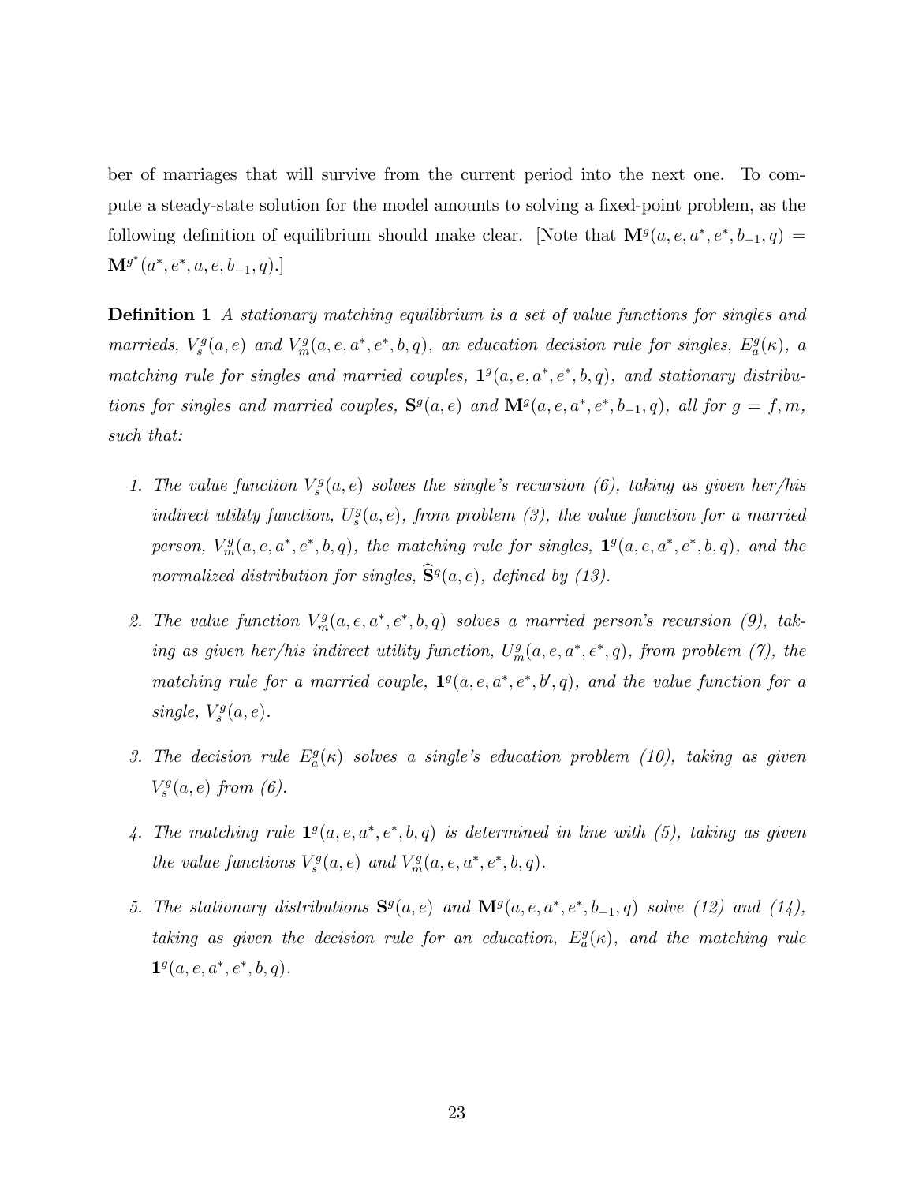ber of marriages that will survive from the current period into the next one. To compute a steady-state solution for the model amounts to solving a fixed-point problem, as the following definition of equilibrium should make clear. [Note that $\mathbf{M}^{g}(a, e, a^{*}, e^{*}, b_{-1}, q) = \mathbf{M}^{g^{*}}(a^{*}, e^{*}, a, e, b_{-1}, q)$.]

**Definition 1** *A stationary matching equilibrium is a set of value functions for singles and marrieds, $V_{s}^{g}(a, e)$ and $V_{m}^{g}(a, e, a^{*}, e^{*}, b, q)$, an education decision rule for singles, $E_{a}^{g}(\kappa)$, a matching rule for singles and married couples, $\mathbf{1}^{g}(a, e, a^{*}, e^{*}, b, q)$, and stationary distributions for singles and married couples, $\mathbf{S}^{g}(a, e)$ and $\mathbf{M}^{g}(a, e, a^{*}, e^{*}, b_{-1}, q)$, all for $g = f, m$, such that:*

1. *The value function $V_{s}^{g}(a, e)$ solves the single's recursion (6), taking as given her/his indirect utility function, $U_{s}^{g}(a, e)$, from problem (3), the value function for a married person, $V_{m}^{g}(a, e, a^{*}, e^{*}, b, q)$, the matching rule for singles, $\mathbf{1}^{g}(a, e, a^{*}, e^{*}, b, q)$, and the normalized distribution for singles, $\widehat{\mathbf{S}}^{g}(a, e)$, defined by (13).*

2. *The value function $V_{m}^{g}(a, e, a^{*}, e^{*}, b, q)$ solves a married person's recursion (9), taking as given her/his indirect utility function, $U_{m}^{g}(a, e, a^{*}, e^{*}, q)$, from problem (7), the matching rule for a married couple, $\mathbf{1}^{g}(a, e, a^{*}, e^{*}, b', q)$, and the value function for a single, $V_{s}^{g}(a, e)$.*

3. *The decision rule $E_{a}^{g}(\kappa)$ solves a single's education problem (10), taking as given $V_{s}^{g}(a, e)$ from (6).*

4. *The matching rule $\mathbf{1}^{g}(a, e, a^{*}, e^{*}, b, q)$ is determined in line with (5), taking as given the value functions $V_{s}^{g}(a, e)$ and $V_{m}^{g}(a, e, a^{*}, e^{*}, b, q)$.*

5. *The stationary distributions $\mathbf{S}^{g}(a, e)$ and $\mathbf{M}^{g}(a, e, a^{*}, e^{*}, b_{-1}, q)$ solve (12) and (14), taking as given the decision rule for an education, $E_{a}^{g}(\kappa)$, and the matching rule $\mathbf{1}^{g}(a, e, a^{*}, e^{*}, b, q)$.*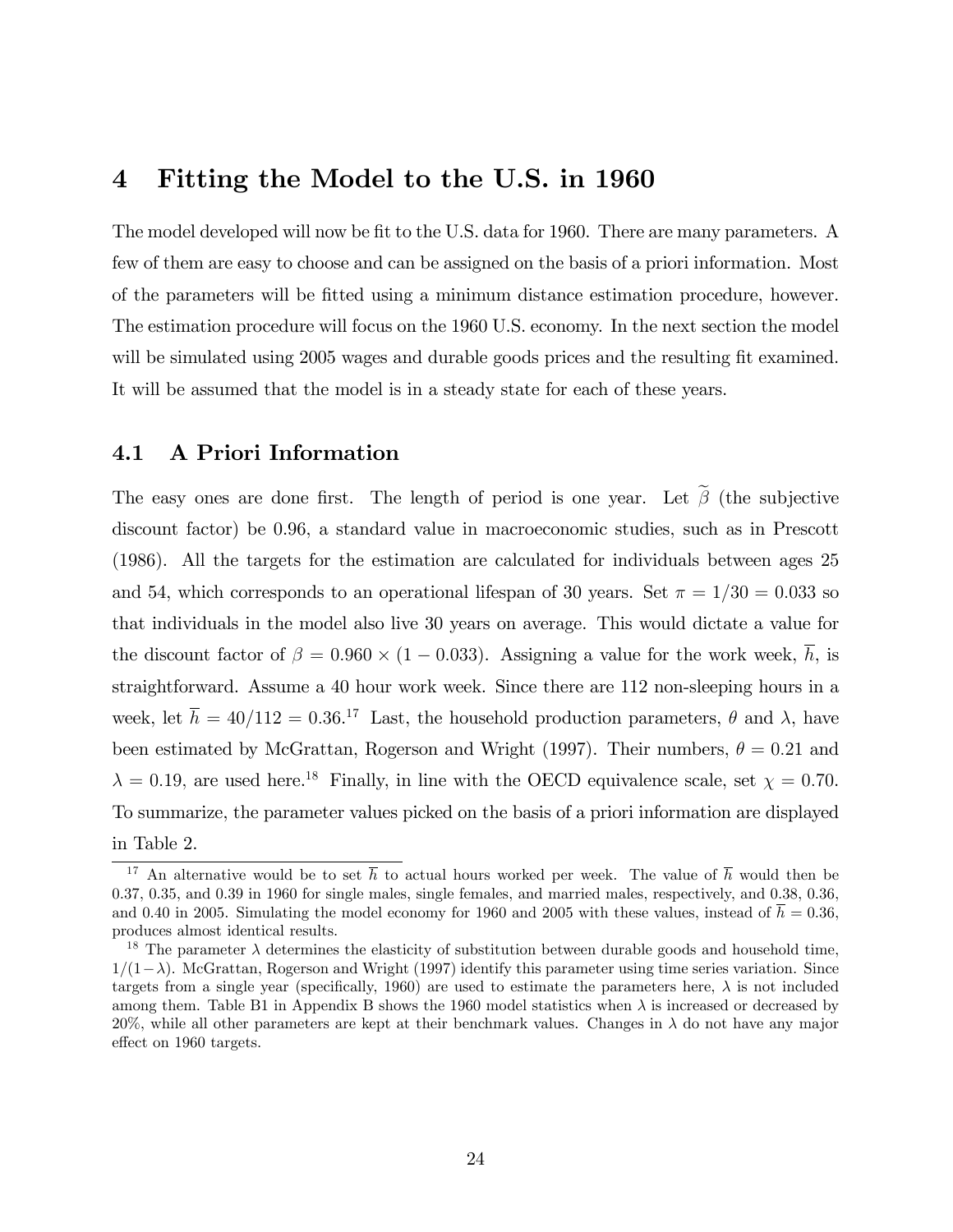# 4 Fitting the Model to the U.S. in 1960

The model developed will now be fit to the U.S. data for 1960. There are many parameters. A few of them are easy to choose and can be assigned on the basis of a priori information. Most of the parameters will be fitted using a minimum distance estimation procedure, however. The estimation procedure will focus on the 1960 U.S. economy. In the next section the model will be simulated using 2005 wages and durable goods prices and the resulting fit examined. It will be assumed that the model is in a steady state for each of these years.

## 4.1 A Priori Information

The easy ones are done first. The length of period is one year. Let $\widetilde{\beta}$ (the subjective discount factor) be 0.96, a standard value in macroeconomic studies, such as in Prescott (1986). All the targets for the estimation are calculated for individuals between ages 25 and 54, which corresponds to an operational lifespan of 30 years. Set $\pi = 1/30 = 0.033$ so that individuals in the model also live 30 years on average. This would dictate a value for the discount factor of $\beta = 0.960 \times (1 - 0.033)$. Assigning a value for the work week, $\overline{h}$, is straightforward. Assume a 40 hour work week. Since there are 112 non-sleeping hours in a week, let $\overline{h} = 40/112 = 0.36$.[17] Last, the household production parameters, $\theta$ and $\lambda$, have been estimated by McGrattan, Rogerson and Wright (1997). Their numbers, $\theta = 0.21$ and $\lambda = 0.19$, are used here.[18] Finally, in line with the OECD equivalence scale, set $\chi = 0.70$. To summarize, the parameter values picked on the basis of a priori information are displayed in Table 2.

[17] An alternative would be to set $\overline{h}$ to actual hours worked per week. The value of $\overline{h}$ would then be 0.37, 0.35, and 0.39 in 1960 for single males, single females, and married males, respectively, and 0.38, 0.36, and 0.40 in 2005. Simulating the model economy for 1960 and 2005 with these values, instead of $\overline{h} = 0.36$, produces almost identical results.

[18] The parameter $\lambda$ determines the elasticity of substitution between durable goods and household time, $1/(1-\lambda)$. McGrattan, Rogerson and Wright (1997) identify this parameter using time series variation. Since targets from a single year (specifically, 1960) are used to estimate the parameters here, $\lambda$ is not included among them. Table B1 in Appendix B shows the 1960 model statistics when $\lambda$ is increased or decreased by 20%, while all other parameters are kept at their benchmark values. Changes in $\lambda$ do not have any major effect on 1960 targets.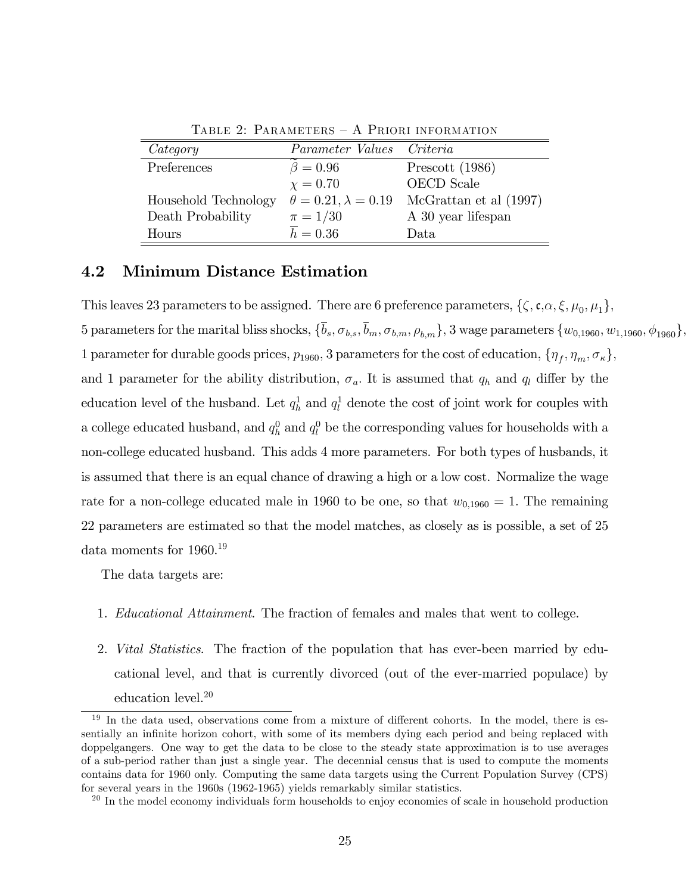TABLE 2: PARAMETERS – A PRIORI INFORMATION

| *Category* | *Parameter Values* | *Criteria* |
|---|---|---|
| Preferences | $\beta = 0.96$ | Prescott (1986) |
| | $\chi = 0.70$ | OECD Scale |
| Household Technology | $\theta = 0.21, \lambda = 0.19$ | McGrattan et al (1997) |
| Death Probability | $\pi = 1/30$ | A 30 year lifespan |
| Hours | $\overline{h} = 0.36$ | Data |

### 4.2 Minimum Distance Estimation

This leaves 23 parameters to be assigned. There are 6 preference parameters, $\{\zeta, \mathfrak{c}, \alpha, \xi, \mu_0, \mu_1\}$, 5 parameters for the marital bliss shocks, $\{\overline{b}_s, \sigma_{b,s}, \overline{b}_m, \sigma_{b,m}, \rho_{b,m}\}$, 3 wage parameters $\{w_{0,1960}, w_{1,1960}, \phi_{1960}\}$, 1 parameter for durable goods prices, $p_{1960}$, 3 parameters for the cost of education, $\{\eta_f, \eta_m, \sigma_\kappa\}$, and 1 parameter for the ability distribution, $\sigma_a$. It is assumed that $q_h$ and $q_l$ differ by the education level of the husband. Let $q_h^1$ and $q_l^1$ denote the cost of joint work for couples with a college educated husband, and $q_h^0$ and $q_l^0$ be the corresponding values for households with a non-college educated husband. This adds 4 more parameters. For both types of husbands, it is assumed that there is an equal chance of drawing a high or a low cost. Normalize the wage rate for a non-college educated male in 1960 to be one, so that $w_{0,1960} = 1$. The remaining 22 parameters are estimated so that the model matches, as closely as is possible, a set of 25 data moments for 1960.[19]

The data targets are:

1. *Educational Attainment*. The fraction of females and males that went to college.

2. *Vital Statistics*. The fraction of the population that has ever-been married by educational level, and that is currently divorced (out of the ever-married populace) by education level.[20]

[19] In the data used, observations come from a mixture of different cohorts. In the model, there is essentially an infinite horizon cohort, with some of its members dying each period and being replaced with doppelgangers. One way to get the data to be close to the steady state approximation is to use averages of a sub-period rather than just a single year. The decennial census that is used to compute the moments contains data for 1960 only. Computing the same data targets using the Current Population Survey (CPS) for several years in the 1960s (1962-1965) yields remarkably similar statistics.

[20] In the model economy individuals form households to enjoy economies of scale in household production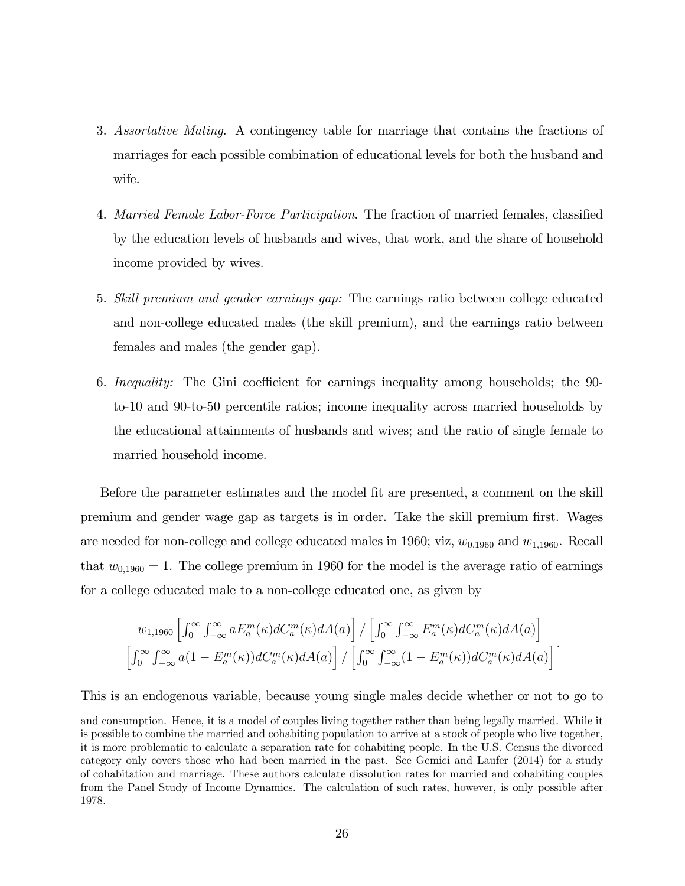3. *Assortative Mating*. A contingency table for marriage that contains the fractions of marriages for each possible combination of educational levels for both the husband and wife.

4. *Married Female Labor-Force Participation*. The fraction of married females, classified by the education levels of husbands and wives, that work, and the share of household income provided by wives.

5. *Skill premium and gender earnings gap:* The earnings ratio between college educated and non-college educated males (the skill premium), and the earnings ratio between females and males (the gender gap).

6. *Inequality:* The Gini coefficient for earnings inequality among households; the 90-to-10 and 90-to-50 percentile ratios; income inequality across married households by the educational attainments of husbands and wives; and the ratio of single female to married household income.

Before the parameter estimates and the model fit are presented, a comment on the skill premium and gender wage gap as targets is in order. Take the skill premium first. Wages are needed for non-college and college educated males in 1960; viz, $w_{0,1960}$ and $w_{1,1960}$. Recall that $w_{0,1960} = 1$. The college premium in 1960 for the model is the average ratio of earnings for a college educated male to a non-college educated one, as given by

$$\frac{w_{1,1960}\left[\int_0^\infty \int_{-\infty}^\infty aE_a^m(\kappa)dC_a^m(\kappa)dA(a)\right] / \left[\int_0^\infty \int_{-\infty}^\infty E_a^m(\kappa)dC_a^m(\kappa)dA(a)\right]}{\left[\int_0^\infty \int_{-\infty}^\infty a(1-E_a^m(\kappa))dC_a^m(\kappa)dA(a)\right] / \left[\int_0^\infty \int_{-\infty}^\infty (1-E_a^m(\kappa))dC_a^m(\kappa)dA(a)\right]}.$$

This is an endogenous variable, because young single males decide whether or not to go to

and consumption. Hence, it is a model of couples living together rather than being legally married. While it is possible to combine the married and cohabiting population to arrive at a stock of people who live together, it is more problematic to calculate a separation rate for cohabiting people. In the U.S. Census the divorced category only covers those who had been married in the past. See Gemici and Laufer (2014) for a study of cohabitation and marriage. These authors calculate dissolution rates for married and cohabiting couples from the Panel Study of Income Dynamics. The calculation of such rates, however, is only possible after 1978.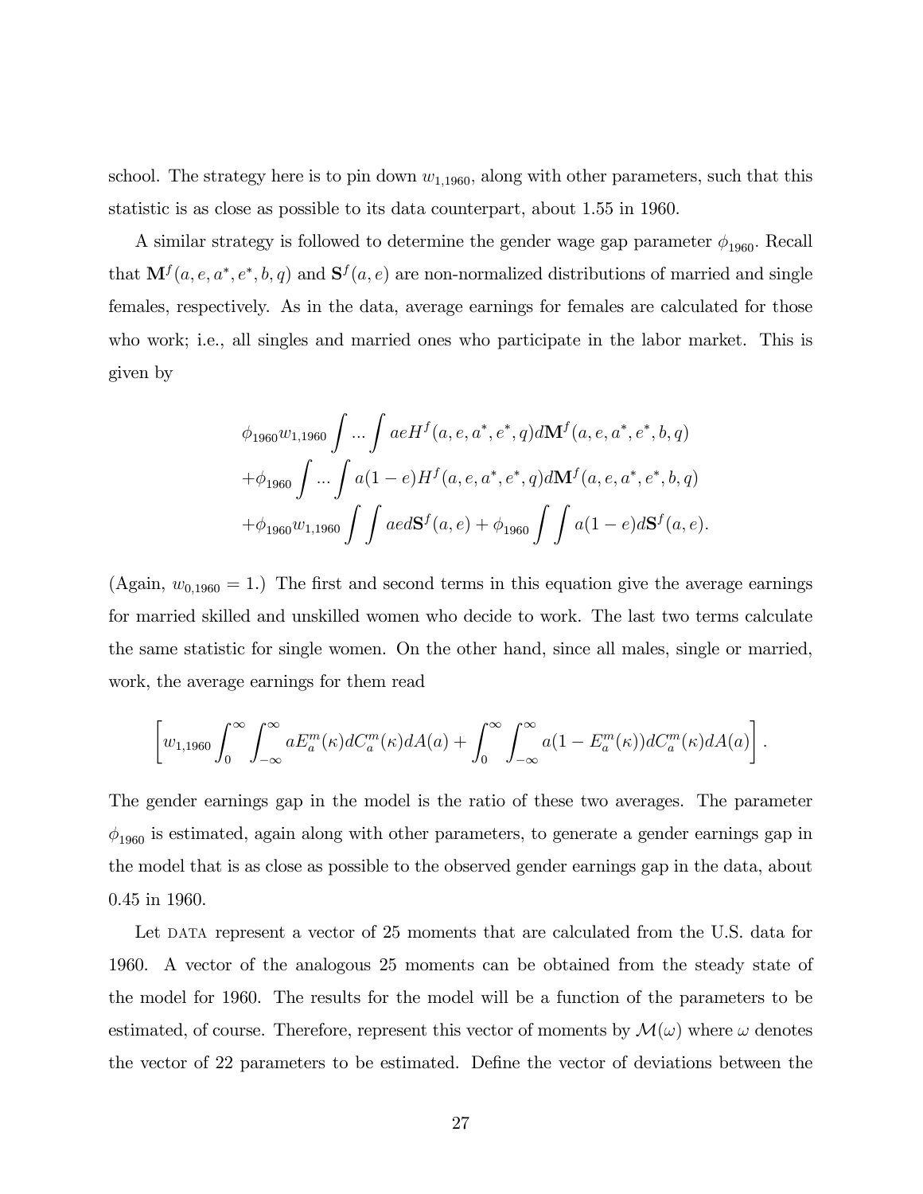school. The strategy here is to pin down $w_{1,1960}$, along with other parameters, such that this statistic is as close as possible to its data counterpart, about 1.55 in 1960.

A similar strategy is followed to determine the gender wage gap parameter $\phi_{1960}$. Recall that $\mathbf{M}^f(a, e, a^*, e^*, b, q)$ and $\mathbf{S}^f(a, e)$ are non-normalized distributions of married and single females, respectively. As in the data, average earnings for females are calculated for those who work; i.e., all singles and married ones who participate in the labor market. This is given by

$$
\begin{aligned}
&\phi_{1960} w_{1,1960} \int ... \int aeH^f(a, e, a^*, e^*, q) d\mathbf{M}^f(a, e, a^*, e^*, b, q) \\
&+\phi_{1960} \int ... \int a(1-e)H^f(a, e, a^*, e^*, q) d\mathbf{M}^f(a, e, a^*, e^*, b, q) \\
&+\phi_{1960} w_{1,1960} \int \int aed\mathbf{S}^f(a, e) + \phi_{1960} \int \int a(1-e) d\mathbf{S}^f(a, e).
\end{aligned}
$$

(Again, $w_{0,1960} = 1$.) The first and second terms in this equation give the average earnings for married skilled and unskilled women who decide to work. The last two terms calculate the same statistic for single women. On the other hand, since all males, single or married, work, the average earnings for them read

$$
\left[ w_{1,1960} \int_0^\infty \int_{-\infty}^\infty aE_a^m(\kappa) dC_a^m(\kappa) dA(a) + \int_0^\infty \int_{-\infty}^\infty a(1 - E_a^m(\kappa)) dC_a^m(\kappa) dA(a) \right].
$$

The gender earnings gap in the model is the ratio of these two averages. The parameter $\phi_{1960}$ is estimated, again along with other parameters, to generate a gender earnings gap in the model that is as close as possible to the observed gender earnings gap in the data, about 0.45 in 1960.

Let DATA represent a vector of 25 moments that are calculated from the U.S. data for 1960. A vector of the analogous 25 moments can be obtained from the steady state of the model for 1960. The results for the model will be a function of the parameters to be estimated, of course. Therefore, represent this vector of moments by $\mathcal{M}(\omega)$ where $\omega$ denotes the vector of 22 parameters to be estimated. Define the vector of deviations between the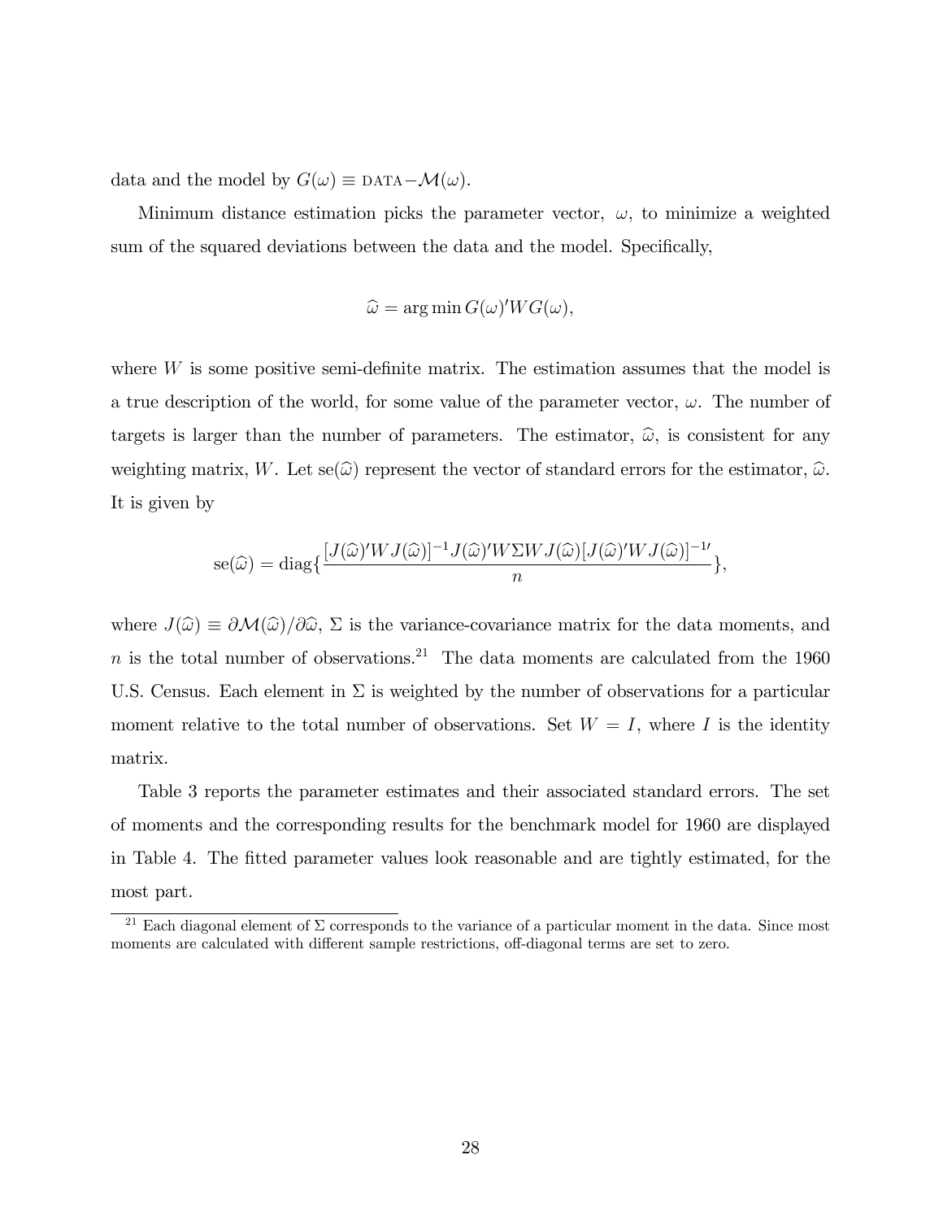data and the model by $G(\omega) \equiv \text{DATA} - \mathcal{M}(\omega)$.

Minimum distance estimation picks the parameter vector, $\omega$, to minimize a weighted sum of the squared deviations between the data and the model. Specifically,

$$\widehat{\omega} = \arg\min G(\omega)' W G(\omega),$$

where $W$ is some positive semi-definite matrix. The estimation assumes that the model is a true description of the world, for some value of the parameter vector, $\omega$. The number of targets is larger than the number of parameters. The estimator, $\widehat{\omega}$, is consistent for any weighting matrix, $W$. Let $\text{se}(\widehat{\omega})$ represent the vector of standard errors for the estimator, $\widehat{\omega}$. It is given by

$$\text{se}(\widehat{\omega}) = \text{diag}\{\frac{[J(\widehat{\omega})' W J(\widehat{\omega})]^{-1} J(\widehat{\omega})' W \Sigma W J(\widehat{\omega}) [J(\widehat{\omega})' W J(\widehat{\omega})]^{-1\prime}}{n}\},$$

where $J(\widehat{\omega}) \equiv \partial \mathcal{M}(\widehat{\omega}) / \partial \widehat{\omega}$, $\Sigma$ is the variance-covariance matrix for the data moments, and $n$ is the total number of observations.[21] The data moments are calculated from the 1960 U.S. Census. Each element in $\Sigma$ is weighted by the number of observations for a particular moment relative to the total number of observations. Set $W = I$, where $I$ is the identity matrix.

Table 3 reports the parameter estimates and their associated standard errors. The set of moments and the corresponding results for the benchmark model for 1960 are displayed in Table 4. The fitted parameter values look reasonable and are tightly estimated, for the most part.

[21] Each diagonal element of $\Sigma$ corresponds to the variance of a particular moment in the data. Since most moments are calculated with different sample restrictions, off-diagonal terms are set to zero.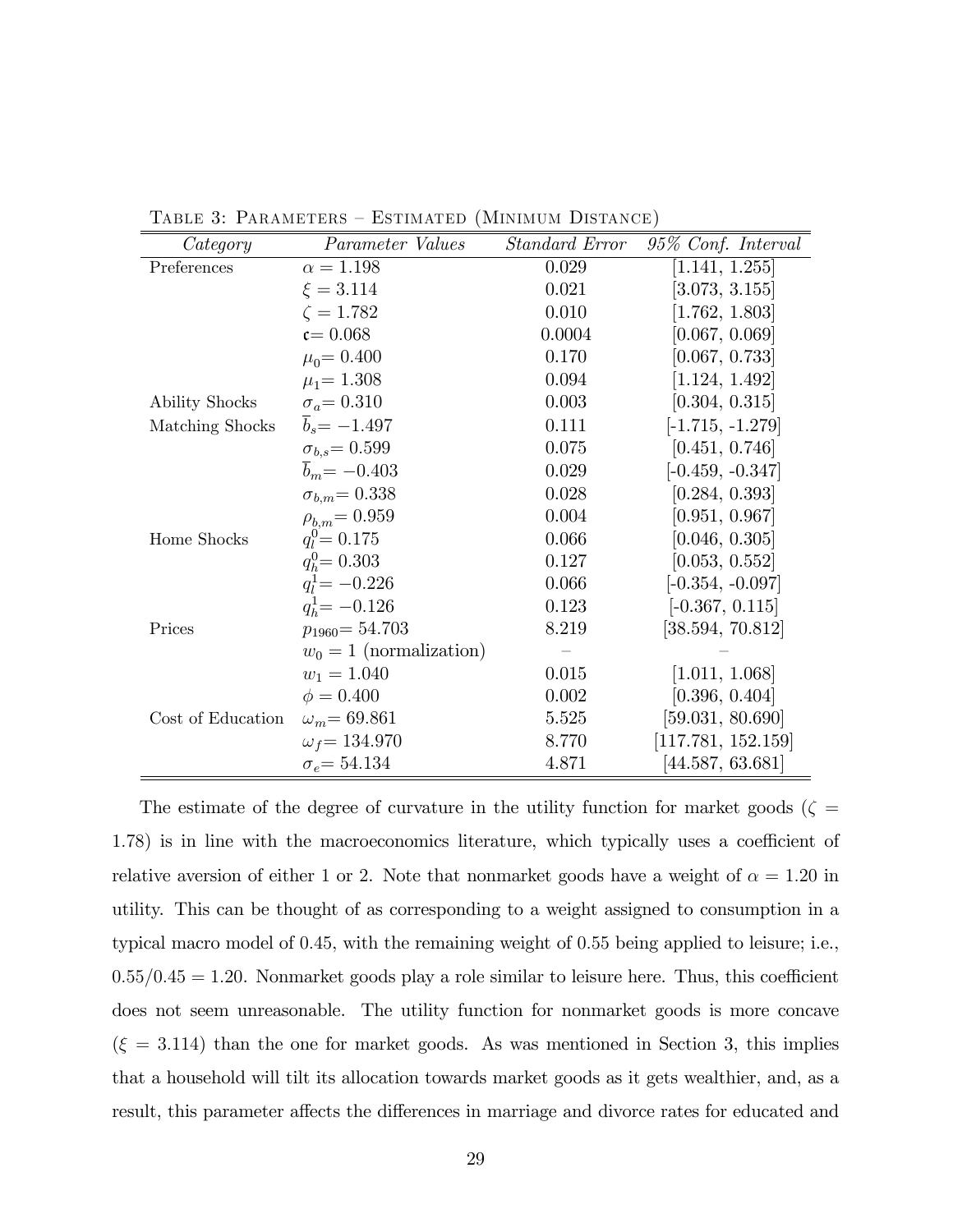Table 3: Parameters – Estimated (Minimum Distance)

| *Category* | *Parameter Values* | *Standard Error* | *95% Conf. Interval* |
|---|---|---|---|
| Preferences | $\alpha = 1.198$ | 0.029 | [1.141, 1.255] |
| | $\xi = 3.114$ | 0.021 | [3.073, 3.155] |
| | $\zeta = 1.782$ | 0.010 | [1.762, 1.803] |
| | $\mathfrak{c} = 0.068$ | 0.0004 | [0.067, 0.069] |
| | $\mu_0 = 0.400$ | 0.170 | [0.067, 0.733] |
| | $\mu_1 = 1.308$ | 0.094 | [1.124, 1.492] |
| Ability Shocks | $\sigma_a = 0.310$ | 0.003 | [0.304, 0.315] |
| Matching Shocks | $\overline{b}_s = -1.497$ | 0.111 | [-1.715, -1.279] |
| | $\sigma_{b,s} = 0.599$ | 0.075 | [0.451, 0.746] |
| | $\overline{b}_m = -0.403$ | 0.029 | [-0.459, -0.347] |
| | $\sigma_{b,m} = 0.338$ | 0.028 | [0.284, 0.393] |
| | $\rho_{b,m} = 0.959$ | 0.004 | [0.951, 0.967] |
| Home Shocks | $q_l^0 = 0.175$ | 0.066 | [0.046, 0.305] |
| | $q_h^0 = 0.303$ | 0.127 | [0.053, 0.552] |
| | $q_l^1 = -0.226$ | 0.066 | [-0.354, -0.097] |
| | $q_h^1 = -0.126$ | 0.123 | [-0.367, 0.115] |
| Prices | $p_{1960} = 54.703$ | 8.219 | [38.594, 70.812] |
| | $w_0 = 1$ (normalization) | – | – |
| | $w_1 = 1.040$ | 0.015 | [1.011, 1.068] |
| | $\phi = 0.400$ | 0.002 | [0.396, 0.404] |
| Cost of Education | $\omega_m = 69.861$ | 5.525 | [59.031, 80.690] |
| | $\omega_f = 134.970$ | 8.770 | [117.781, 152.159] |
| | $\sigma_e = 54.134$ | 4.871 | [44.587, 63.681] |

The estimate of the degree of curvature in the utility function for market goods ($\zeta = 1.78$) is in line with the macroeconomics literature, which typically uses a coefficient of relative aversion of either 1 or 2. Note that nonmarket goods have a weight of $\alpha = 1.20$ in utility. This can be thought of as corresponding to a weight assigned to consumption in a typical macro model of 0.45, with the remaining weight of 0.55 being applied to leisure; i.e., $0.55/0.45 = 1.20$. Nonmarket goods play a role similar to leisure here. Thus, this coefficient does not seem unreasonable. The utility function for nonmarket goods is more concave ($\xi = 3.114$) than the one for market goods. As was mentioned in Section 3, this implies that a household will tilt its allocation towards market goods as it gets wealthier, and, as a result, this parameter affects the differences in marriage and divorce rates for educated and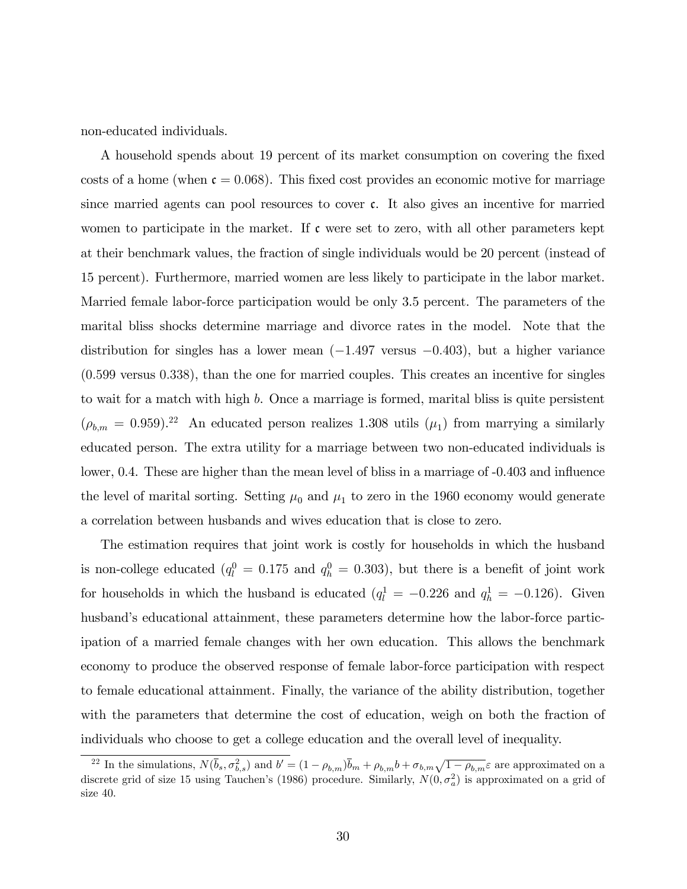non-educated individuals.

A household spends about 19 percent of its market consumption on covering the fixed costs of a home (when $\mathfrak{c} = 0.068$). This fixed cost provides an economic motive for marriage since married agents can pool resources to cover $\mathfrak{c}$. It also gives an incentive for married women to participate in the market. If $\mathfrak{c}$ were set to zero, with all other parameters kept at their benchmark values, the fraction of single individuals would be 20 percent (instead of 15 percent). Furthermore, married women are less likely to participate in the labor market. Married female labor-force participation would be only 3.5 percent. The parameters of the marital bliss shocks determine marriage and divorce rates in the model. Note that the distribution for singles has a lower mean ($-1.497$ versus $-0.403$), but a higher variance (0.599 versus 0.338), than the one for married couples. This creates an incentive for singles to wait for a match with high $b$. Once a marriage is formed, marital bliss is quite persistent ($\rho_{b,m} = 0.959$).[22] An educated person realizes 1.308 utils ($\mu_1$) from marrying a similarly educated person. The extra utility for a marriage between two non-educated individuals is lower, 0.4. These are higher than the mean level of bliss in a marriage of -0.403 and influence the level of marital sorting. Setting $\mu_0$ and $\mu_1$ to zero in the 1960 economy would generate a correlation between husbands and wives education that is close to zero.

The estimation requires that joint work is costly for households in which the husband is non-college educated ($q_l^0 = 0.175$ and $q_h^0 = 0.303$), but there is a benefit of joint work for households in which the husband is educated ($q_l^1 = -0.226$ and $q_h^1 = -0.126$). Given husband's educational attainment, these parameters determine how the labor-force participation of a married female changes with her own education. This allows the benchmark economy to produce the observed response of female labor-force participation with respect to female educational attainment. Finally, the variance of the ability distribution, together with the parameters that determine the cost of education, weigh on both the fraction of individuals who choose to get a college education and the overall level of inequality.

[22] In the simulations, $N(\overline{b}_s, \sigma_{b,s}^2)$ and $b' = (1 - \rho_{b,m})\overline{b}_m + \rho_{b,m} b + \sigma_{b,m}\sqrt{1 - \rho_{b,m}}\varepsilon$ are approximated on a discrete grid of size 15 using Tauchen's (1986) procedure. Similarly, $N(0, \sigma_a^2)$ is approximated on a grid of size 40.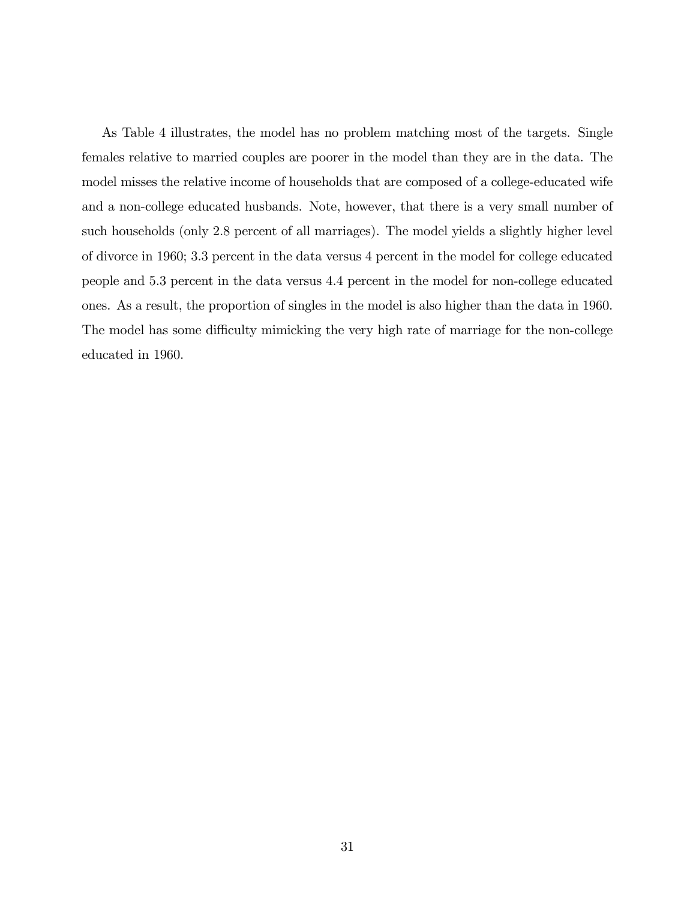As Table 4 illustrates, the model has no problem matching most of the targets. Single females relative to married couples are poorer in the model than they are in the data. The model misses the relative income of households that are composed of a college-educated wife and a non-college educated husbands. Note, however, that there is a very small number of such households (only 2.8 percent of all marriages). The model yields a slightly higher level of divorce in 1960; 3.3 percent in the data versus 4 percent in the model for college educated people and 5.3 percent in the data versus 4.4 percent in the model for non-college educated ones. As a result, the proportion of singles in the model is also higher than the data in 1960. The model has some difficulty mimicking the very high rate of marriage for the non-college educated in 1960.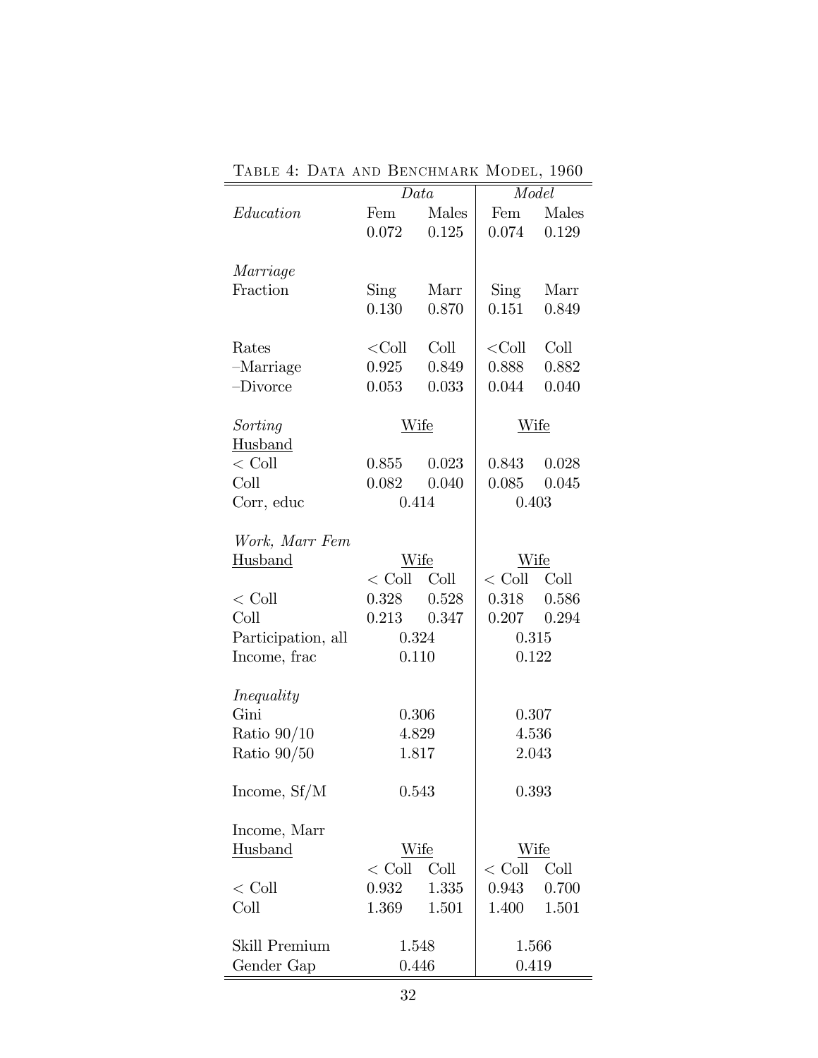TABLE 4: DATA AND BENCHMARK MODEL, 1960

| | *Data* | | *Model* | |
|---|---|---|---|---|
| *Education* | Fem | Males | Fem | Males |
| | 0.072 | 0.125 | 0.074 | 0.129 |
| | | | | |
| *Marriage* | | | | |
| Fraction | Sing | Marr | Sing | Marr |
| | 0.130 | 0.870 | 0.151 | 0.849 |
| | | | | |
| Rates | <Coll | Coll | <Coll | Coll |
| –Marriage | 0.925 | 0.849 | 0.888 | 0.882 |
| –Divorce | 0.053 | 0.033 | 0.044 | 0.040 |
| | | | | |
| *Sorting* | Wife | | Wife | |
| Husband | | | | |
| < Coll | 0.855 | 0.023 | 0.843 | 0.028 |
| Coll | 0.082 | 0.040 | 0.085 | 0.045 |
| Corr, educ | 0.414 | | 0.403 | |
| | | | | |
| *Work, Marr Fem* | | | | |
| Husband | Wife | | Wife | |
| | < Coll | Coll | < Coll | Coll |
| < Coll | 0.328 | 0.528 | 0.318 | 0.586 |
| Coll | 0.213 | 0.347 | 0.207 | 0.294 |
| Participation, all | 0.324 | | 0.315 | |
| Income, frac | 0.110 | | 0.122 | |
| | | | | |
| *Inequality* | | | | |
| Gini | 0.306 | | 0.307 | |
| Ratio 90/10 | 4.829 | | 4.536 | |
| Ratio 90/50 | 1.817 | | 2.043 | |
| | | | | |
| Income, Sf/M | 0.543 | | 0.393 | |
| | | | | |
| Income, Marr | | | | |
| Husband | Wife | | Wife | |
| | < Coll | Coll | < Coll | Coll |
| < Coll | 0.932 | 1.335 | 0.943 | 0.700 |
| Coll | 1.369 | 1.501 | 1.400 | 1.501 |
| | | | | |
| Skill Premium | 1.548 | | 1.566 | |
| Gender Gap | 0.446 | | 0.419 | |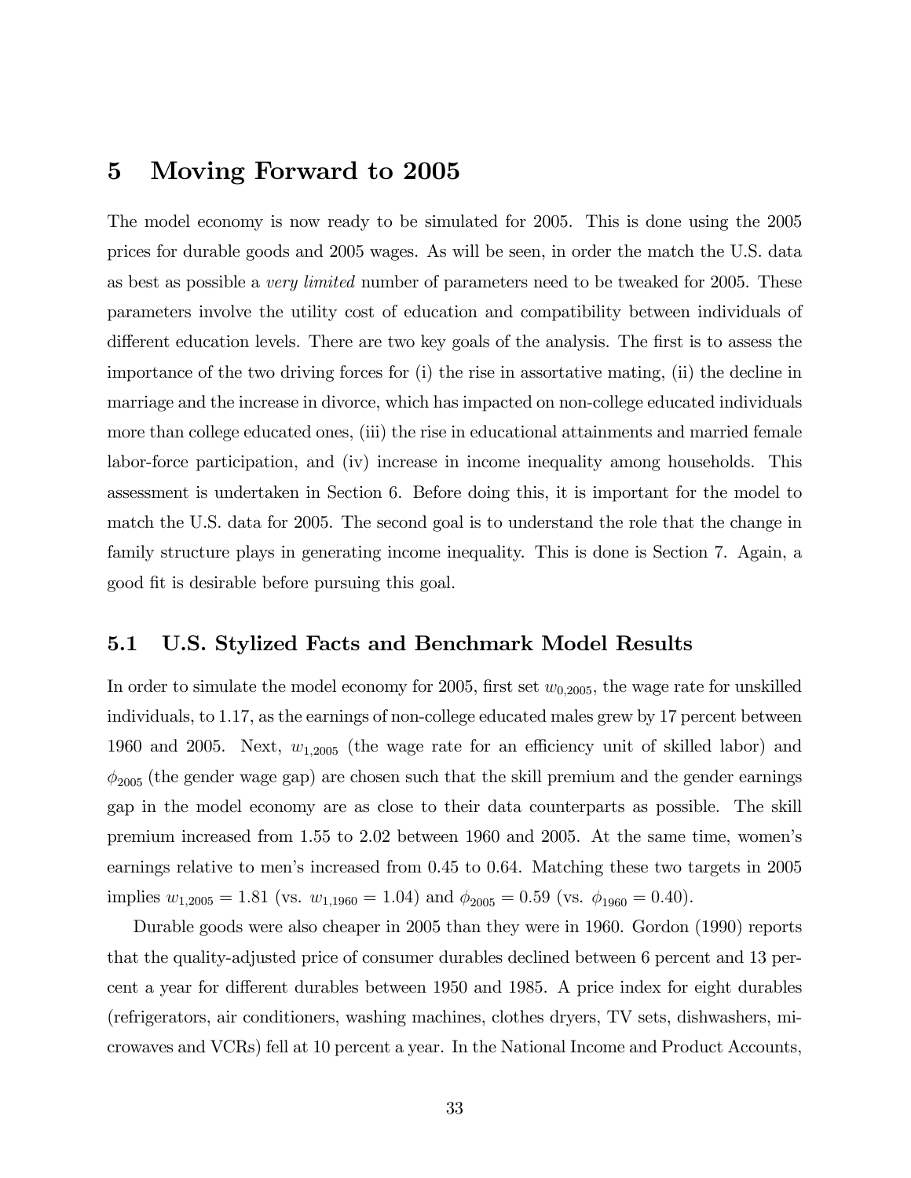# 5 Moving Forward to 2005

The model economy is now ready to be simulated for 2005. This is done using the 2005 prices for durable goods and 2005 wages. As will be seen, in order the match the U.S. data as best as possible a *very limited* number of parameters need to be tweaked for 2005. These parameters involve the utility cost of education and compatibility between individuals of different education levels. There are two key goals of the analysis. The first is to assess the importance of the two driving forces for (i) the rise in assortative mating, (ii) the decline in marriage and the increase in divorce, which has impacted on non-college educated individuals more than college educated ones, (iii) the rise in educational attainments and married female labor-force participation, and (iv) increase in income inequality among households. This assessment is undertaken in Section 6. Before doing this, it is important for the model to match the U.S. data for 2005. The second goal is to understand the role that the change in family structure plays in generating income inequality. This is done is Section 7. Again, a good fit is desirable before pursuing this goal.

## 5.1 U.S. Stylized Facts and Benchmark Model Results

In order to simulate the model economy for 2005, first set $w_{0,2005}$, the wage rate for unskilled individuals, to 1.17, as the earnings of non-college educated males grew by 17 percent between 1960 and 2005. Next, $w_{1,2005}$ (the wage rate for an efficiency unit of skilled labor) and $\phi_{2005}$ (the gender wage gap) are chosen such that the skill premium and the gender earnings gap in the model economy are as close to their data counterparts as possible. The skill premium increased from 1.55 to 2.02 between 1960 and 2005. At the same time, women's earnings relative to men's increased from 0.45 to 0.64. Matching these two targets in 2005 implies $w_{1,2005} = 1.81$ (vs. $w_{1,1960} = 1.04$) and $\phi_{2005} = 0.59$ (vs. $\phi_{1960} = 0.40$).

Durable goods were also cheaper in 2005 than they were in 1960. Gordon (1990) reports that the quality-adjusted price of consumer durables declined between 6 percent and 13 percent a year for different durables between 1950 and 1985. A price index for eight durables (refrigerators, air conditioners, washing machines, clothes dryers, TV sets, dishwashers, microwaves and VCRs) fell at 10 percent a year. In the National Income and Product Accounts,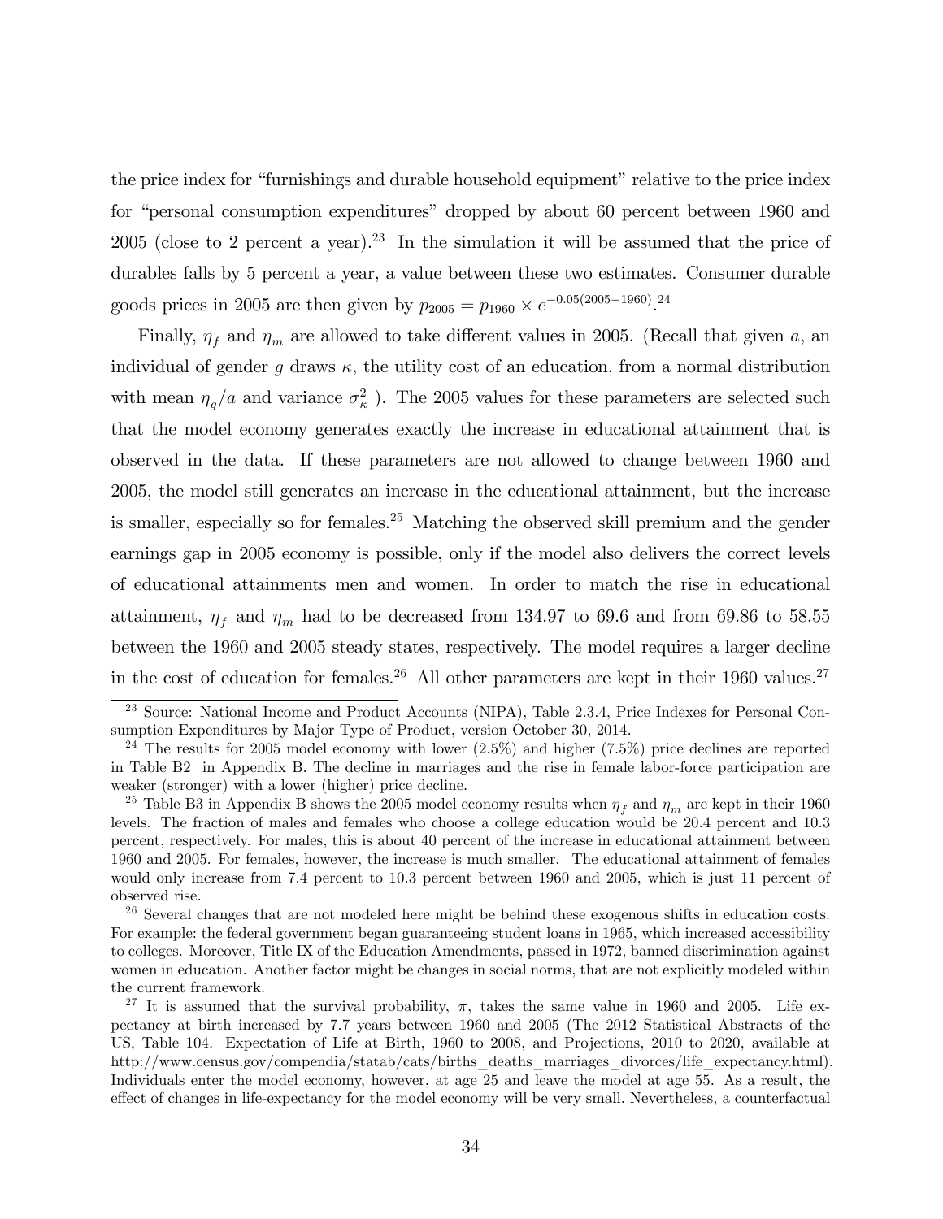the price index for "furnishings and durable household equipment" relative to the price index for "personal consumption expenditures" dropped by about 60 percent between 1960 and 2005 (close to 2 percent a year).[23] In the simulation it will be assumed that the price of durables falls by 5 percent a year, a value between these two estimates. Consumer durable goods prices in 2005 are then given by $p_{2005} = p_{1960} \times e^{-0.05(2005-1960)}$.[24]

Finally, $\eta_f$ and $\eta_m$ are allowed to take different values in 2005. (Recall that given $a$, an individual of gender $g$ draws $\kappa$, the utility cost of an education, from a normal distribution with mean $\eta_g/a$ and variance $\sigma_\kappa^2$ ). The 2005 values for these parameters are selected such that the model economy generates exactly the increase in educational attainment that is observed in the data. If these parameters are not allowed to change between 1960 and 2005, the model still generates an increase in the educational attainment, but the increase is smaller, especially so for females.[25] Matching the observed skill premium and the gender earnings gap in 2005 economy is possible, only if the model also delivers the correct levels of educational attainments men and women. In order to match the rise in educational attainment, $\eta_f$ and $\eta_m$ had to be decreased from 134.97 to 69.6 and from 69.86 to 58.55 between the 1960 and 2005 steady states, respectively. The model requires a larger decline in the cost of education for females.[26] All other parameters are kept in their 1960 values.[27]

---

[23] Source: National Income and Product Accounts (NIPA), Table 2.3.4, Price Indexes for Personal Consumption Expenditures by Major Type of Product, version October 30, 2014.

[24] The results for 2005 model economy with lower (2.5%) and higher (7.5%) price declines are reported in Table B2 in Appendix B. The decline in marriages and the rise in female labor-force participation are weaker (stronger) with a lower (higher) price decline.

[25] Table B3 in Appendix B shows the 2005 model economy results when $\eta_f$ and $\eta_m$ are kept in their 1960 levels. The fraction of males and females who choose a college education would be 20.4 percent and 10.3 percent, respectively. For males, this is about 40 percent of the increase in educational attainment between 1960 and 2005. For females, however, the increase is much smaller. The educational attainment of females would only increase from 7.4 percent to 10.3 percent between 1960 and 2005, which is just 11 percent of observed rise.

[26] Several changes that are not modeled here might be behind these exogenous shifts in education costs. For example: the federal government began guaranteeing student loans in 1965, which increased accessibility to colleges. Moreover, Title IX of the Education Amendments, passed in 1972, banned discrimination against women in education. Another factor might be changes in social norms, that are not explicitly modeled within the current framework.

[27] It is assumed that the survival probability, $\pi$, takes the same value in 1960 and 2005. Life expectancy at birth increased by 7.7 years between 1960 and 2005 (The 2012 Statistical Abstracts of the US, Table 104. Expectation of Life at Birth, 1960 to 2008, and Projections, 2010 to 2020, available at http://www.census.gov/compendia/statab/cats/births_deaths_marriages_divorces/life_expectancy.html). Individuals enter the model economy, however, at age 25 and leave the model at age 55. As a result, the effect of changes in life-expectancy for the model economy will be very small. Nevertheless, a counterfactual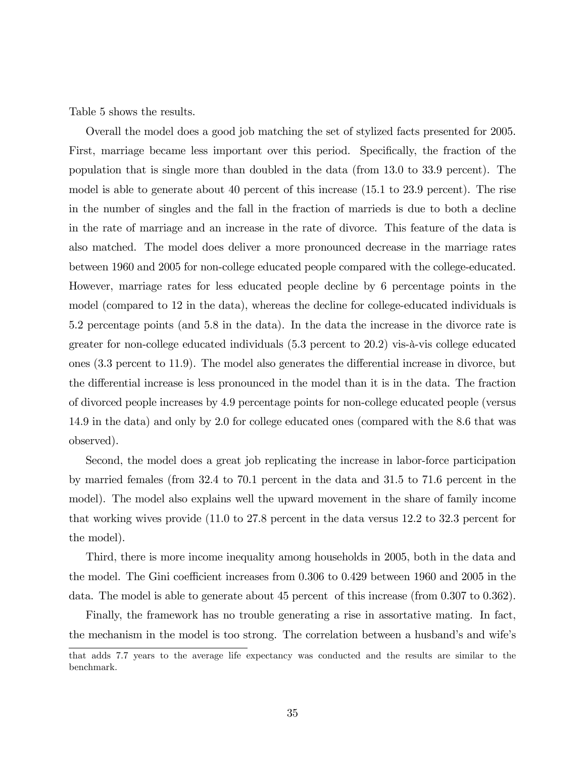Table 5 shows the results.

Overall the model does a good job matching the set of stylized facts presented for 2005. First, marriage became less important over this period. Specifically, the fraction of the population that is single more than doubled in the data (from 13.0 to 33.9 percent). The model is able to generate about 40 percent of this increase (15.1 to 23.9 percent). The rise in the number of singles and the fall in the fraction of marrieds is due to both a decline in the rate of marriage and an increase in the rate of divorce. This feature of the data is also matched. The model does deliver a more pronounced decrease in the marriage rates between 1960 and 2005 for non-college educated people compared with the college-educated. However, marriage rates for less educated people decline by 6 percentage points in the model (compared to 12 in the data), whereas the decline for college-educated individuals is 5.2 percentage points (and 5.8 in the data). In the data the increase in the divorce rate is greater for non-college educated individuals (5.3 percent to 20.2) vis-à-vis college educated ones (3.3 percent to 11.9). The model also generates the differential increase in divorce, but the differential increase is less pronounced in the model than it is in the data. The fraction of divorced people increases by 4.9 percentage points for non-college educated people (versus 14.9 in the data) and only by 2.0 for college educated ones (compared with the 8.6 that was observed).

Second, the model does a great job replicating the increase in labor-force participation by married females (from 32.4 to 70.1 percent in the data and 31.5 to 71.6 percent in the model). The model also explains well the upward movement in the share of family income that working wives provide (11.0 to 27.8 percent in the data versus 12.2 to 32.3 percent for the model).

Third, there is more income inequality among households in 2005, both in the data and the model. The Gini coefficient increases from 0.306 to 0.429 between 1960 and 2005 in the data. The model is able to generate about 45 percent of this increase (from 0.307 to 0.362).

Finally, the framework has no trouble generating a rise in assortative mating. In fact, the mechanism in the model is too strong. The correlation between a husband's and wife's

that adds 7.7 years to the average life expectancy was conducted and the results are similar to the benchmark.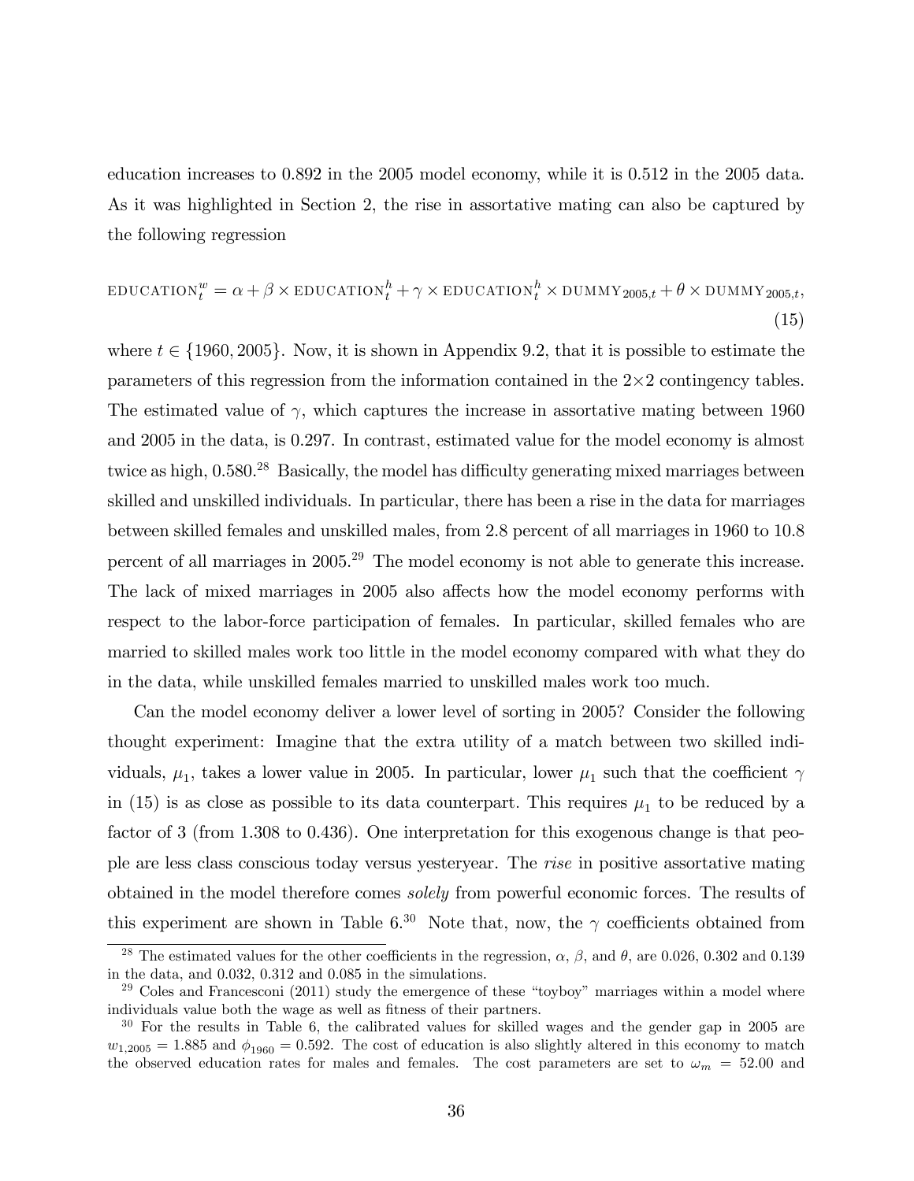education increases to 0.892 in the 2005 model economy, while it is 0.512 in the 2005 data. As it was highlighted in Section 2, the rise in assortative mating can also be captured by the following regression

$$\text{EDUCATION}_t^w = \alpha + \beta \times \text{EDUCATION}_t^h + \gamma \times \text{EDUCATION}_t^h \times \text{DUMMY}_{2005,t} + \theta \times \text{DUMMY}_{2005,t}, \tag{15}$$

where $t \in \{1960, 2005\}$. Now, it is shown in Appendix 9.2, that it is possible to estimate the parameters of this regression from the information contained in the 2×2 contingency tables. The estimated value of $\gamma$, which captures the increase in assortative mating between 1960 and 2005 in the data, is 0.297. In contrast, estimated value for the model economy is almost twice as high, 0.580.[28] Basically, the model has difficulty generating mixed marriages between skilled and unskilled individuals. In particular, there has been a rise in the data for marriages between skilled females and unskilled males, from 2.8 percent of all marriages in 1960 to 10.8 percent of all marriages in 2005.[29] The model economy is not able to generate this increase. The lack of mixed marriages in 2005 also affects how the model economy performs with respect to the labor-force participation of females. In particular, skilled females who are married to skilled males work too little in the model economy compared with what they do in the data, while unskilled females married to unskilled males work too much.

Can the model economy deliver a lower level of sorting in 2005? Consider the following thought experiment: Imagine that the extra utility of a match between two skilled individuals, $\mu_1$, takes a lower value in 2005. In particular, lower $\mu_1$ such that the coefficient $\gamma$ in (15) is as close as possible to its data counterpart. This requires $\mu_1$ to be reduced by a factor of 3 (from 1.308 to 0.436). One interpretation for this exogenous change is that people are less class conscious today versus yesteryear. The *rise* in positive assortative mating obtained in the model therefore comes *solely* from powerful economic forces. The results of this experiment are shown in Table 6.[30] Note that, now, the $\gamma$ coefficients obtained from

[28] The estimated values for the other coefficients in the regression, $\alpha$, $\beta$, and $\theta$, are 0.026, 0.302 and 0.139 in the data, and 0.032, 0.312 and 0.085 in the simulations.

[29] Coles and Francesconi (2011) study the emergence of these "toyboy" marriages within a model where individuals value both the wage as well as fitness of their partners.

[30] For the results in Table 6, the calibrated values for skilled wages and the gender gap in 2005 are $w_{1,2005} = 1.885$ and $\phi_{1960} = 0.592$. The cost of education is also slightly altered in this economy to match the observed education rates for males and females. The cost parameters are set to $\omega_m = 52.00$ and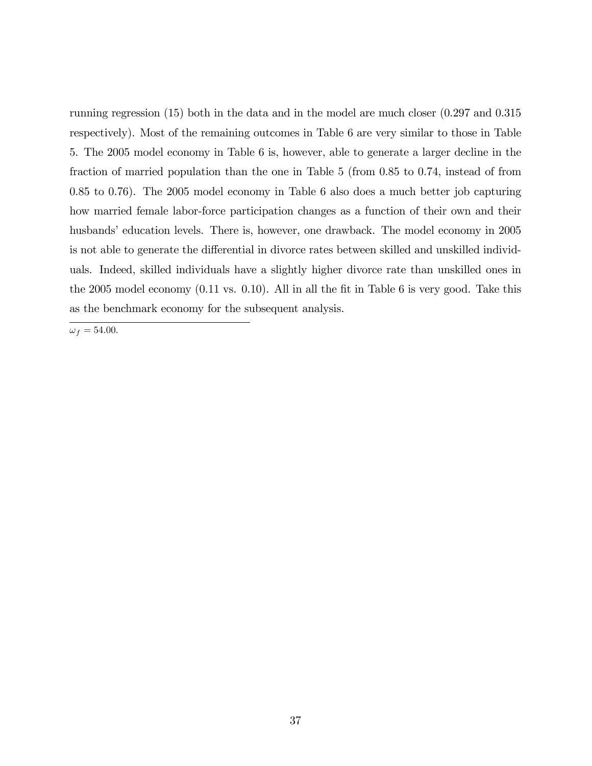running regression (15) both in the data and in the model are much closer (0.297 and 0.315 respectively). Most of the remaining outcomes in Table 6 are very similar to those in Table 5. The 2005 model economy in Table 6 is, however, able to generate a larger decline in the fraction of married population than the one in Table 5 (from 0.85 to 0.74, instead of from 0.85 to 0.76). The 2005 model economy in Table 6 also does a much better job capturing how married female labor-force participation changes as a function of their own and their husbands' education levels. There is, however, one drawback. The model economy in 2005 is not able to generate the differential in divorce rates between skilled and unskilled individuals. Indeed, skilled individuals have a slightly higher divorce rate than unskilled ones in the 2005 model economy (0.11 vs. 0.10). All in all the fit in Table 6 is very good. Take this as the benchmark economy for the subsequent analysis.

---

$\omega_f = 54.00$.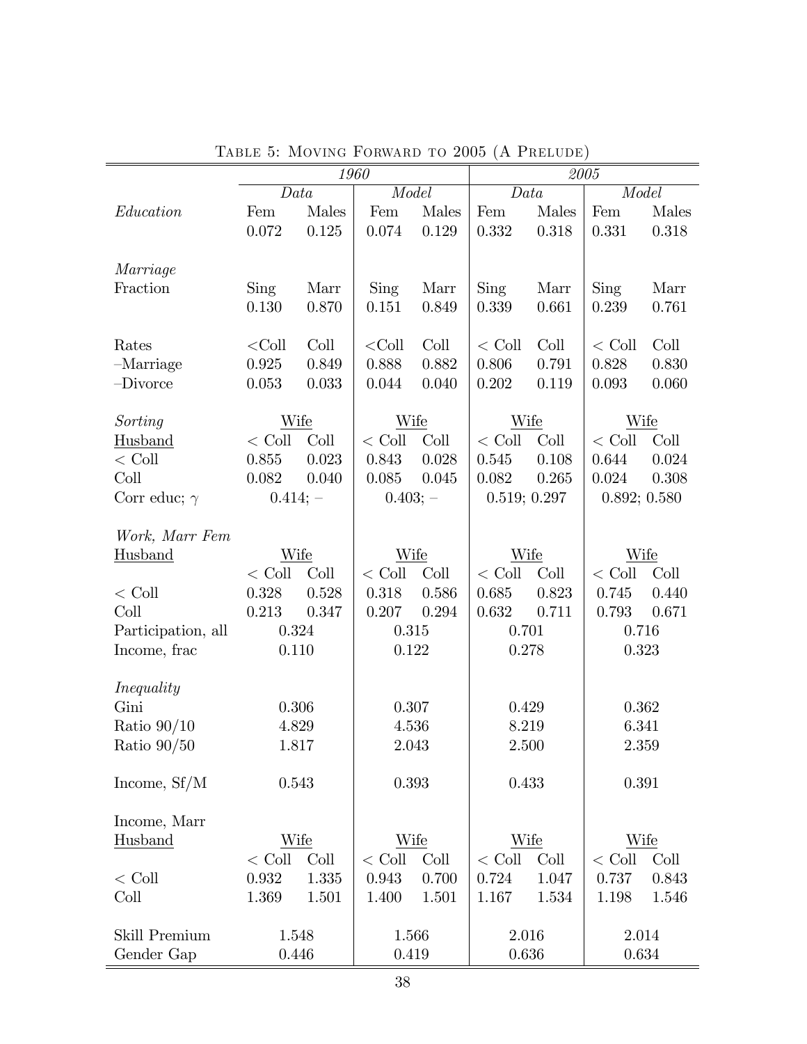TABLE 5: MOVING FORWARD TO 2005 (A PRELUDE)

| | *1960* | | | | *2005* | | | |
|---|---|---|---|---|---|---|---|---|
| | *Data* | | *Model* | | *Data* | | *Model* | |
| *Education* | Fem | Males | Fem | Males | Fem | Males | Fem | Males |
| | 0.072 | 0.125 | 0.074 | 0.129 | 0.332 | 0.318 | 0.331 | 0.318 |
| *Marriage* | | | | | | | | |
| Fraction | Sing | Marr | Sing | Marr | Sing | Marr | Sing | Marr |
| | 0.130 | 0.870 | 0.151 | 0.849 | 0.339 | 0.661 | 0.239 | 0.761 |
| Rates | <Coll | Coll | <Coll | Coll | < Coll | Coll | < Coll | Coll |
| –Marriage | 0.925 | 0.849 | 0.888 | 0.882 | 0.806 | 0.791 | 0.828 | 0.830 |
| –Divorce | 0.053 | 0.033 | 0.044 | 0.040 | 0.202 | 0.119 | 0.093 | 0.060 |
| *Sorting* | Wife | | Wife | | Wife | | Wife | |
| Husband | < Coll | Coll | < Coll | Coll | < Coll | Coll | < Coll | Coll |
| < Coll | 0.855 | 0.023 | 0.843 | 0.028 | 0.545 | 0.108 | 0.644 | 0.024 |
| Coll | 0.082 | 0.040 | 0.085 | 0.045 | 0.082 | 0.265 | 0.024 | 0.308 |
| Corr educ; $\gamma$ | 0.414; – | | 0.403; – | | 0.519; 0.297 | | 0.892; 0.580 | |
| *Work, Marr Fem* | | | | | | | | |
| Husband | Wife | | Wife | | Wife | | Wife | |
| | < Coll | Coll | < Coll | Coll | < Coll | Coll | < Coll | Coll |
| < Coll | 0.328 | 0.528 | 0.318 | 0.586 | 0.685 | 0.823 | 0.745 | 0.440 |
| Coll | 0.213 | 0.347 | 0.207 | 0.294 | 0.632 | 0.711 | 0.793 | 0.671 |
| Participation, all | 0.324 | | 0.315 | | 0.701 | | 0.716 | |
| Income, frac | 0.110 | | 0.122 | | 0.278 | | 0.323 | |
| *Inequality* | | | | | | | | |
| Gini | 0.306 | | 0.307 | | 0.429 | | 0.362 | |
| Ratio 90/10 | 4.829 | | 4.536 | | 8.219 | | 6.341 | |
| Ratio 90/50 | 1.817 | | 2.043 | | 2.500 | | 2.359 | |
| Income, Sf/M | 0.543 | | 0.393 | | 0.433 | | 0.391 | |
| Income, Marr | | | | | | | | |
| Husband | Wife | | Wife | | Wife | | Wife | |
| | < Coll | Coll | < Coll | Coll | < Coll | Coll | < Coll | Coll |
| < Coll | 0.932 | 1.335 | 0.943 | 0.700 | 0.724 | 1.047 | 0.737 | 0.843 |
| Coll | 1.369 | 1.501 | 1.400 | 1.501 | 1.167 | 1.534 | 1.198 | 1.546 |
| Skill Premium | 1.548 | | 1.566 | | 2.016 | | 2.014 | |
| Gender Gap | 0.446 | | 0.419 | | 0.636 | | 0.634 | |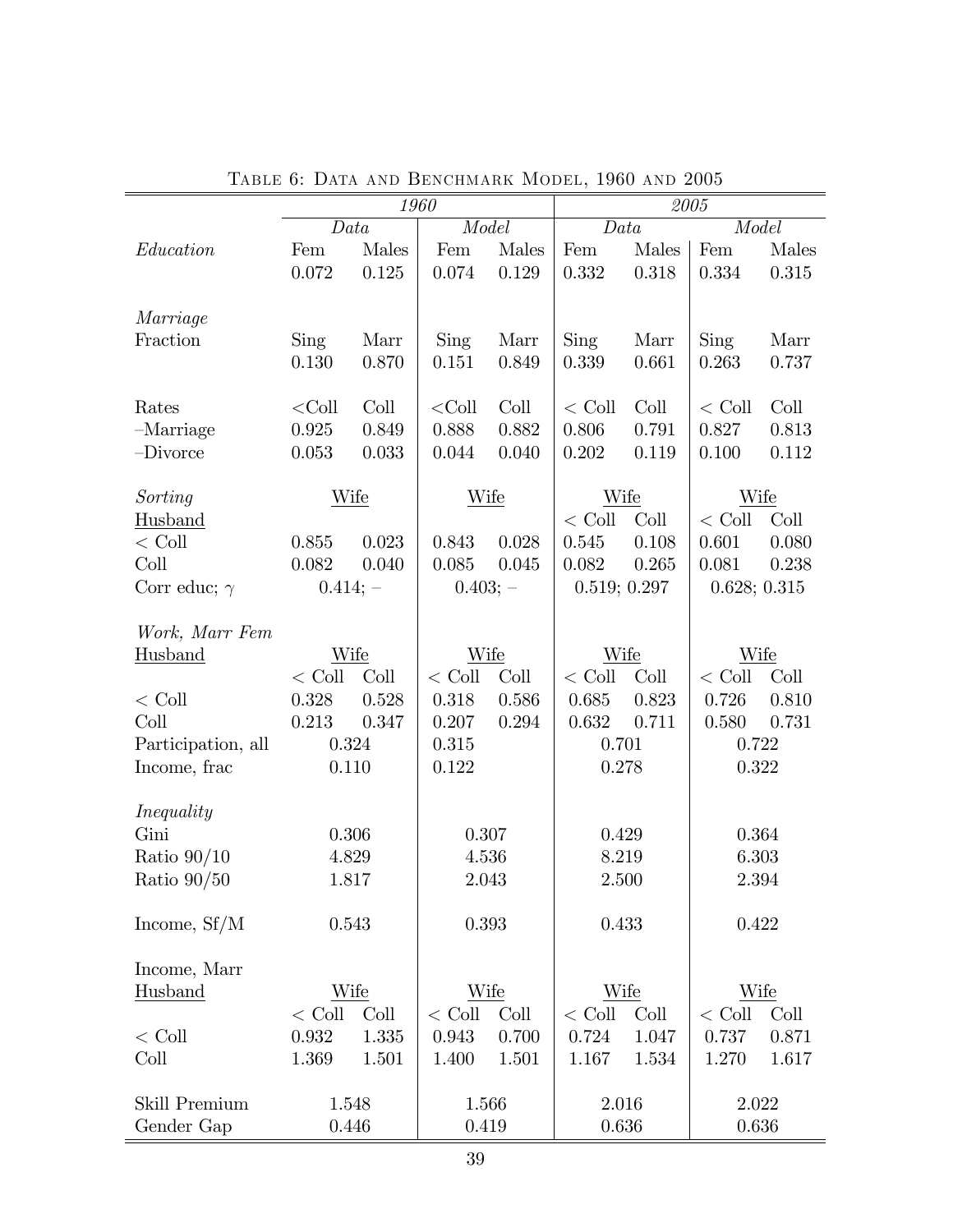TABLE 6: DATA AND BENCHMARK MODEL, 1960 AND 2005

| | *1960* | | | | *2005* | | | |
|---|---|---|---|---|---|---|---|---|
| | *Data* | | *Model* | | *Data* | | *Model* | |
| *Education* | Fem | Males | Fem | Males | Fem | Males | Fem | Males |
| | 0.072 | 0.125 | 0.074 | 0.129 | 0.332 | 0.318 | 0.334 | 0.315 |
| *Marriage* | | | | | | | | |
| Fraction | Sing | Marr | Sing | Marr | Sing | Marr | Sing | Marr |
| | 0.130 | 0.870 | 0.151 | 0.849 | 0.339 | 0.661 | 0.263 | 0.737 |
| Rates | <Coll | Coll | <Coll | Coll | < Coll | Coll | < Coll | Coll |
| –Marriage | 0.925 | 0.849 | 0.888 | 0.882 | 0.806 | 0.791 | 0.827 | 0.813 |
| –Divorce | 0.053 | 0.033 | 0.044 | 0.040 | 0.202 | 0.119 | 0.100 | 0.112 |
| *Sorting* | Wife | | Wife | | Wife | | Wife | |
| Husband | | | | | < Coll | Coll | < Coll | Coll |
| < Coll | 0.855 | 0.023 | 0.843 | 0.028 | 0.545 | 0.108 | 0.601 | 0.080 |
| Coll | 0.082 | 0.040 | 0.085 | 0.045 | 0.082 | 0.265 | 0.081 | 0.238 |
| Corr educ; $\gamma$ | 0.414; – | | 0.403; – | | 0.519; 0.297 | | 0.628; 0.315 | |
| *Work, Marr Fem* | | | | | | | | |
| Husband | Wife | | Wife | | Wife | | Wife | |
| | < Coll | Coll | < Coll | Coll | < Coll | Coll | < Coll | Coll |
| < Coll | 0.328 | 0.528 | 0.318 | 0.586 | 0.685 | 0.823 | 0.726 | 0.810 |
| Coll | 0.213 | 0.347 | 0.207 | 0.294 | 0.632 | 0.711 | 0.580 | 0.731 |
| Participation, all | 0.324 | | 0.315 | | 0.701 | | 0.722 | |
| Income, frac | 0.110 | | 0.122 | | 0.278 | | 0.322 | |
| *Inequality* | | | | | | | | |
| Gini | 0.306 | | 0.307 | | 0.429 | | 0.364 | |
| Ratio 90/10 | 4.829 | | 4.536 | | 8.219 | | 6.303 | |
| Ratio 90/50 | 1.817 | | 2.043 | | 2.500 | | 2.394 | |
| Income, Sf/M | 0.543 | | 0.393 | | 0.433 | | 0.422 | |
| Income, Marr | | | | | | | | |
| Husband | Wife | | Wife | | Wife | | Wife | |
| | < Coll | Coll | < Coll | Coll | < Coll | Coll | < Coll | Coll |
| < Coll | 0.932 | 1.335 | 0.943 | 0.700 | 0.724 | 1.047 | 0.737 | 0.871 |
| Coll | 1.369 | 1.501 | 1.400 | 1.501 | 1.167 | 1.534 | 1.270 | 1.617 |
| Skill Premium | 1.548 | | 1.566 | | 2.016 | | 2.022 | |
| Gender Gap | 0.446 | | 0.419 | | 0.636 | | 0.636 | |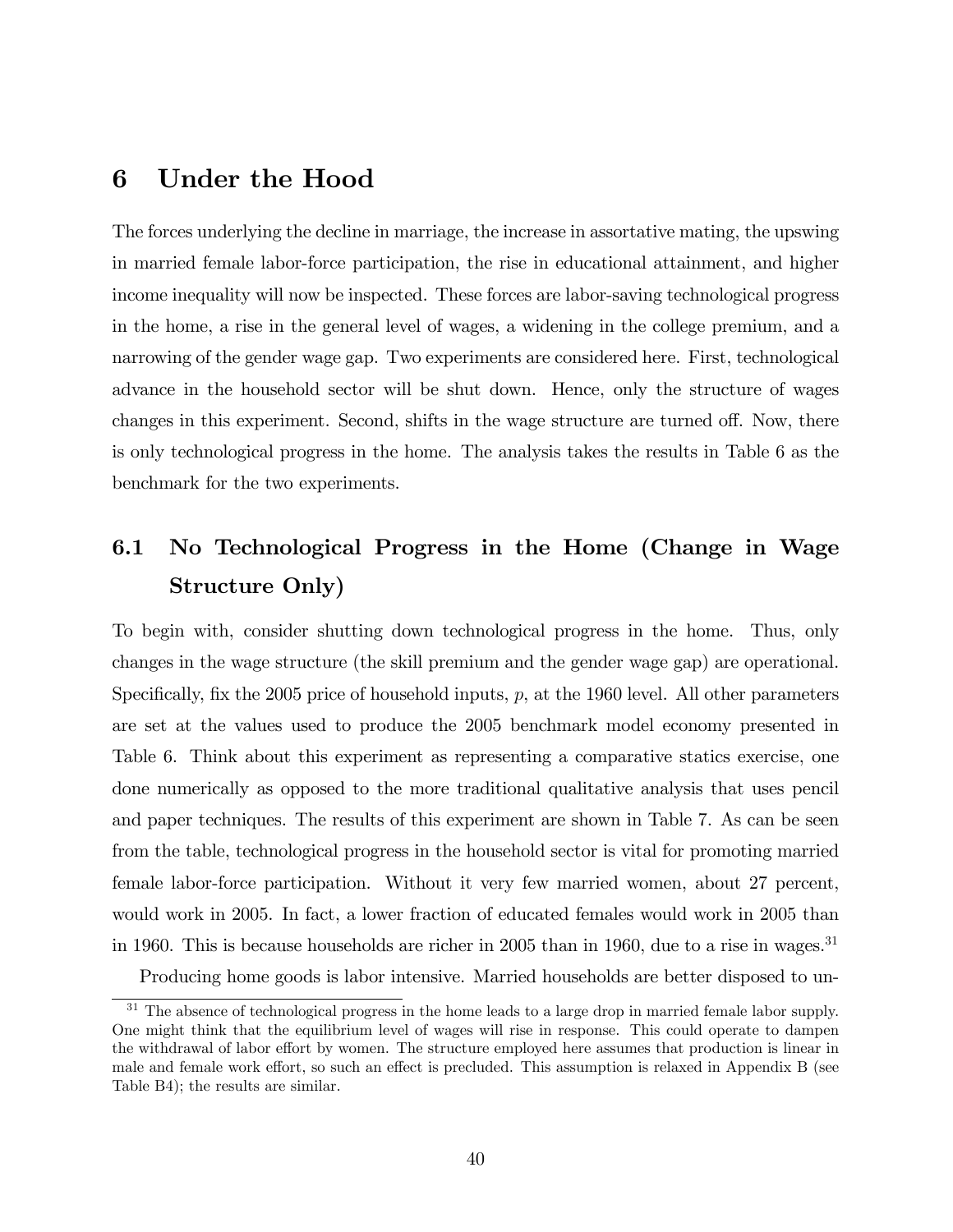# 6 Under the Hood

The forces underlying the decline in marriage, the increase in assortative mating, the upswing in married female labor-force participation, the rise in educational attainment, and higher income inequality will now be inspected. These forces are labor-saving technological progress in the home, a rise in the general level of wages, a widening in the college premium, and a narrowing of the gender wage gap. Two experiments are considered here. First, technological advance in the household sector will be shut down. Hence, only the structure of wages changes in this experiment. Second, shifts in the wage structure are turned off. Now, there is only technological progress in the home. The analysis takes the results in Table 6 as the benchmark for the two experiments.

## 6.1 No Technological Progress in the Home (Change in Wage Structure Only)

To begin with, consider shutting down technological progress in the home. Thus, only changes in the wage structure (the skill premium and the gender wage gap) are operational. Specifically, fix the 2005 price of household inputs, $p$, at the 1960 level. All other parameters are set at the values used to produce the 2005 benchmark model economy presented in Table 6. Think about this experiment as representing a comparative statics exercise, one done numerically as opposed to the more traditional qualitative analysis that uses pencil and paper techniques. The results of this experiment are shown in Table 7. As can be seen from the table, technological progress in the household sector is vital for promoting married female labor-force participation. Without it very few married women, about 27 percent, would work in 2005. In fact, a lower fraction of educated females would work in 2005 than in 1960. This is because households are richer in 2005 than in 1960, due to a rise in wages.[31]

Producing home goods is labor intensive. Married households are better disposed to un-

[31] The absence of technological progress in the home leads to a large drop in married female labor supply. One might think that the equilibrium level of wages will rise in response. This could operate to dampen the withdrawal of labor effort by women. The structure employed here assumes that production is linear in male and female work effort, so such an effect is precluded. This assumption is relaxed in Appendix B (see Table B4); the results are similar.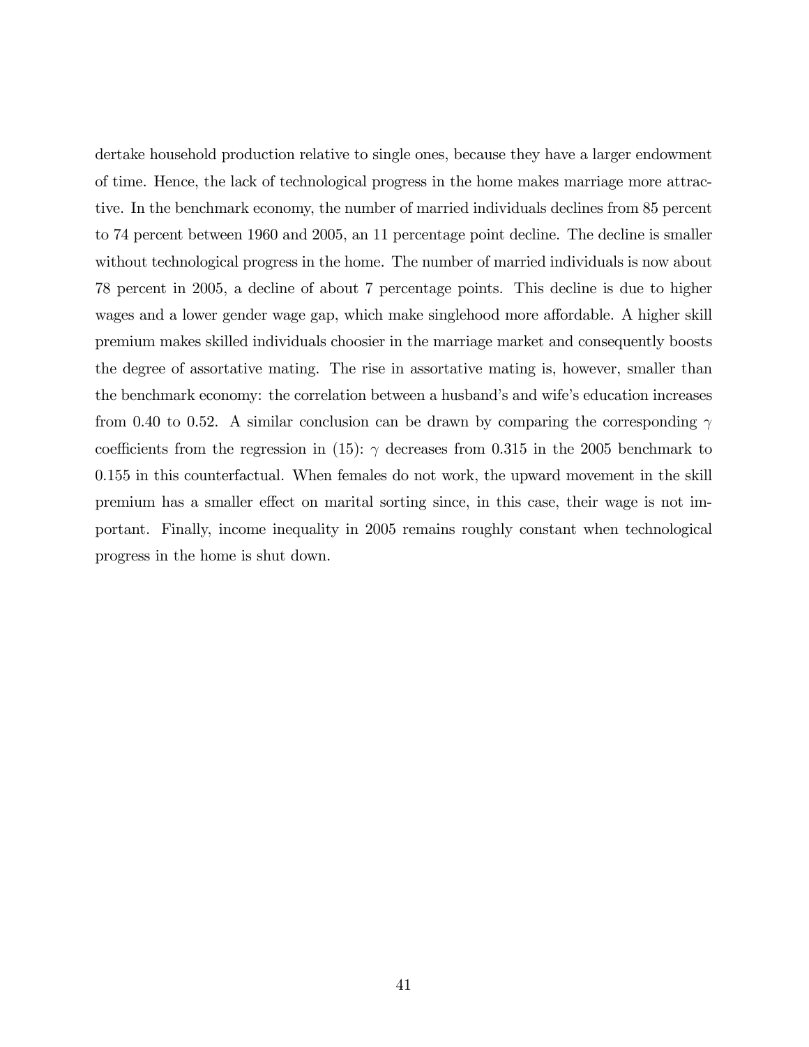dertake household production relative to single ones, because they have a larger endowment of time. Hence, the lack of technological progress in the home makes marriage more attractive. In the benchmark economy, the number of married individuals declines from 85 percent to 74 percent between 1960 and 2005, an 11 percentage point decline. The decline is smaller without technological progress in the home. The number of married individuals is now about 78 percent in 2005, a decline of about 7 percentage points. This decline is due to higher wages and a lower gender wage gap, which make singlehood more affordable. A higher skill premium makes skilled individuals choosier in the marriage market and consequently boosts the degree of assortative mating. The rise in assortative mating is, however, smaller than the benchmark economy: the correlation between a husband's and wife's education increases from 0.40 to 0.52. A similar conclusion can be drawn by comparing the corresponding $\gamma$ coefficients from the regression in (15): $\gamma$ decreases from 0.315 in the 2005 benchmark to 0.155 in this counterfactual. When females do not work, the upward movement in the skill premium has a smaller effect on marital sorting since, in this case, their wage is not important. Finally, income inequality in 2005 remains roughly constant when technological progress in the home is shut down.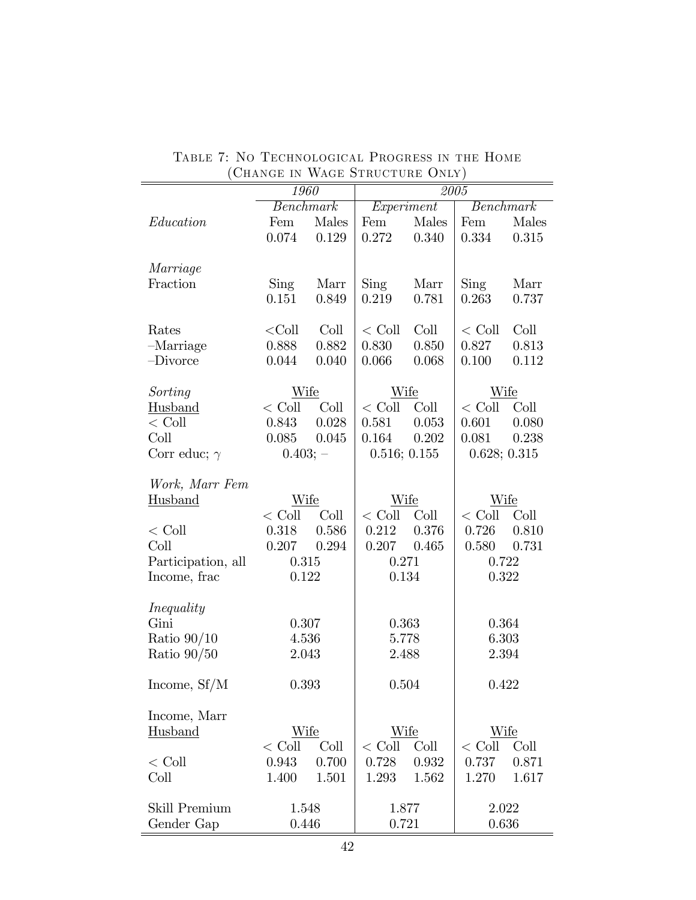Table 7: No Technological Progress in the Home (Change in Wage Structure Only)

| | 1960 | | 2005 | | | |
|---|---|---|---|---|---|---|
| | *Benchmark* | | *Experiment* | | *Benchmark* | |
| *Education* | Fem | Males | Fem | Males | Fem | Males |
| | 0.074 | 0.129 | 0.272 | 0.340 | 0.334 | 0.315 |
| *Marriage* | | | | | | |
| Fraction | Sing | Marr | Sing | Marr | Sing | Marr |
| | 0.151 | 0.849 | 0.219 | 0.781 | 0.263 | 0.737 |
| Rates | <Coll | Coll | < Coll | Coll | < Coll | Coll |
| –Marriage | 0.888 | 0.882 | 0.830 | 0.850 | 0.827 | 0.813 |
| –Divorce | 0.044 | 0.040 | 0.066 | 0.068 | 0.100 | 0.112 |
| *Sorting* | Wife | | Wife | | Wife | |
| Husband | < Coll | Coll | < Coll | Coll | < Coll | Coll |
| < Coll | 0.843 | 0.028 | 0.581 | 0.053 | 0.601 | 0.080 |
| Coll | 0.085 | 0.045 | 0.164 | 0.202 | 0.081 | 0.238 |
| Corr educ; $\gamma$ | 0.403; – | | 0.516; 0.155 | | 0.628; 0.315 | |
| *Work, Marr Fem* | | | | | | |
| Husband | Wife | | Wife | | Wife | |
| | < Coll | Coll | < Coll | Coll | < Coll | Coll |
| < Coll | 0.318 | 0.586 | 0.212 | 0.376 | 0.726 | 0.810 |
| Coll | 0.207 | 0.294 | 0.207 | 0.465 | 0.580 | 0.731 |
| Participation, all | 0.315 | | 0.271 | | 0.722 | |
| Income, frac | 0.122 | | 0.134 | | 0.322 | |
| *Inequality* | | | | | | |
| Gini | 0.307 | | 0.363 | | 0.364 | |
| Ratio 90/10 | 4.536 | | 5.778 | | 6.303 | |
| Ratio 90/50 | 2.043 | | 2.488 | | 2.394 | |
| Income, Sf/M | 0.393 | | 0.504 | | 0.422 | |
| Income, Marr | | | | | | |
| Husband | Wife | | Wife | | Wife | |
| | < Coll | Coll | < Coll | Coll | < Coll | Coll |
| < Coll | 0.943 | 0.700 | 0.728 | 0.932 | 0.737 | 0.871 |
| Coll | 1.400 | 1.501 | 1.293 | 1.562 | 1.270 | 1.617 |
| Skill Premium | 1.548 | | 1.877 | | 2.022 | |
| Gender Gap | 0.446 | | 0.721 | | 0.636 | |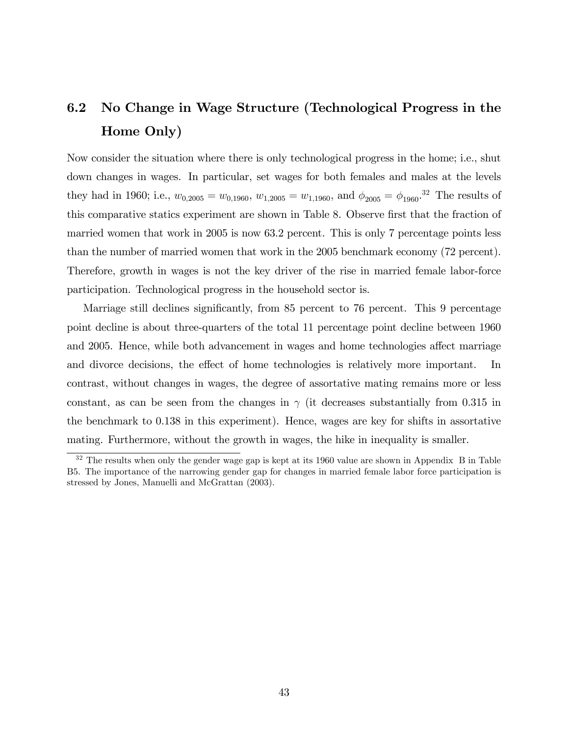## 6.2 No Change in Wage Structure (Technological Progress in the Home Only)

Now consider the situation where there is only technological progress in the home; i.e., shut down changes in wages. In particular, set wages for both females and males at the levels they had in 1960; i.e., $w_{0,2005} = w_{0,1960}$, $w_{1,2005} = w_{1,1960}$, and $\phi_{2005} = \phi_{1960}$.[32] The results of this comparative statics experiment are shown in Table 8. Observe first that the fraction of married women that work in 2005 is now 63.2 percent. This is only 7 percentage points less than the number of married women that work in the 2005 benchmark economy (72 percent). Therefore, growth in wages is not the key driver of the rise in married female labor-force participation. Technological progress in the household sector is.

Marriage still declines significantly, from 85 percent to 76 percent. This 9 percentage point decline is about three-quarters of the total 11 percentage point decline between 1960 and 2005. Hence, while both advancement in wages and home technologies affect marriage and divorce decisions, the effect of home technologies is relatively more important. In contrast, without changes in wages, the degree of assortative mating remains more or less constant, as can be seen from the changes in $\gamma$ (it decreases substantially from 0.315 in the benchmark to 0.138 in this experiment). Hence, wages are key for shifts in assortative mating. Furthermore, without the growth in wages, the hike in inequality is smaller.

[32] The results when only the gender wage gap is kept at its 1960 value are shown in Appendix B in Table B5. The importance of the narrowing gender gap for changes in married female labor force participation is stressed by Jones, Manuelli and McGrattan (2003).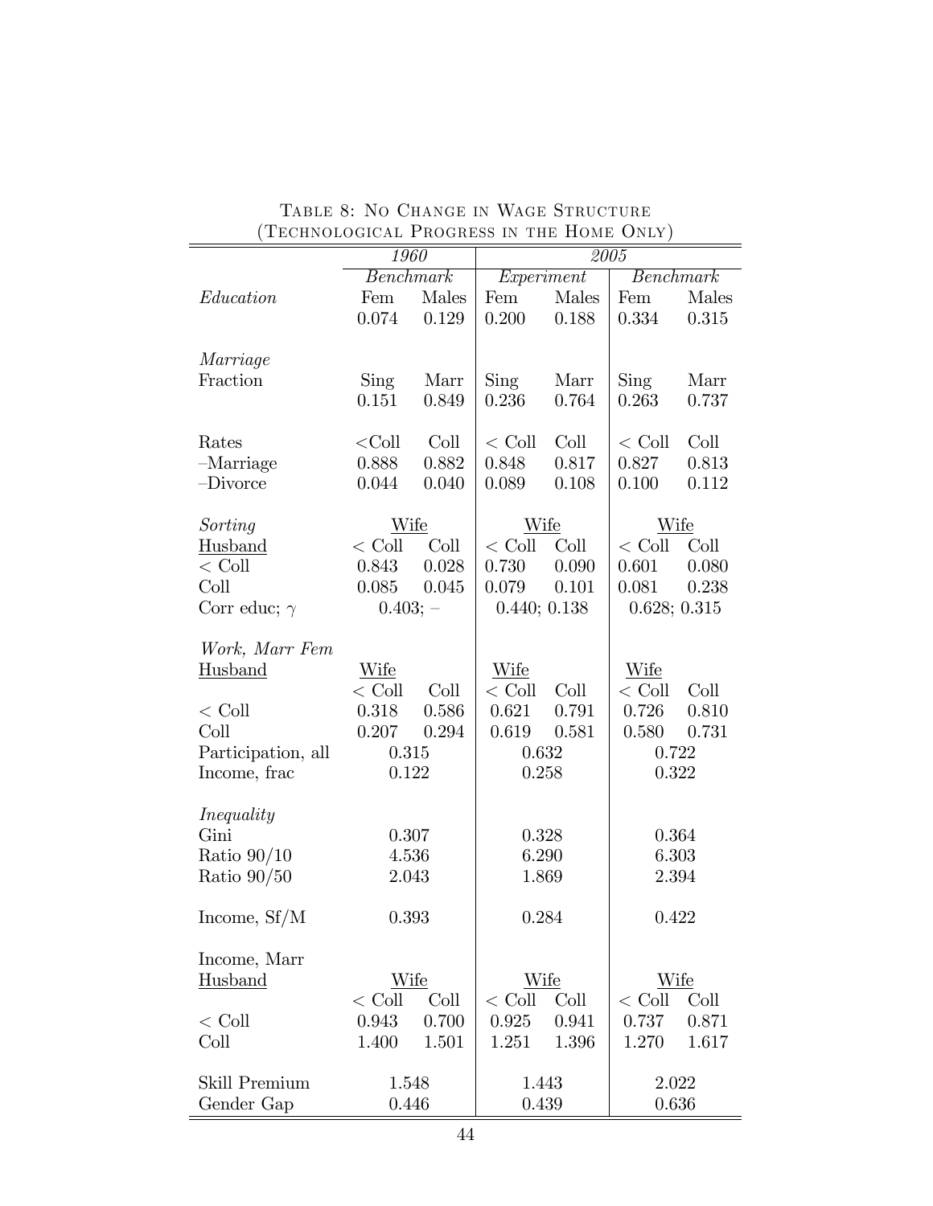TABLE 8: NO CHANGE IN WAGE STRUCTURE
(TECHNOLOGICAL PROGRESS IN THE HOME ONLY)

| | *1960* | | *2005* | | | |
|---|---|---|---|---|---|---|
| | *Benchmark* | | *Experiment* | | *Benchmark* | |
| *Education* | Fem | Males | Fem | Males | Fem | Males |
| | 0.074 | 0.129 | 0.200 | 0.188 | 0.334 | 0.315 |
| *Marriage* | | | | | | |
| Fraction | Sing | Marr | Sing | Marr | Sing | Marr |
| | 0.151 | 0.849 | 0.236 | 0.764 | 0.263 | 0.737 |
| Rates | <Coll | Coll | < Coll | Coll | < Coll | Coll |
| –Marriage | 0.888 | 0.882 | 0.848 | 0.817 | 0.827 | 0.813 |
| –Divorce | 0.044 | 0.040 | 0.089 | 0.108 | 0.100 | 0.112 |
| *Sorting* | Wife | | Wife | | Wife | |
| Husband | < Coll | Coll | < Coll | Coll | < Coll | Coll |
| < Coll | 0.843 | 0.028 | 0.730 | 0.090 | 0.601 | 0.080 |
| Coll | 0.085 | 0.045 | 0.079 | 0.101 | 0.081 | 0.238 |
| Corr educ; $\gamma$ | 0.403; – | | 0.440; 0.138 | | 0.628; 0.315 | |
| *Work, Marr Fem* | | | | | | |
| Husband | Wife | | Wife | | Wife | |
| | < Coll | Coll | < Coll | Coll | < Coll | Coll |
| < Coll | 0.318 | 0.586 | 0.621 | 0.791 | 0.726 | 0.810 |
| Coll | 0.207 | 0.294 | 0.619 | 0.581 | 0.580 | 0.731 |
| Participation, all | 0.315 | | 0.632 | | 0.722 | |
| Income, frac | 0.122 | | 0.258 | | 0.322 | |
| *Inequality* | | | | | | |
| Gini | 0.307 | | 0.328 | | 0.364 | |
| Ratio 90/10 | 4.536 | | 6.290 | | 6.303 | |
| Ratio 90/50 | 2.043 | | 1.869 | | 2.394 | |
| Income, Sf/M | 0.393 | | 0.284 | | 0.422 | |
| Income, Marr | | | | | | |
| Husband | Wife | | Wife | | Wife | |
| | < Coll | Coll | < Coll | Coll | < Coll | Coll |
| < Coll | 0.943 | 0.700 | 0.925 | 0.941 | 0.737 | 0.871 |
| Coll | 1.400 | 1.501 | 1.251 | 1.396 | 1.270 | 1.617 |
| Skill Premium | 1.548 | | 1.443 | | 2.022 | |
| Gender Gap | 0.446 | | 0.439 | | 0.636 | |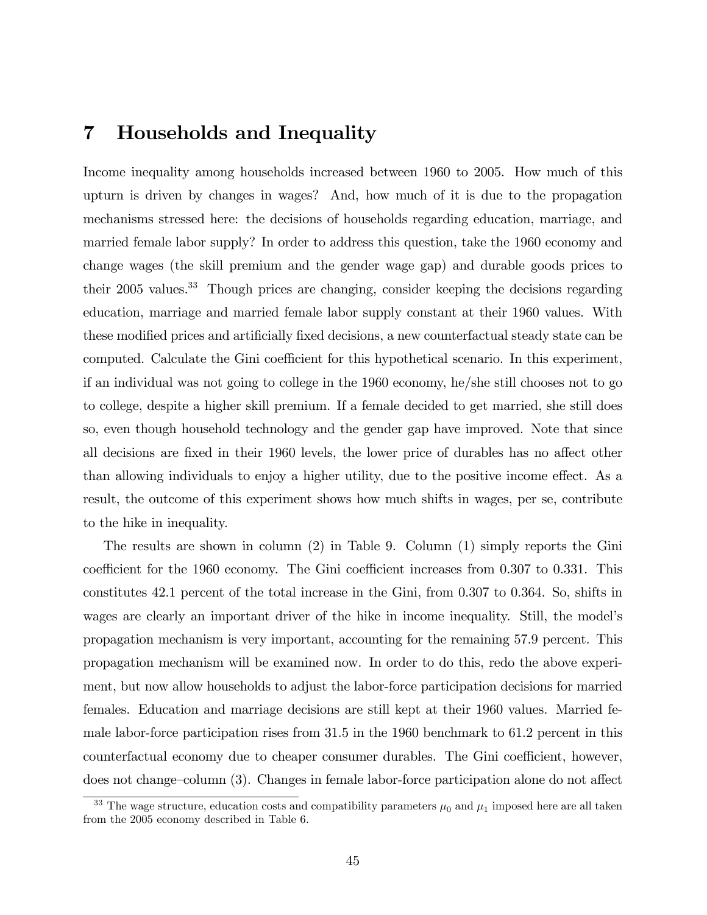# 7 Households and Inequality

Income inequality among households increased between 1960 to 2005. How much of this upturn is driven by changes in wages? And, how much of it is due to the propagation mechanisms stressed here: the decisions of households regarding education, marriage, and married female labor supply? In order to address this question, take the 1960 economy and change wages (the skill premium and the gender wage gap) and durable goods prices to their 2005 values.[33] Though prices are changing, consider keeping the decisions regarding education, marriage and married female labor supply constant at their 1960 values. With these modified prices and artificially fixed decisions, a new counterfactual steady state can be computed. Calculate the Gini coefficient for this hypothetical scenario. In this experiment, if an individual was not going to college in the 1960 economy, he/she still chooses not to go to college, despite a higher skill premium. If a female decided to get married, she still does so, even though household technology and the gender gap have improved. Note that since all decisions are fixed in their 1960 levels, the lower price of durables has no affect other than allowing individuals to enjoy a higher utility, due to the positive income effect. As a result, the outcome of this experiment shows how much shifts in wages, per se, contribute to the hike in inequality.

The results are shown in column (2) in Table 9. Column (1) simply reports the Gini coefficient for the 1960 economy. The Gini coefficient increases from 0.307 to 0.331. This constitutes 42.1 percent of the total increase in the Gini, from 0.307 to 0.364. So, shifts in wages are clearly an important driver of the hike in income inequality. Still, the model's propagation mechanism is very important, accounting for the remaining 57.9 percent. This propagation mechanism will be examined now. In order to do this, redo the above experiment, but now allow households to adjust the labor-force participation decisions for married females. Education and marriage decisions are still kept at their 1960 values. Married female labor-force participation rises from 31.5 in the 1960 benchmark to 61.2 percent in this counterfactual economy due to cheaper consumer durables. The Gini coefficient, however, does not change–column (3). Changes in female labor-force participation alone do not affect

[33] The wage structure, education costs and compatibility parameters $\mu_0$ and $\mu_1$ imposed here are all taken from the 2005 economy described in Table 6.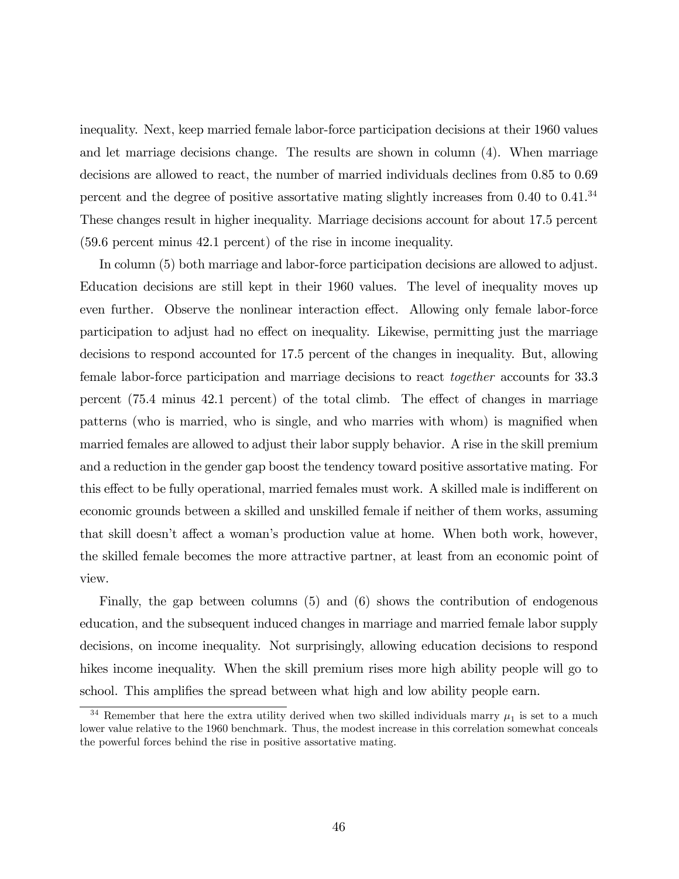inequality. Next, keep married female labor-force participation decisions at their 1960 values and let marriage decisions change. The results are shown in column (4). When marriage decisions are allowed to react, the number of married individuals declines from 0.85 to 0.69 percent and the degree of positive assortative mating slightly increases from 0.40 to 0.41.[34] These changes result in higher inequality. Marriage decisions account for about 17.5 percent (59.6 percent minus 42.1 percent) of the rise in income inequality.

In column (5) both marriage and labor-force participation decisions are allowed to adjust. Education decisions are still kept in their 1960 values. The level of inequality moves up even further. Observe the nonlinear interaction effect. Allowing only female labor-force participation to adjust had no effect on inequality. Likewise, permitting just the marriage decisions to respond accounted for 17.5 percent of the changes in inequality. But, allowing female labor-force participation and marriage decisions to react *together* accounts for 33.3 percent (75.4 minus 42.1 percent) of the total climb. The effect of changes in marriage patterns (who is married, who is single, and who marries with whom) is magnified when married females are allowed to adjust their labor supply behavior. A rise in the skill premium and a reduction in the gender gap boost the tendency toward positive assortative mating. For this effect to be fully operational, married females must work. A skilled male is indifferent on economic grounds between a skilled and unskilled female if neither of them works, assuming that skill doesn't affect a woman's production value at home. When both work, however, the skilled female becomes the more attractive partner, at least from an economic point of view.

Finally, the gap between columns (5) and (6) shows the contribution of endogenous education, and the subsequent induced changes in marriage and married female labor supply decisions, on income inequality. Not surprisingly, allowing education decisions to respond hikes income inequality. When the skill premium rises more high ability people will go to school. This amplifies the spread between what high and low ability people earn.

[34] Remember that here the extra utility derived when two skilled individuals marry $\mu_1$ is set to a much lower value relative to the 1960 benchmark. Thus, the modest increase in this correlation somewhat conceals the powerful forces behind the rise in positive assortative mating.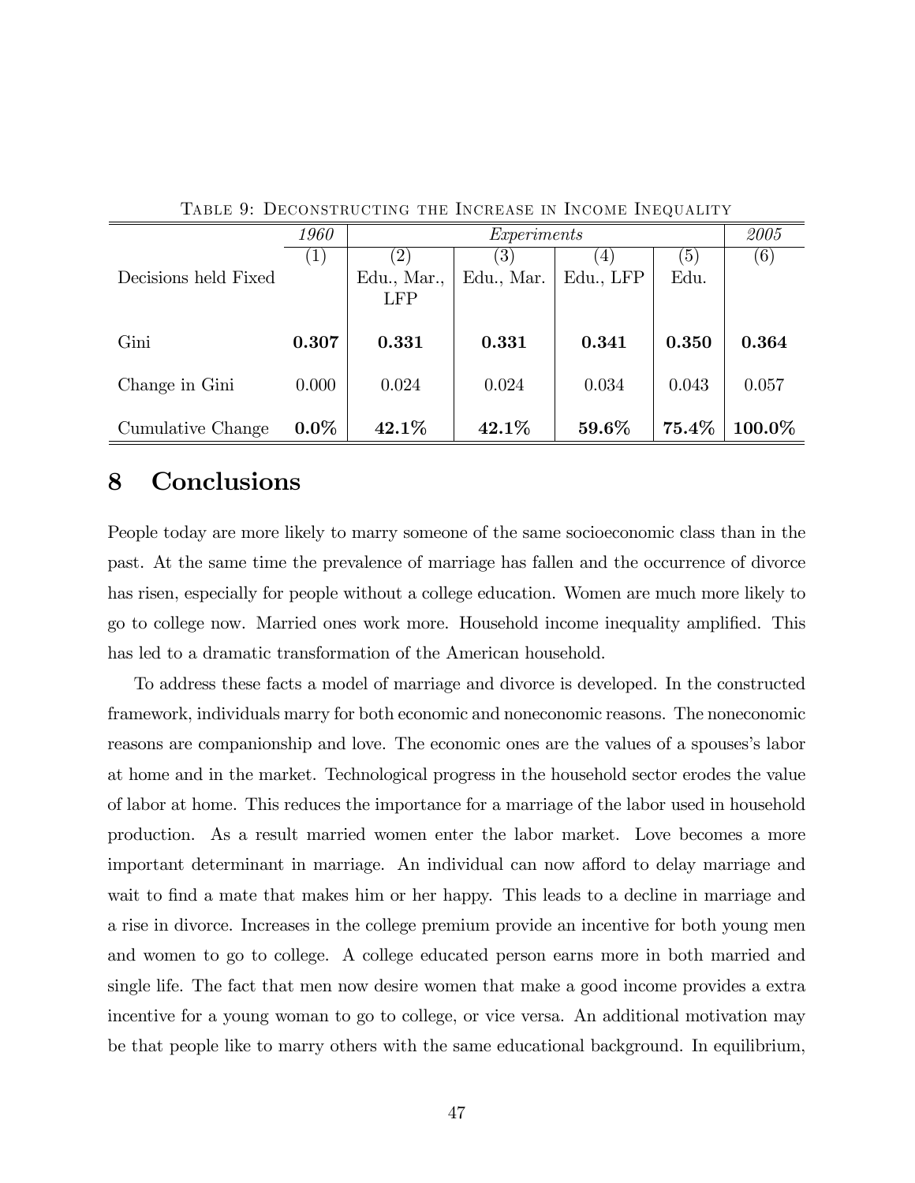Table 9: Deconstructing the Increase in Income Inequality

| | *1960* | *Experiments* | | | | *2005* |
|---|---|---|---|---|---|---|
| | (1) | (2) | (3) | (4) | (5) | (6) |
| Decisions held Fixed | | Edu., Mar., LFP | Edu., Mar. | Edu., LFP | Edu. | |
| Gini | **0.307** | **0.331** | **0.331** | **0.341** | **0.350** | **0.364** |
| Change in Gini | 0.000 | 0.024 | 0.024 | 0.034 | 0.043 | 0.057 |
| Cumulative Change | **0.0%** | **42.1%** | **42.1%** | **59.6%** | **75.4%** | **100.0%** |

# 8 Conclusions

People today are more likely to marry someone of the same socioeconomic class than in the past. At the same time the prevalence of marriage has fallen and the occurrence of divorce has risen, especially for people without a college education. Women are much more likely to go to college now. Married ones work more. Household income inequality amplified. This has led to a dramatic transformation of the American household.

To address these facts a model of marriage and divorce is developed. In the constructed framework, individuals marry for both economic and noneconomic reasons. The noneconomic reasons are companionship and love. The economic ones are the values of a spouses's labor at home and in the market. Technological progress in the household sector erodes the value of labor at home. This reduces the importance for a marriage of the labor used in household production. As a result married women enter the labor market. Love becomes a more important determinant in marriage. An individual can now afford to delay marriage and wait to find a mate that makes him or her happy. This leads to a decline in marriage and a rise in divorce. Increases in the college premium provide an incentive for both young men and women to go to college. A college educated person earns more in both married and single life. The fact that men now desire women that make a good income provides a extra incentive for a young woman to go to college, or vice versa. An additional motivation may be that people like to marry others with the same educational background. In equilibrium,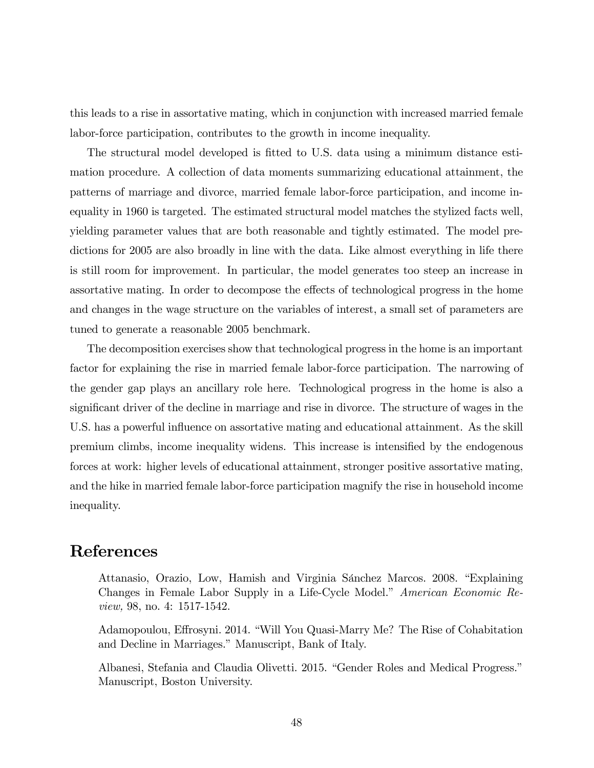this leads to a rise in assortative mating, which in conjunction with increased married female labor-force participation, contributes to the growth in income inequality.

The structural model developed is fitted to U.S. data using a minimum distance estimation procedure. A collection of data moments summarizing educational attainment, the patterns of marriage and divorce, married female labor-force participation, and income inequality in 1960 is targeted. The estimated structural model matches the stylized facts well, yielding parameter values that are both reasonable and tightly estimated. The model predictions for 2005 are also broadly in line with the data. Like almost everything in life there is still room for improvement. In particular, the model generates too steep an increase in assortative mating. In order to decompose the effects of technological progress in the home and changes in the wage structure on the variables of interest, a small set of parameters are tuned to generate a reasonable 2005 benchmark.

The decomposition exercises show that technological progress in the home is an important factor for explaining the rise in married female labor-force participation. The narrowing of the gender gap plays an ancillary role here. Technological progress in the home is also a significant driver of the decline in marriage and rise in divorce. The structure of wages in the U.S. has a powerful influence on assortative mating and educational attainment. As the skill premium climbs, income inequality widens. This increase is intensified by the endogenous forces at work: higher levels of educational attainment, stronger positive assortative mating, and the hike in married female labor-force participation magnify the rise in household income inequality.

# References

Attanasio, Orazio, Low, Hamish and Virginia Sánchez Marcos. 2008. "Explaining Changes in Female Labor Supply in a Life-Cycle Model." *American Economic Review,* 98, no. 4: 1517-1542.

Adamopoulou, Effrosyni. 2014. "Will You Quasi-Marry Me? The Rise of Cohabitation and Decline in Marriages." Manuscript, Bank of Italy.

Albanesi, Stefania and Claudia Olivetti. 2015. "Gender Roles and Medical Progress." Manuscript, Boston University.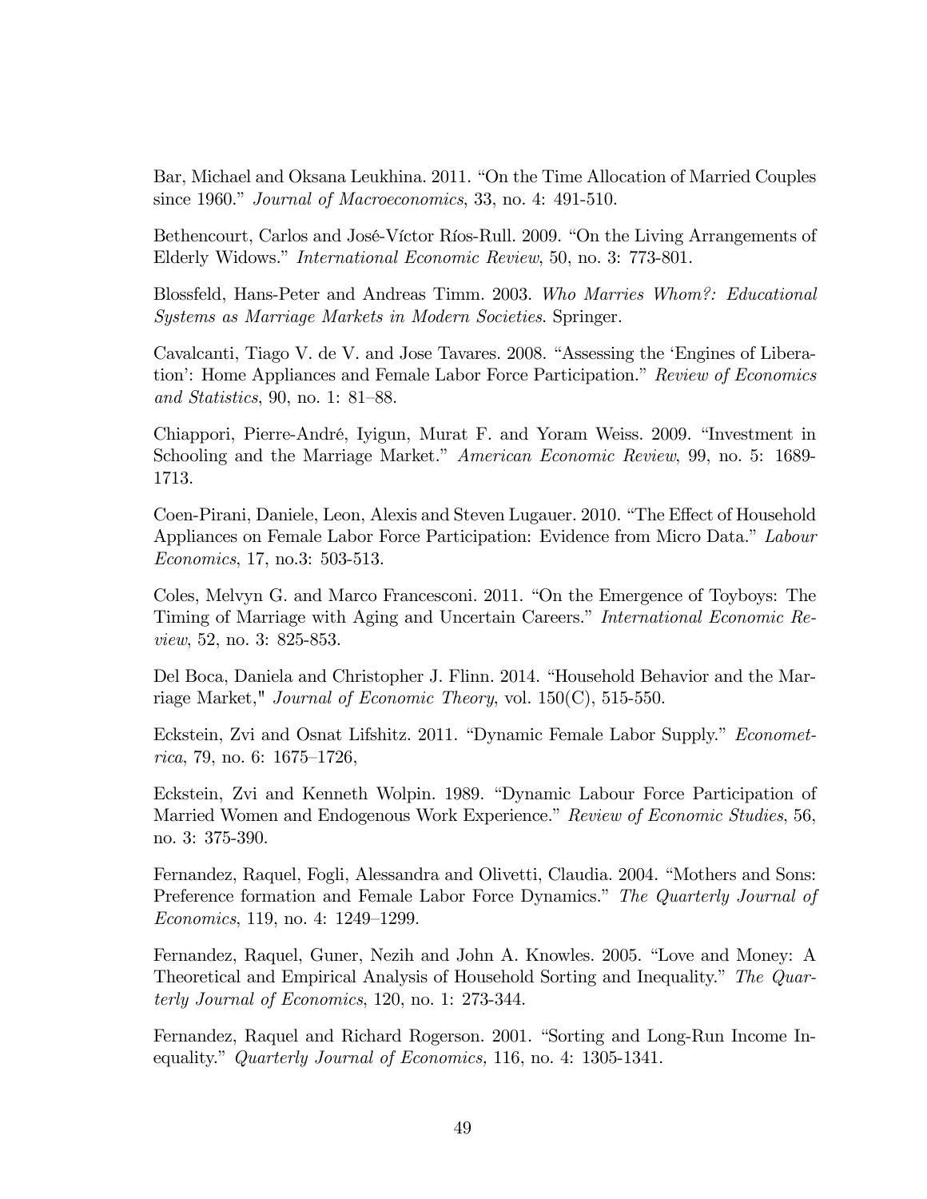Bar, Michael and Oksana Leukhina. 2011. "On the Time Allocation of Married Couples since 1960." *Journal of Macroeconomics*, 33, no. 4: 491-510.

Bethencourt, Carlos and José-Víctor Ríos-Rull. 2009. "On the Living Arrangements of Elderly Widows." *International Economic Review*, 50, no. 3: 773-801.

Blossfeld, Hans-Peter and Andreas Timm. 2003. *Who Marries Whom?: Educational Systems as Marriage Markets in Modern Societies*. Springer.

Cavalcanti, Tiago V. de V. and Jose Tavares. 2008. "Assessing the 'Engines of Liberation': Home Appliances and Female Labor Force Participation." *Review of Economics and Statistics*, 90, no. 1: 81–88.

Chiappori, Pierre-André, Iyigun, Murat F. and Yoram Weiss. 2009. "Investment in Schooling and the Marriage Market." *American Economic Review*, 99, no. 5: 1689-1713.

Coen-Pirani, Daniele, Leon, Alexis and Steven Lugauer. 2010. "The Effect of Household Appliances on Female Labor Force Participation: Evidence from Micro Data." *Labour Economics*, 17, no.3: 503-513.

Coles, Melvyn G. and Marco Francesconi. 2011. "On the Emergence of Toyboys: The Timing of Marriage with Aging and Uncertain Careers." *International Economic Review*, 52, no. 3: 825-853.

Del Boca, Daniela and Christopher J. Flinn. 2014. "Household Behavior and the Marriage Market," *Journal of Economic Theory*, vol. 150(C), 515-550.

Eckstein, Zvi and Osnat Lifshitz. 2011. "Dynamic Female Labor Supply." *Econometrica*, 79, no. 6: 1675–1726,

Eckstein, Zvi and Kenneth Wolpin. 1989. "Dynamic Labour Force Participation of Married Women and Endogenous Work Experience." *Review of Economic Studies*, 56, no. 3: 375-390.

Fernandez, Raquel, Fogli, Alessandra and Olivetti, Claudia. 2004. "Mothers and Sons: Preference formation and Female Labor Force Dynamics." *The Quarterly Journal of Economics*, 119, no. 4: 1249–1299.

Fernandez, Raquel, Guner, Nezih and John A. Knowles. 2005. "Love and Money: A Theoretical and Empirical Analysis of Household Sorting and Inequality." *The Quarterly Journal of Economics*, 120, no. 1: 273-344.

Fernandez, Raquel and Richard Rogerson. 2001. "Sorting and Long-Run Income Inequality." *Quarterly Journal of Economics,* 116, no. 4: 1305-1341.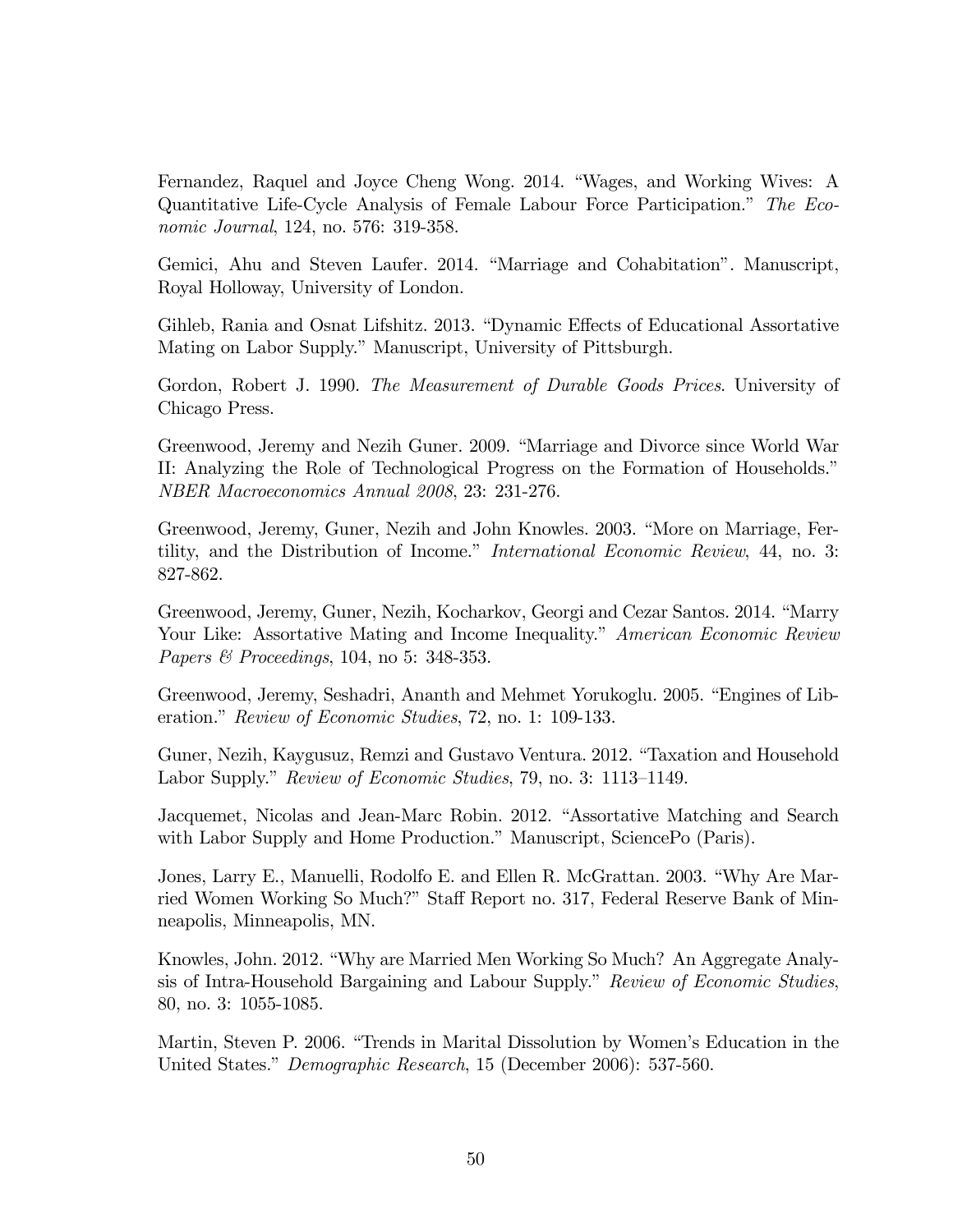Fernandez, Raquel and Joyce Cheng Wong. 2014. "Wages, and Working Wives: A Quantitative Life-Cycle Analysis of Female Labour Force Participation." *The Economic Journal*, 124, no. 576: 319-358.

Gemici, Ahu and Steven Laufer. 2014. "Marriage and Cohabitation". Manuscript, Royal Holloway, University of London.

Gihleb, Rania and Osnat Lifshitz. 2013. "Dynamic Effects of Educational Assortative Mating on Labor Supply." Manuscript, University of Pittsburgh.

Gordon, Robert J. 1990. *The Measurement of Durable Goods Prices*. University of Chicago Press.

Greenwood, Jeremy and Nezih Guner. 2009. "Marriage and Divorce since World War II: Analyzing the Role of Technological Progress on the Formation of Households." *NBER Macroeconomics Annual 2008*, 23: 231-276.

Greenwood, Jeremy, Guner, Nezih and John Knowles. 2003. "More on Marriage, Fertility, and the Distribution of Income." *International Economic Review*, 44, no. 3: 827-862.

Greenwood, Jeremy, Guner, Nezih, Kocharkov, Georgi and Cezar Santos. 2014. "Marry Your Like: Assortative Mating and Income Inequality." *American Economic Review Papers & Proceedings*, 104, no 5: 348-353.

Greenwood, Jeremy, Seshadri, Ananth and Mehmet Yorukoglu. 2005. "Engines of Liberation." *Review of Economic Studies*, 72, no. 1: 109-133.

Guner, Nezih, Kaygusuz, Remzi and Gustavo Ventura. 2012. "Taxation and Household Labor Supply." *Review of Economic Studies*, 79, no. 3: 1113–1149.

Jacquemet, Nicolas and Jean-Marc Robin. 2012. "Assortative Matching and Search with Labor Supply and Home Production." Manuscript, SciencePo (Paris).

Jones, Larry E., Manuelli, Rodolfo E. and Ellen R. McGrattan. 2003. "Why Are Married Women Working So Much?" Staff Report no. 317, Federal Reserve Bank of Minneapolis, Minneapolis, MN.

Knowles, John. 2012. "Why are Married Men Working So Much? An Aggregate Analysis of Intra-Household Bargaining and Labour Supply." *Review of Economic Studies*, 80, no. 3: 1055-1085.

Martin, Steven P. 2006. "Trends in Marital Dissolution by Women's Education in the United States." *Demographic Research*, 15 (December 2006): 537-560.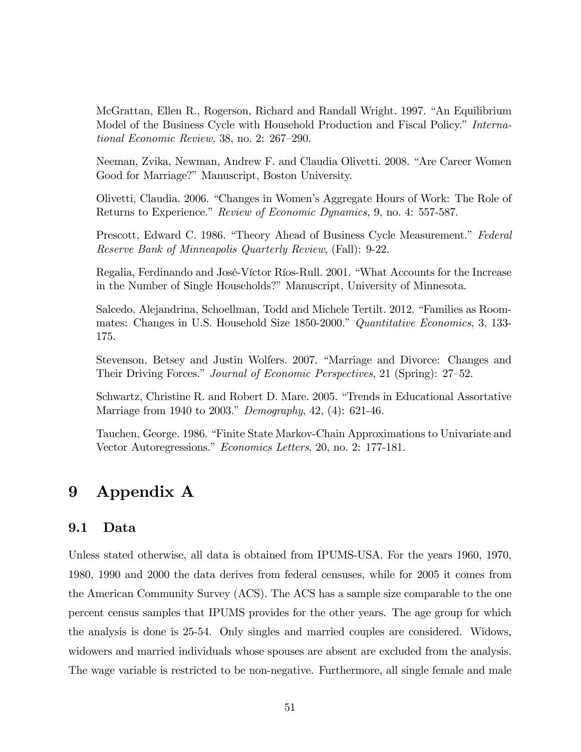McGrattan, Ellen R., Rogerson, Richard and Randall Wright. 1997. "An Equilibrium Model of the Business Cycle with Household Production and Fiscal Policy." *International Economic Review,* 38, no. 2: 267–290.

Neeman, Zvika, Newman, Andrew F. and Claudia Olivetti. 2008. "Are Career Women Good for Marriage?" Manuscript, Boston University.

Olivetti, Claudia. 2006. "Changes in Women's Aggregate Hours of Work: The Role of Returns to Experience." *Review of Economic Dynamics,* 9, no. 4: 557-587.

Prescott, Edward C. 1986. "Theory Ahead of Business Cycle Measurement." *Federal Reserve Bank of Minneapolis Quarterly Review*, (Fall): 9-22.

Regalia, Ferdinando and José-Víctor Ríos-Rull. 2001. "What Accounts for the Increase in the Number of Single Households?" Manuscript, University of Minnesota.

Salcedo, Alejandrina, Schoellman, Todd and Michele Tertilt. 2012. "Families as Roommates: Changes in U.S. Household Size 1850-2000." *Quantitative Economics*, 3, 133-175.

Stevenson, Betsey and Justin Wolfers. 2007. "Marriage and Divorce: Changes and Their Driving Forces." *Journal of Economic Perspectives*, 21 (Spring): 27–52.

Schwartz, Christine R. and Robert D. Mare. 2005. "Trends in Educational Assortative Marriage from 1940 to 2003." *Demography*, 42, (4): 621-46.

Tauchen, George. 1986. "Finite State Markov-Chain Approximations to Univariate and Vector Autoregressions." *Economics Letters*, 20, no. 2: 177-181.

# 9 Appendix A

## 9.1 Data

Unless stated otherwise, all data is obtained from IPUMS-USA. For the years 1960, 1970, 1980, 1990 and 2000 the data derives from federal censuses, while for 2005 it comes from the American Community Survey (ACS). The ACS has a sample size comparable to the one percent census samples that IPUMS provides for the other years. The age group for which the analysis is done is 25-54. Only singles and married couples are considered. Widows, widowers and married individuals whose spouses are absent are excluded from the analysis. The wage variable is restricted to be non-negative. Furthermore, all single female and male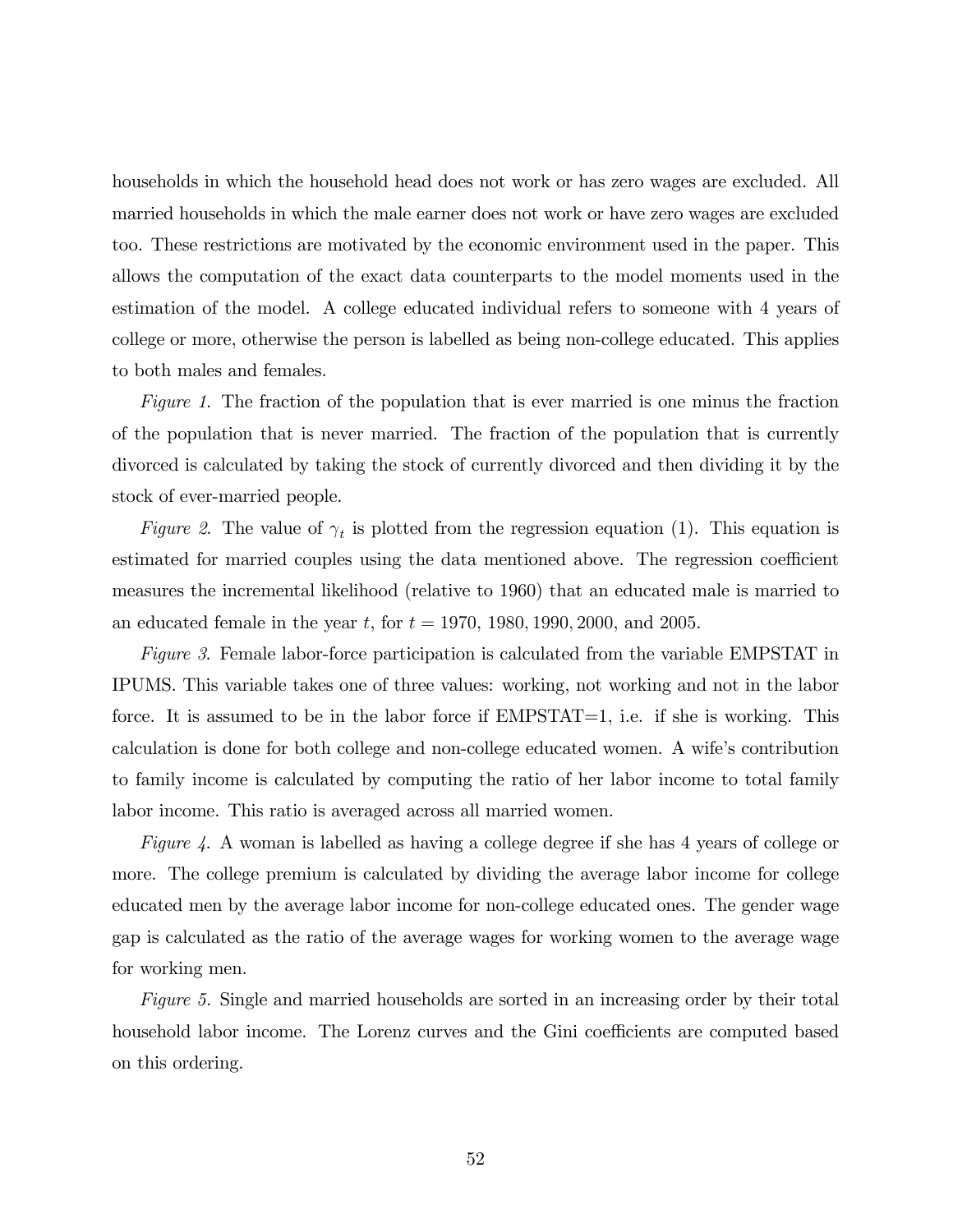households in which the household head does not work or has zero wages are excluded. All married households in which the male earner does not work or have zero wages are excluded too. These restrictions are motivated by the economic environment used in the paper. This allows the computation of the exact data counterparts to the model moments used in the estimation of the model. A college educated individual refers to someone with 4 years of college or more, otherwise the person is labelled as being non-college educated. This applies to both males and females.

*Figure 1.* The fraction of the population that is ever married is one minus the fraction of the population that is never married. The fraction of the population that is currently divorced is calculated by taking the stock of currently divorced and then dividing it by the stock of ever-married people.

*Figure 2.* The value of $\gamma_t$ is plotted from the regression equation (1). This equation is estimated for married couples using the data mentioned above. The regression coefficient measures the incremental likelihood (relative to 1960) that an educated male is married to an educated female in the year $t$, for $t = 1970$, $1980, 1990, 2000$, and $2005$.

*Figure 3.* Female labor-force participation is calculated from the variable EMPSTAT in IPUMS. This variable takes one of three values: working, not working and not in the labor force. It is assumed to be in the labor force if EMPSTAT=1, i.e. if she is working. This calculation is done for both college and non-college educated women. A wife's contribution to family income is calculated by computing the ratio of her labor income to total family labor income. This ratio is averaged across all married women.

*Figure 4.* A woman is labelled as having a college degree if she has 4 years of college or more. The college premium is calculated by dividing the average labor income for college educated men by the average labor income for non-college educated ones. The gender wage gap is calculated as the ratio of the average wages for working women to the average wage for working men.

*Figure 5.* Single and married households are sorted in an increasing order by their total household labor income. The Lorenz curves and the Gini coefficients are computed based on this ordering.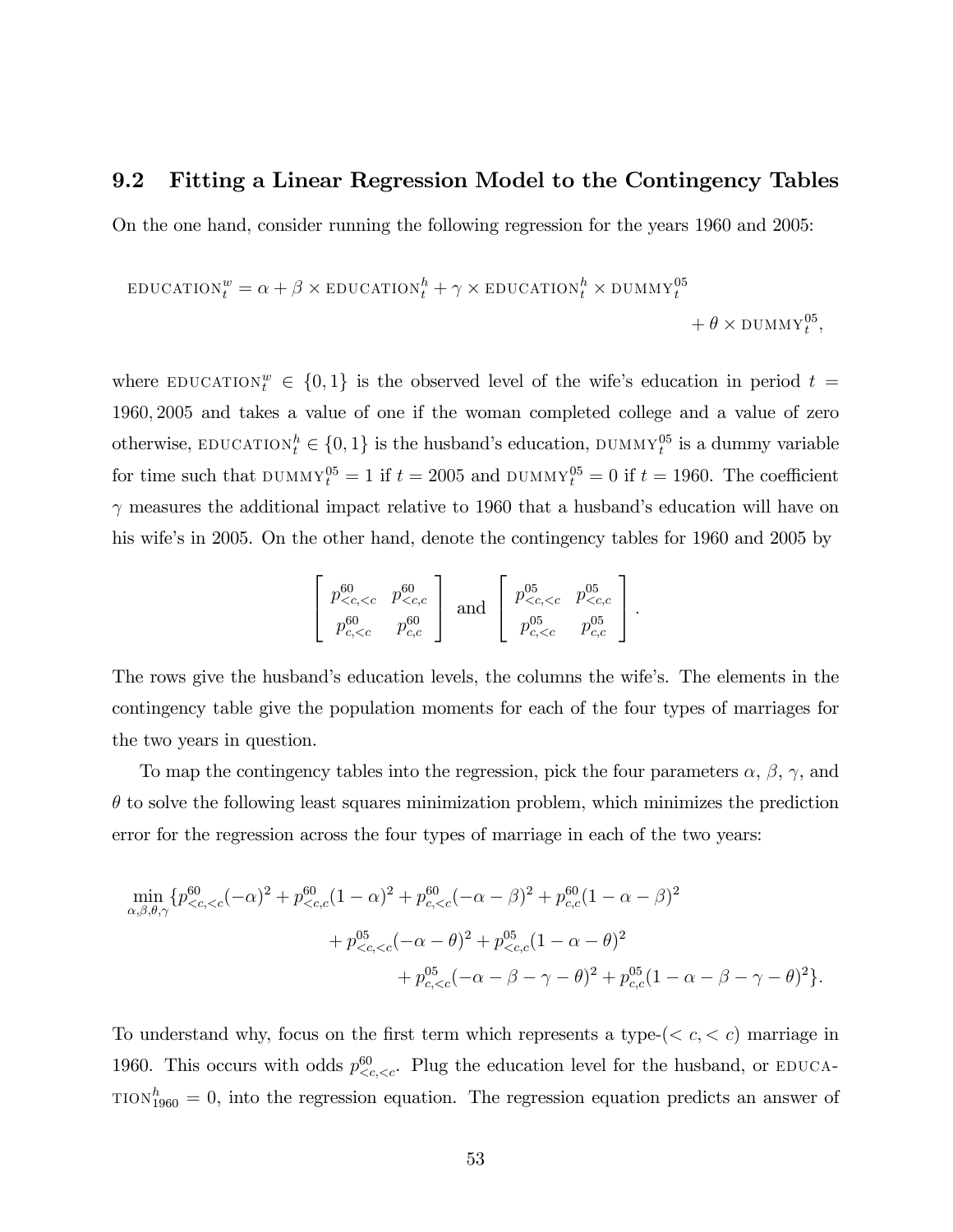## 9.2 Fitting a Linear Regression Model to the Contingency Tables

On the one hand, consider running the following regression for the years 1960 and 2005:

$$\text{EDUCATION}_t^w = \alpha + \beta \times \text{EDUCATION}_t^h + \gamma \times \text{EDUCATION}_t^h \times \text{DUMMY}_t^{05} + \theta \times \text{DUMMY}_t^{05},$$

where $\text{EDUCATION}_t^w \in \{0, 1\}$ is the observed level of the wife's education in period $t = 1960, 2005$ and takes a value of one if the woman completed college and a value of zero otherwise, $\text{EDUCATION}_t^h \in \{0, 1\}$ is the husband's education, $\text{DUMMY}_t^{05}$ is a dummy variable for time such that $\text{DUMMY}_t^{05} = 1$ if $t = 2005$ and $\text{DUMMY}_t^{05} = 0$ if $t = 1960$. The coefficient $\gamma$ measures the additional impact relative to 1960 that a husband's education will have on his wife's in 2005. On the other hand, denote the contingency tables for 1960 and 2005 by

$$\begin{bmatrix} p_{<c,<c}^{60} & p_{<c,c}^{60} \\ p_{c,<c}^{60} & p_{c,c}^{60} \end{bmatrix} \text{ and } \begin{bmatrix} p_{<c,<c}^{05} & p_{<c,c}^{05} \\ p_{c,<c}^{05} & p_{c,c}^{05} \end{bmatrix}.$$

The rows give the husband's education levels, the columns the wife's. The elements in the contingency table give the population moments for each of the four types of marriages for the two years in question.

To map the contingency tables into the regression, pick the four parameters $\alpha$, $\beta$, $\gamma$, and $\theta$ to solve the following least squares minimization problem, which minimizes the prediction error for the regression across the four types of marriage in each of the two years:

$$\begin{aligned} \min_{\alpha,\beta,\theta,\gamma} \{ & p_{<c,<c}^{60}(-\alpha)^2 + p_{<c,c}^{60}(1-\alpha)^2 + p_{c,<c}^{60}(-\alpha-\beta)^2 + p_{c,c}^{60}(1-\alpha-\beta)^2 \\ & + p_{<c,<c}^{05}(-\alpha-\theta)^2 + p_{<c,c}^{05}(1-\alpha-\theta)^2 \\ & + p_{c,<c}^{05}(-\alpha-\beta-\gamma-\theta)^2 + p_{c,c}^{05}(1-\alpha-\beta-\gamma-\theta)^2 \}. \end{aligned}$$

To understand why, focus on the first term which represents a type-($< c, < c$) marriage in 1960. This occurs with odds $p_{<c,<c}^{60}$. Plug the education level for the husband, or $\text{EDUCATION}_{1960}^h = 0$, into the regression equation. The regression equation predicts an answer of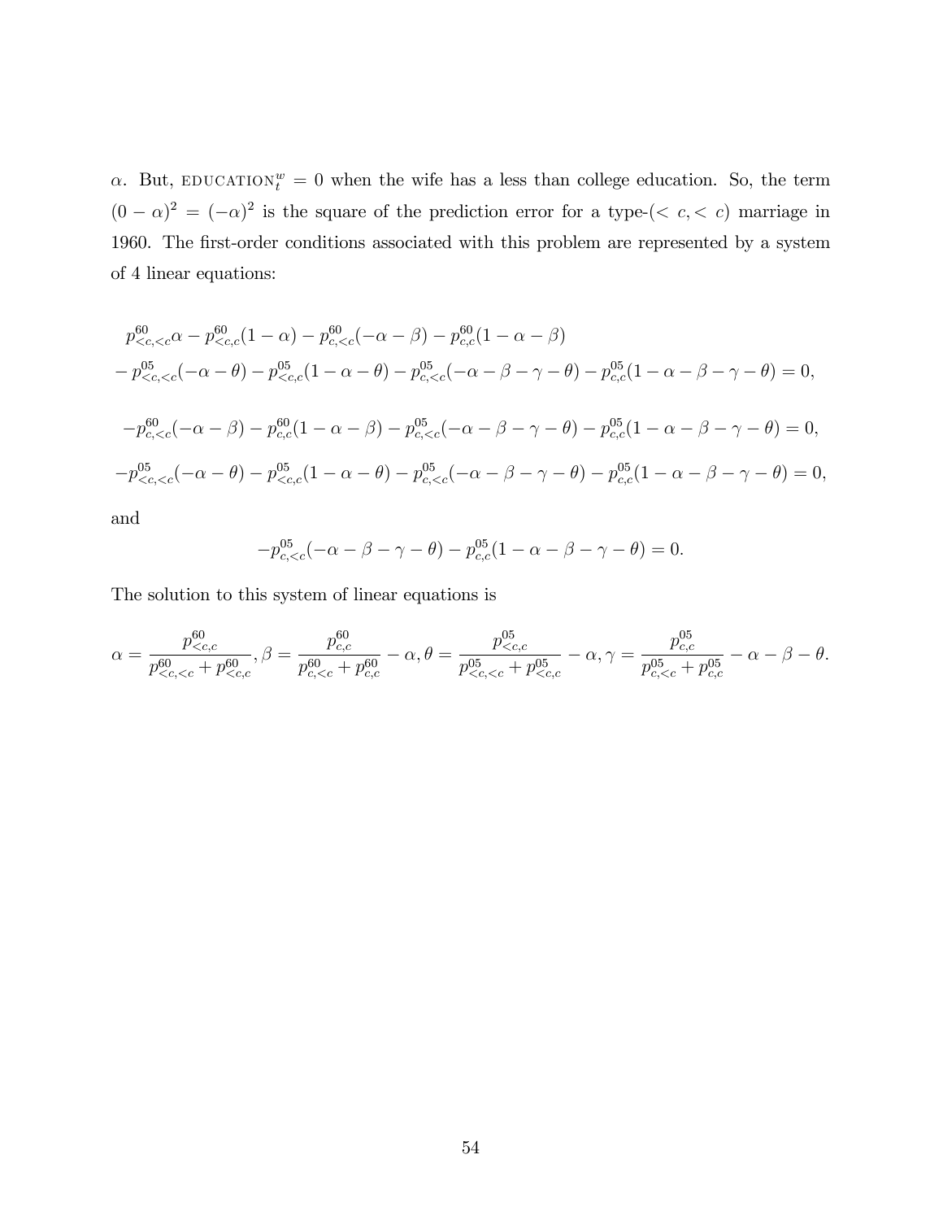$\alpha$. But, $\text{EDUCATION}_t^w = 0$ when the wife has a less than college education. So, the term $(0-\alpha)^2 = (-\alpha)^2$ is the square of the prediction error for a type-$(<c,<c)$ marriage in 1960. The first-order conditions associated with this problem are represented by a system of 4 linear equations:

$$
\begin{aligned}
& p^{60}_{<c,<c}\alpha - p^{60}_{<c,c}(1-\alpha) - p^{60}_{c,<c}(-\alpha-\beta) - p^{60}_{c,c}(1-\alpha-\beta) \\
& - p^{05}_{<c,<c}(-\alpha-\theta) - p^{05}_{<c,c}(1-\alpha-\theta) - p^{05}_{c,<c}(-\alpha-\beta-\gamma-\theta) - p^{05}_{c,c}(1-\alpha-\beta-\gamma-\theta) = 0,
\end{aligned}
$$

$$
-p^{60}_{c,<c}(-\alpha-\beta) - p^{60}_{c,c}(1-\alpha-\beta) - p^{05}_{c,<c}(-\alpha-\beta-\gamma-\theta) - p^{05}_{c,c}(1-\alpha-\beta-\gamma-\theta) = 0,
$$

$$
-p^{05}_{<c,<c}(-\alpha-\theta) - p^{05}_{<c,c}(1-\alpha-\theta) - p^{05}_{c,<c}(-\alpha-\beta-\gamma-\theta) - p^{05}_{c,c}(1-\alpha-\beta-\gamma-\theta) = 0,
$$

and

$$
-p^{05}_{c,<c}(-\alpha-\beta-\gamma-\theta) - p^{05}_{c,c}(1-\alpha-\beta-\gamma-\theta) = 0.
$$

The solution to this system of linear equations is

$$
\alpha = \frac{p^{60}_{<c,c}}{p^{60}_{<c,<c} + p^{60}_{<c,c}}, \beta = \frac{p^{60}_{c,c}}{p^{60}_{c,<c} + p^{60}_{c,c}} - \alpha, \theta = \frac{p^{05}_{<c,c}}{p^{05}_{<c,<c} + p^{05}_{<c,c}} - \alpha, \gamma = \frac{p^{05}_{c,c}}{p^{05}_{c,<c} + p^{05}_{c,c}} - \alpha - \beta - \theta.
$$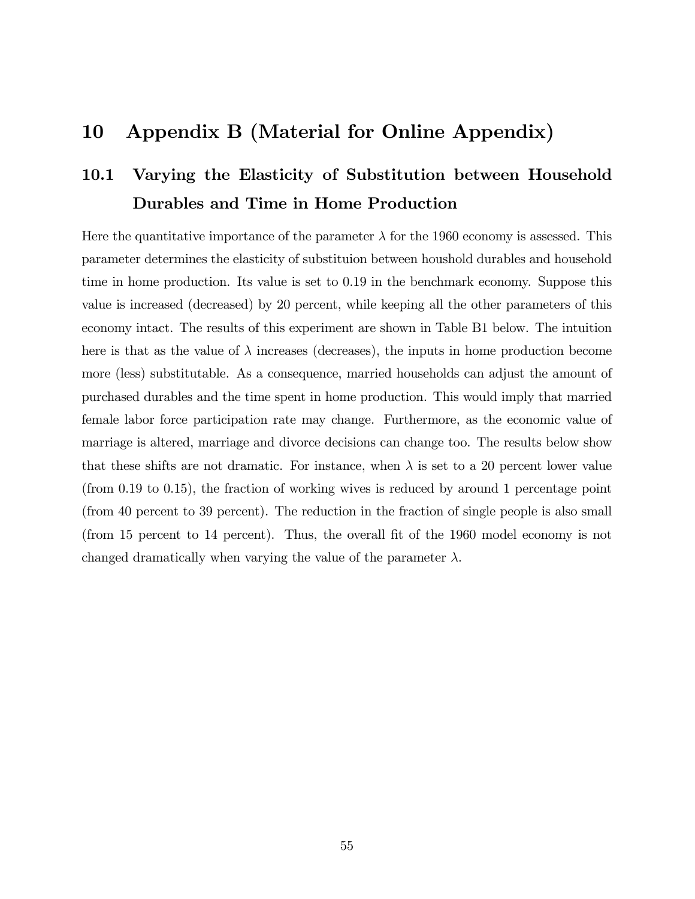# 10 Appendix B (Material for Online Appendix)

## 10.1 Varying the Elasticity of Substitution between Household Durables and Time in Home Production

Here the quantitative importance of the parameter $\lambda$ for the 1960 economy is assessed. This parameter determines the elasticity of substituion between houshold durables and household time in home production. Its value is set to 0.19 in the benchmark economy. Suppose this value is increased (decreased) by 20 percent, while keeping all the other parameters of this economy intact. The results of this experiment are shown in Table B1 below. The intuition here is that as the value of $\lambda$ increases (decreases), the inputs in home production become more (less) substitutable. As a consequence, married households can adjust the amount of purchased durables and the time spent in home production. This would imply that married female labor force participation rate may change. Furthermore, as the economic value of marriage is altered, marriage and divorce decisions can change too. The results below show that these shifts are not dramatic. For instance, when $\lambda$ is set to a 20 percent lower value (from 0.19 to 0.15), the fraction of working wives is reduced by around 1 percentage point (from 40 percent to 39 percent). The reduction in the fraction of single people is also small (from 15 percent to 14 percent). Thus, the overall fit of the 1960 model economy is not changed dramatically when varying the value of the parameter $\lambda$.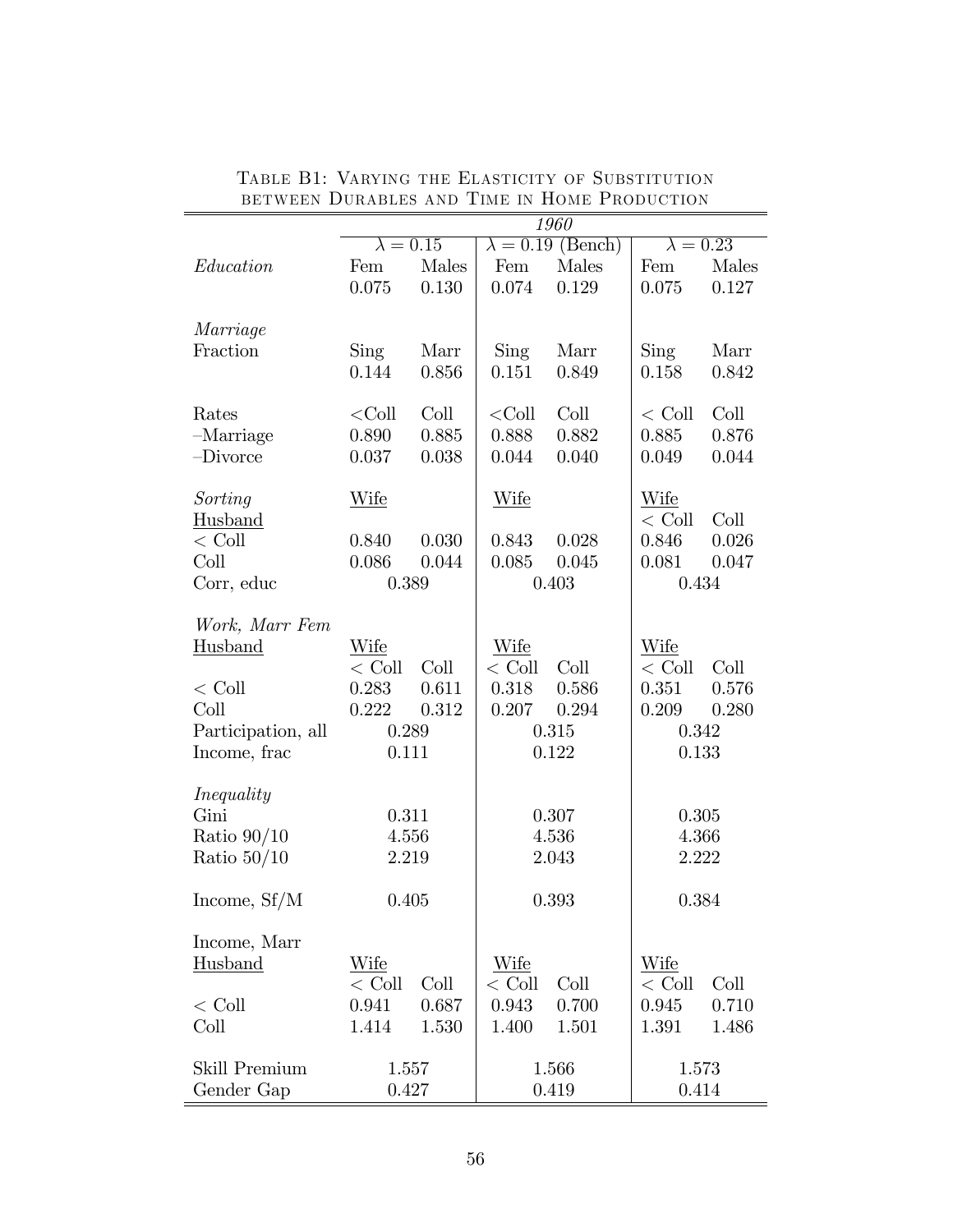TABLE B1: VARYING THE ELASTICITY OF SUBSTITUTION BETWEEN DURABLES AND TIME IN HOME PRODUCTION

| | *1960* | | | | | |
|---|---|---|---|---|---|---|
| | $\lambda = 0.15$ | | $\lambda = 0.19$ (Bench) | | $\lambda = 0.23$ | |
| *Education* | Fem | Males | Fem | Males | Fem | Males |
| | 0.075 | 0.130 | 0.074 | 0.129 | 0.075 | 0.127 |
| *Marriage* | | | | | | |
| Fraction | Sing | Marr | Sing | Marr | Sing | Marr |
| | 0.144 | 0.856 | 0.151 | 0.849 | 0.158 | 0.842 |
| Rates | <Coll | Coll | <Coll | Coll | < Coll | Coll |
| –Marriage | 0.890 | 0.885 | 0.888 | 0.882 | 0.885 | 0.876 |
| –Divorce | 0.037 | 0.038 | 0.044 | 0.040 | 0.049 | 0.044 |
| *Sorting* | Wife | | Wife | | Wife | |
| Husband | | | | | < Coll | Coll |
| < Coll | 0.840 | 0.030 | 0.843 | 0.028 | 0.846 | 0.026 |
| Coll | 0.086 | 0.044 | 0.085 | 0.045 | 0.081 | 0.047 |
| Corr, educ | 0.389 | | 0.403 | | 0.434 | |
| *Work, Marr Fem* | | | | | | |
| Husband | Wife | | Wife | | Wife | |
| | < Coll | Coll | < Coll | Coll | < Coll | Coll |
| < Coll | 0.283 | 0.611 | 0.318 | 0.586 | 0.351 | 0.576 |
| Coll | 0.222 | 0.312 | 0.207 | 0.294 | 0.209 | 0.280 |
| Participation, all | 0.289 | | 0.315 | | 0.342 | |
| Income, frac | 0.111 | | 0.122 | | 0.133 | |
| *Inequality* | | | | | | |
| Gini | 0.311 | | 0.307 | | 0.305 | |
| Ratio 90/10 | 4.556 | | 4.536 | | 4.366 | |
| Ratio 50/10 | 2.219 | | 2.043 | | 2.222 | |
| Income, Sf/M | 0.405 | | 0.393 | | 0.384 | |
| Income, Marr | | | | | | |
| Husband | Wife | | Wife | | Wife | |
| | < Coll | Coll | < Coll | Coll | < Coll | Coll |
| < Coll | 0.941 | 0.687 | 0.943 | 0.700 | 0.945 | 0.710 |
| Coll | 1.414 | 1.530 | 1.400 | 1.501 | 1.391 | 1.486 |
| Skill Premium | 1.557 | | 1.566 | | 1.573 | |
| Gender Gap | 0.427 | | 0.419 | | 0.414 | |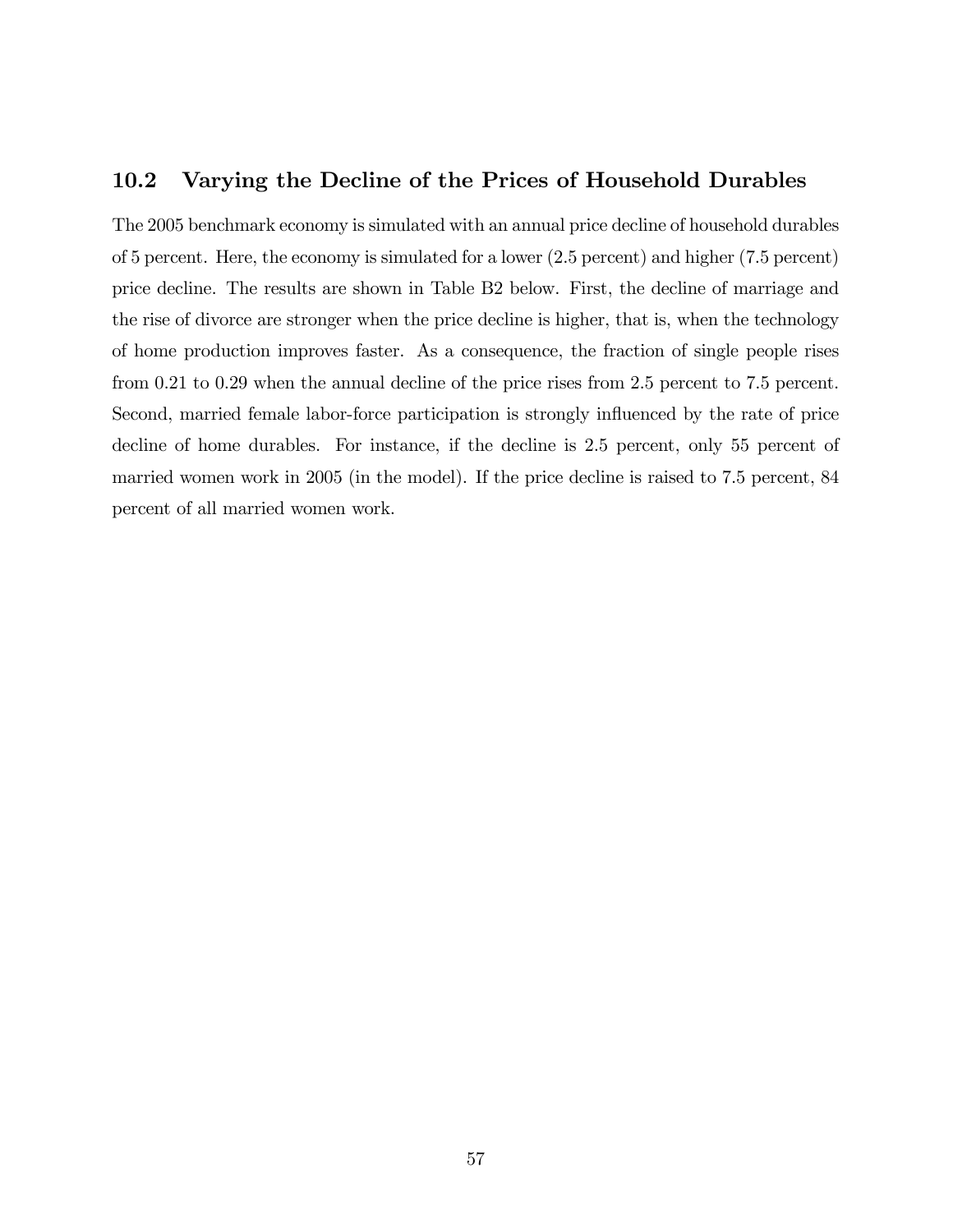## 10.2 Varying the Decline of the Prices of Household Durables

The 2005 benchmark economy is simulated with an annual price decline of household durables of 5 percent. Here, the economy is simulated for a lower (2.5 percent) and higher (7.5 percent) price decline. The results are shown in Table B2 below. First, the decline of marriage and the rise of divorce are stronger when the price decline is higher, that is, when the technology of home production improves faster. As a consequence, the fraction of single people rises from 0.21 to 0.29 when the annual decline of the price rises from 2.5 percent to 7.5 percent. Second, married female labor-force participation is strongly influenced by the rate of price decline of home durables. For instance, if the decline is 2.5 percent, only 55 percent of married women work in 2005 (in the model). If the price decline is raised to 7.5 percent, 84 percent of all married women work.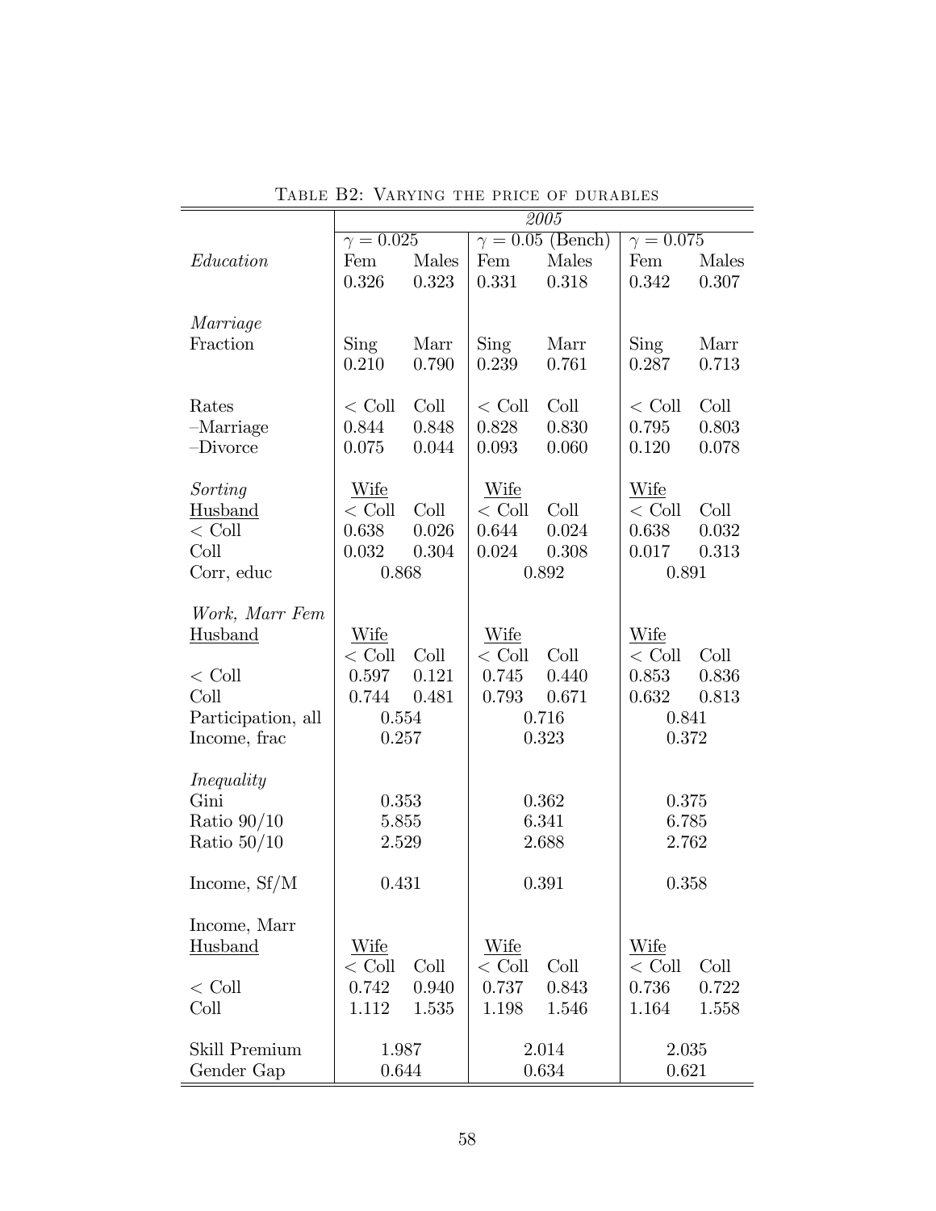Table B2: Varying the price of durables

| | 2005 | | | | | |
|---|---|---|---|---|---|---|
| | $\gamma = 0.025$ | | $\gamma = 0.05$ (Bench) | | $\gamma = 0.075$ | |
| *Education* | Fem | Males | Fem | Males | Fem | Males |
| | 0.326 | 0.323 | 0.331 | 0.318 | 0.342 | 0.307 |
| *Marriage* | | | | | | |
| Fraction | Sing | Marr | Sing | Marr | Sing | Marr |
| | 0.210 | 0.790 | 0.239 | 0.761 | 0.287 | 0.713 |
| Rates | < Coll | Coll | < Coll | Coll | < Coll | Coll |
| –Marriage | 0.844 | 0.848 | 0.828 | 0.830 | 0.795 | 0.803 |
| –Divorce | 0.075 | 0.044 | 0.093 | 0.060 | 0.120 | 0.078 |
| *Sorting* | Wife | | Wife | | Wife | |
| Husband | < Coll | Coll | < Coll | Coll | < Coll | Coll |
| < Coll | 0.638 | 0.026 | 0.644 | 0.024 | 0.638 | 0.032 |
| Coll | 0.032 | 0.304 | 0.024 | 0.308 | 0.017 | 0.313 |
| Corr, educ | 0.868 | | 0.892 | | 0.891 | |
| *Work, Marr Fem* | | | | | | |
| Husband | Wife | | Wife | | Wife | |
| | < Coll | Coll | < Coll | Coll | < Coll | Coll |
| < Coll | 0.597 | 0.121 | 0.745 | 0.440 | 0.853 | 0.836 |
| Coll | 0.744 | 0.481 | 0.793 | 0.671 | 0.632 | 0.813 |
| Participation, all | 0.554 | | 0.716 | | 0.841 | |
| Income, frac | 0.257 | | 0.323 | | 0.372 | |
| *Inequality* | | | | | | |
| Gini | 0.353 | | 0.362 | | 0.375 | |
| Ratio 90/10 | 5.855 | | 6.341 | | 6.785 | |
| Ratio 50/10 | 2.529 | | 2.688 | | 2.762 | |
| Income, Sf/M | 0.431 | | 0.391 | | 0.358 | |
| Income, Marr | | | | | | |
| Husband | Wife | | Wife | | Wife | |
| | < Coll | Coll | < Coll | Coll | < Coll | Coll |
| < Coll | 0.742 | 0.940 | 0.737 | 0.843 | 0.736 | 0.722 |
| Coll | 1.112 | 1.535 | 1.198 | 1.546 | 1.164 | 1.558 |
| Skill Premium | 1.987 | | 2.014 | | 2.035 | |
| Gender Gap | 0.644 | | 0.634 | | 0.621 | |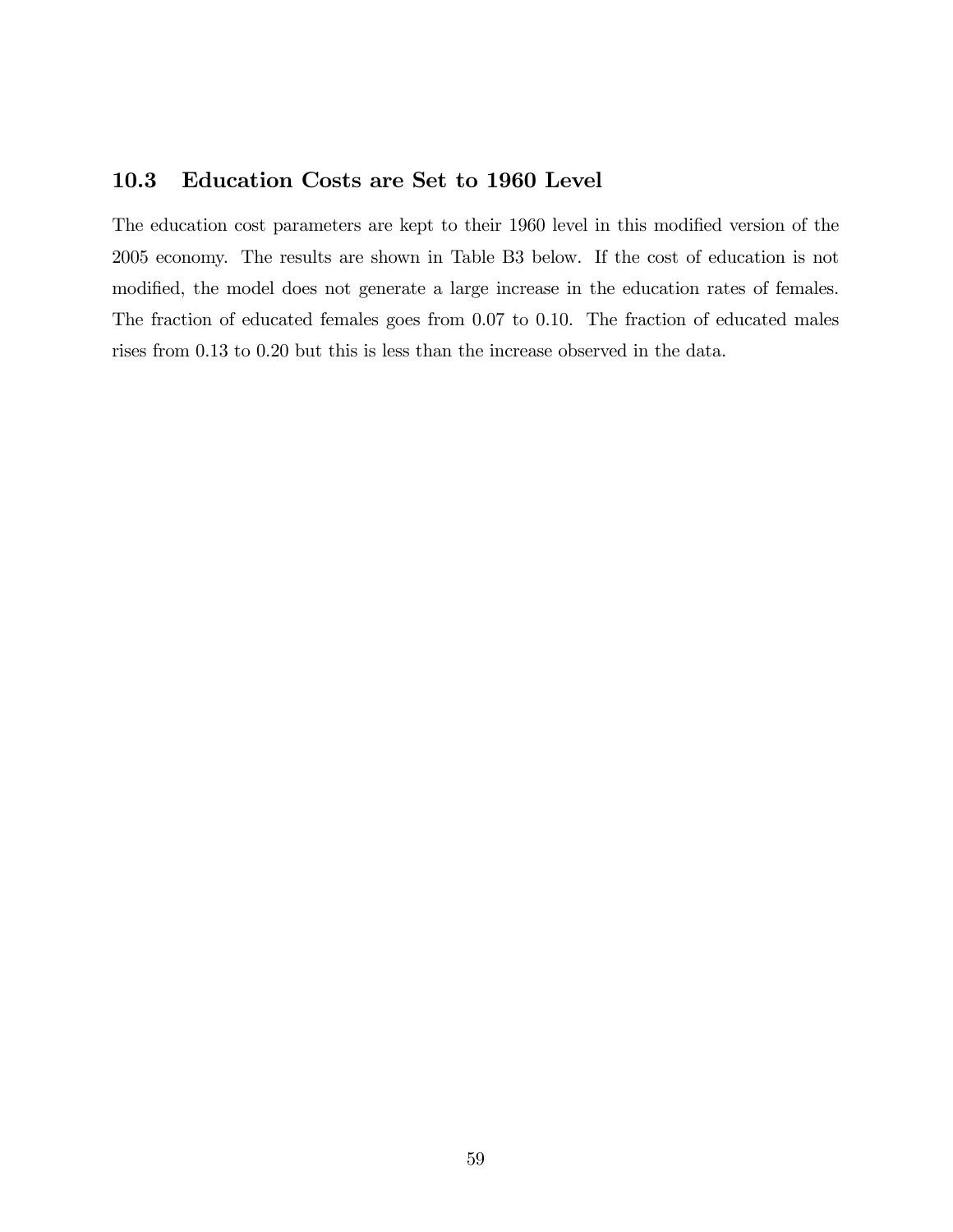## 10.3 Education Costs are Set to 1960 Level

The education cost parameters are kept to their 1960 level in this modified version of the 2005 economy. The results are shown in Table B3 below. If the cost of education is not modified, the model does not generate a large increase in the education rates of females. The fraction of educated females goes from 0.07 to 0.10. The fraction of educated males rises from 0.13 to 0.20 but this is less than the increase observed in the data.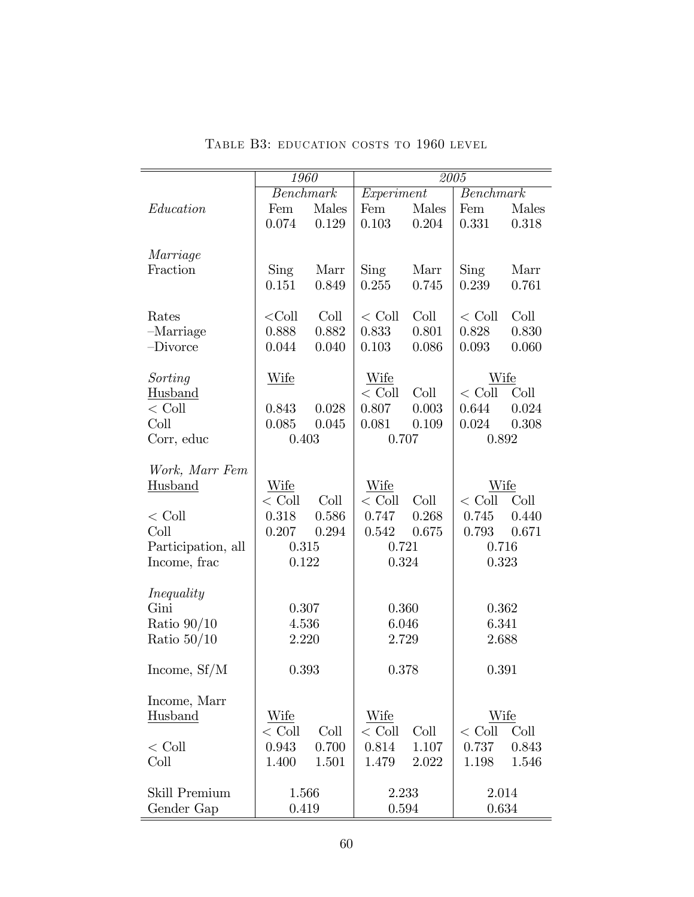Table B3: education costs to 1960 level

| | *1960* | | *2005* | | | |
|---|---|---|---|---|---|---|
| | *Benchmark* | | *Experiment* | | *Benchmark* | |
| *Education* | Fem | Males | Fem | Males | Fem | Males |
| | 0.074 | 0.129 | 0.103 | 0.204 | 0.331 | 0.318 |
| *Marriage* | | | | | | |
| Fraction | Sing | Marr | Sing | Marr | Sing | Marr |
| | 0.151 | 0.849 | 0.255 | 0.745 | 0.239 | 0.761 |
| Rates | <Coll | Coll | < Coll | Coll | < Coll | Coll |
| –Marriage | 0.888 | 0.882 | 0.833 | 0.801 | 0.828 | 0.830 |
| –Divorce | 0.044 | 0.040 | 0.103 | 0.086 | 0.093 | 0.060 |
| *Sorting* | Wife | | Wife | | Wife | |
| Husband | | | < Coll | Coll | < Coll | Coll |
| < Coll | 0.843 | 0.028 | 0.807 | 0.003 | 0.644 | 0.024 |
| Coll | 0.085 | 0.045 | 0.081 | 0.109 | 0.024 | 0.308 |
| Corr, educ | 0.403 | | 0.707 | | 0.892 | |
| *Work, Marr Fem* | | | | | | |
| Husband | Wife | | Wife | | Wife | |
| | < Coll | Coll | < Coll | Coll | < Coll | Coll |
| < Coll | 0.318 | 0.586 | 0.747 | 0.268 | 0.745 | 0.440 |
| Coll | 0.207 | 0.294 | 0.542 | 0.675 | 0.793 | 0.671 |
| Participation, all | 0.315 | | 0.721 | | 0.716 | |
| Income, frac | 0.122 | | 0.324 | | 0.323 | |
| *Inequality* | | | | | | |
| Gini | 0.307 | | 0.360 | | 0.362 | |
| Ratio 90/10 | 4.536 | | 6.046 | | 6.341 | |
| Ratio 50/10 | 2.220 | | 2.729 | | 2.688 | |
| Income, Sf/M | 0.393 | | 0.378 | | 0.391 | |
| Income, Marr | | | | | | |
| Husband | Wife | | Wife | | Wife | |
| | < Coll | Coll | < Coll | Coll | < Coll | Coll |
| < Coll | 0.943 | 0.700 | 0.814 | 1.107 | 0.737 | 0.843 |
| Coll | 1.400 | 1.501 | 1.479 | 2.022 | 1.198 | 1.546 |
| Skill Premium | 1.566 | | 2.233 | | 2.014 | |
| Gender Gap | 0.419 | | 0.594 | | 0.634 | |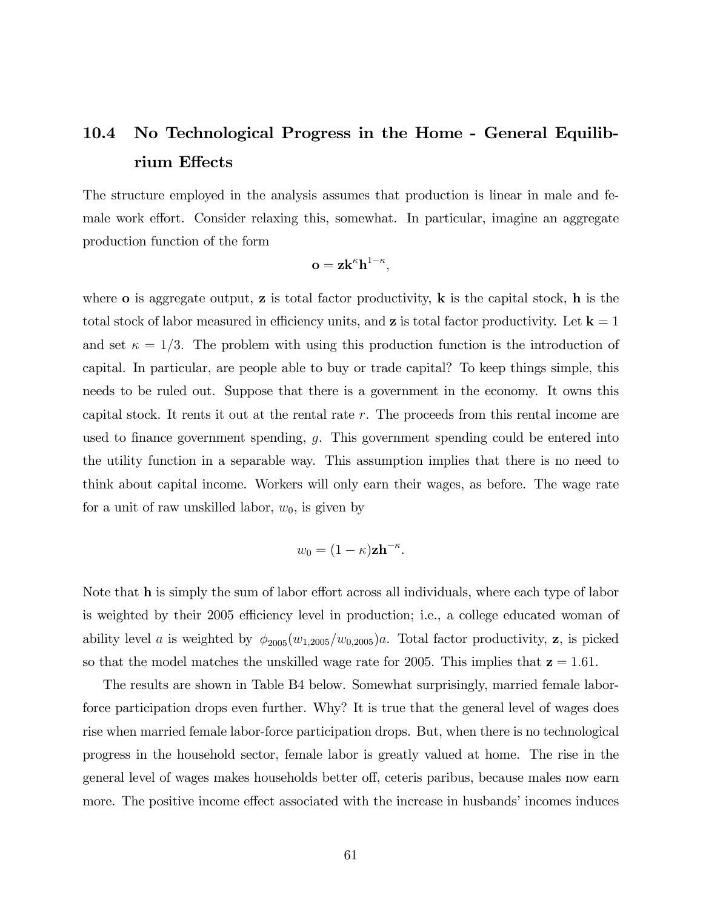## 10.4 No Technological Progress in the Home - General Equilibrium Effects

The structure employed in the analysis assumes that production is linear in male and female work effort. Consider relaxing this, somewhat. In particular, imagine an aggregate production function of the form

$$\mathbf{o} = \mathbf{z}\mathbf{k}^{\kappa}\mathbf{h}^{1-\kappa},$$

where $\mathbf{o}$ is aggregate output, $\mathbf{z}$ is total factor productivity, $\mathbf{k}$ is the capital stock, $\mathbf{h}$ is the total stock of labor measured in efficiency units, and $\mathbf{z}$ is total factor productivity. Let $\mathbf{k} = 1$ and set $\kappa = 1/3$. The problem with using this production function is the introduction of capital. In particular, are people able to buy or trade capital? To keep things simple, this needs to be ruled out. Suppose that there is a government in the economy. It owns this capital stock. It rents it out at the rental rate $r$. The proceeds from this rental income are used to finance government spending, $g$. This government spending could be entered into the utility function in a separable way. This assumption implies that there is no need to think about capital income. Workers will only earn their wages, as before. The wage rate for a unit of raw unskilled labor, $w_0$, is given by

$$w_0 = (1 - \kappa)\mathbf{z}\mathbf{h}^{-\kappa}.$$

Note that $\mathbf{h}$ is simply the sum of labor effort across all individuals, where each type of labor is weighted by their 2005 efficiency level in production; i.e., a college educated woman of ability level $a$ is weighted by $\phi_{2005}(w_{1,2005}/w_{0,2005})a$. Total factor productivity, $\mathbf{z}$, is picked so that the model matches the unskilled wage rate for 2005. This implies that $\mathbf{z} = 1.61$.

The results are shown in Table B4 below. Somewhat surprisingly, married female labor-force participation drops even further. Why? It is true that the general level of wages does rise when married female labor-force participation drops. But, when there is no technological progress in the household sector, female labor is greatly valued at home. The rise in the general level of wages makes households better off, ceteris paribus, because males now earn more. The positive income effect associated with the increase in husbands' incomes induces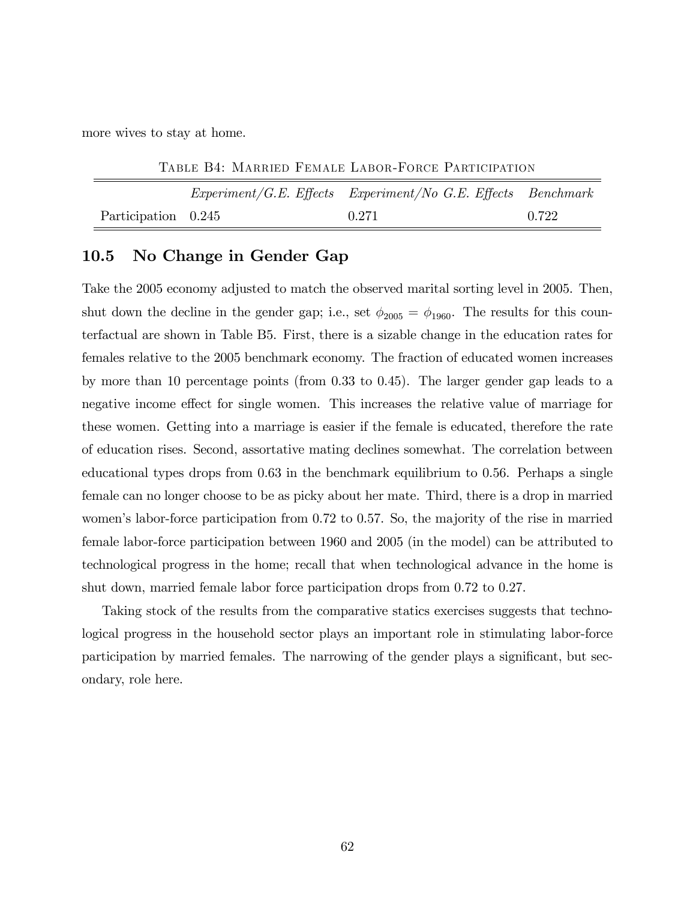more wives to stay at home.

TABLE B4: MARRIED FEMALE LABOR-FORCE PARTICIPATION

| | *Experiment/G.E. Effects* | *Experiment/No G.E. Effects* | *Benchmark* |
|---|---|---|---|
| Participation | 0.245 | 0.271 | 0.722 |

## 10.5 No Change in Gender Gap

Take the 2005 economy adjusted to match the observed marital sorting level in 2005. Then, shut down the decline in the gender gap; i.e., set $\phi_{2005} = \phi_{1960}$. The results for this counterfactual are shown in Table B5. First, there is a sizable change in the education rates for females relative to the 2005 benchmark economy. The fraction of educated women increases by more than 10 percentage points (from 0.33 to 0.45). The larger gender gap leads to a negative income effect for single women. This increases the relative value of marriage for these women. Getting into a marriage is easier if the female is educated, therefore the rate of education rises. Second, assortative mating declines somewhat. The correlation between educational types drops from 0.63 in the benchmark equilibrium to 0.56. Perhaps a single female can no longer choose to be as picky about her mate. Third, there is a drop in married women's labor-force participation from 0.72 to 0.57. So, the majority of the rise in married female labor-force participation between 1960 and 2005 (in the model) can be attributed to technological progress in the home; recall that when technological advance in the home is shut down, married female labor force participation drops from 0.72 to 0.27.

Taking stock of the results from the comparative statics exercises suggests that technological progress in the household sector plays an important role in stimulating labor-force participation by married females. The narrowing of the gender plays a significant, but secondary, role here.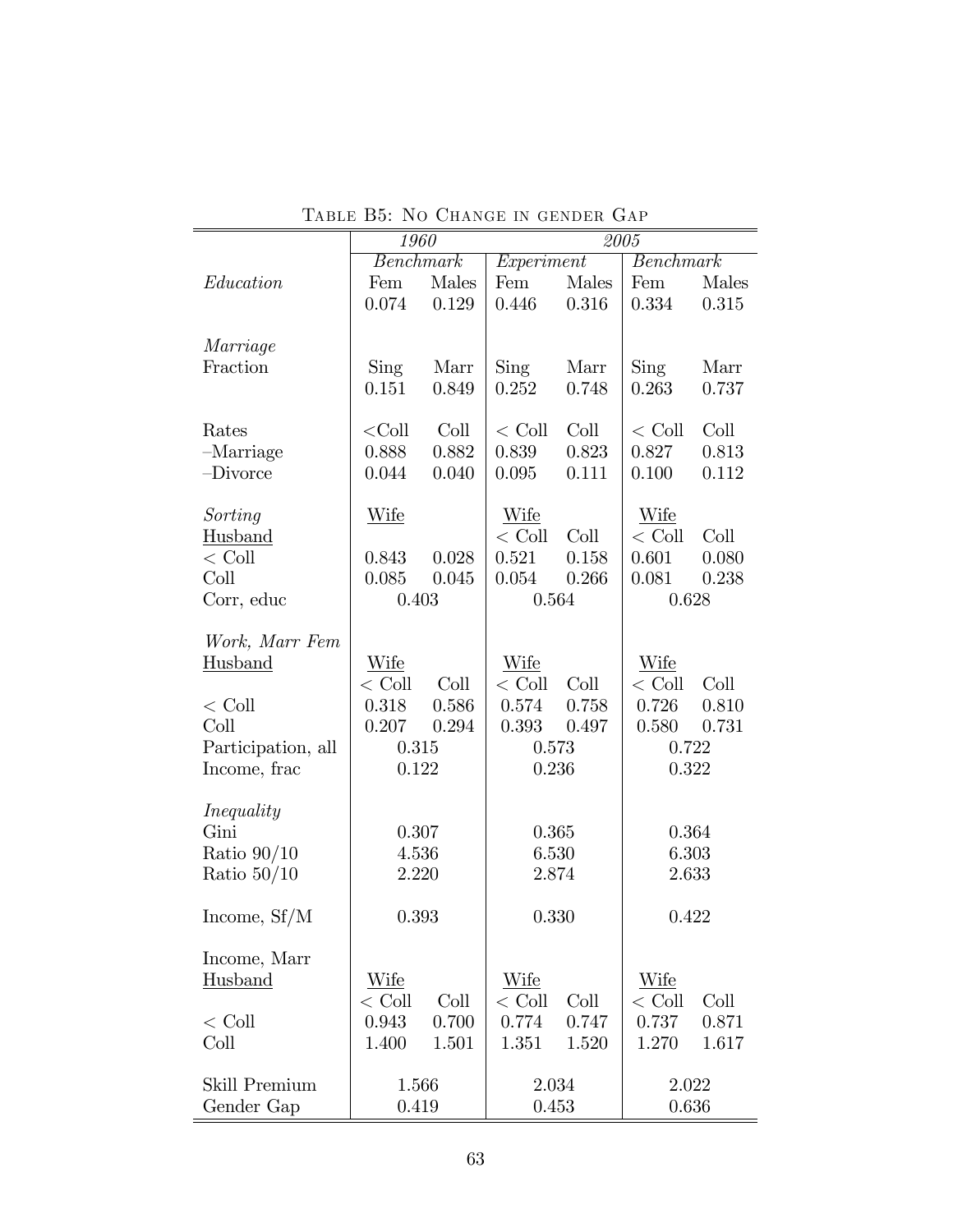Table B5: No Change in gender Gap

| | 1960 | | 2005 | | | |
|---|---|---|---|---|---|---|
| | *Benchmark* | | *Experiment* | | *Benchmark* | |
| *Education* | Fem | Males | Fem | Males | Fem | Males |
| | 0.074 | 0.129 | 0.446 | 0.316 | 0.334 | 0.315 |
| *Marriage* | | | | | | |
| Fraction | Sing | Marr | Sing | Marr | Sing | Marr |
| | 0.151 | 0.849 | 0.252 | 0.748 | 0.263 | 0.737 |
| Rates | <Coll | Coll | < Coll | Coll | < Coll | Coll |
| –Marriage | 0.888 | 0.882 | 0.839 | 0.823 | 0.827 | 0.813 |
| –Divorce | 0.044 | 0.040 | 0.095 | 0.111 | 0.100 | 0.112 |
| *Sorting* | Wife | | Wife | | Wife | |
| Husband | | | < Coll | Coll | < Coll | Coll |
| < Coll | 0.843 | 0.028 | 0.521 | 0.158 | 0.601 | 0.080 |
| Coll | 0.085 | 0.045 | 0.054 | 0.266 | 0.081 | 0.238 |
| Corr, educ | 0.403 | | 0.564 | | 0.628 | |
| *Work, Marr Fem* | | | | | | |
| Husband | Wife | | Wife | | Wife | |
| | < Coll | Coll | < Coll | Coll | < Coll | Coll |
| < Coll | 0.318 | 0.586 | 0.574 | 0.758 | 0.726 | 0.810 |
| Coll | 0.207 | 0.294 | 0.393 | 0.497 | 0.580 | 0.731 |
| Participation, all | 0.315 | | 0.573 | | 0.722 | |
| Income, frac | 0.122 | | 0.236 | | 0.322 | |
| *Inequality* | | | | | | |
| Gini | 0.307 | | 0.365 | | 0.364 | |
| Ratio 90/10 | 4.536 | | 6.530 | | 6.303 | |
| Ratio 50/10 | 2.220 | | 2.874 | | 2.633 | |
| Income, Sf/M | 0.393 | | 0.330 | | 0.422 | |
| Income, Marr | | | | | | |
| Husband | Wife | | Wife | | Wife | |
| | < Coll | Coll | < Coll | Coll | < Coll | Coll |
| < Coll | 0.943 | 0.700 | 0.774 | 0.747 | 0.737 | 0.871 |
| Coll | 1.400 | 1.501 | 1.351 | 1.520 | 1.270 | 1.617 |
| Skill Premium | 1.566 | | 2.034 | | 2.022 | |
| Gender Gap | 0.419 | | 0.453 | | 0.636 | |